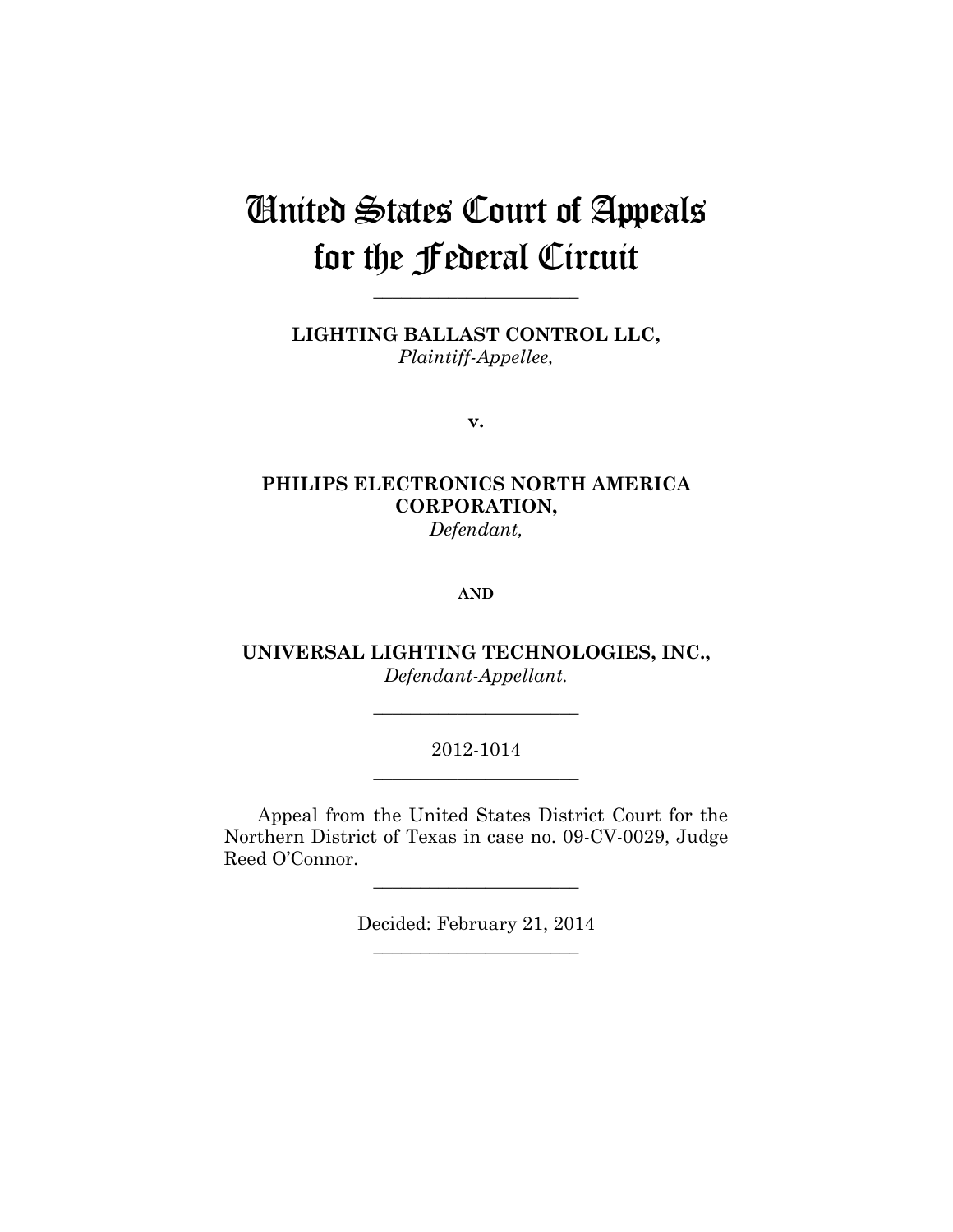# United States Court of Appeals for the Federal Circuit

______________________

**LIGHTING BALLAST CONTROL LLC,**
*Plaintiff-Appellee,*

**v.**

**PHILIPS ELECTRONICS NORTH AMERICA CORPORATION,**
*Defendant,*

**AND**

**UNIVERSAL LIGHTING TECHNOLOGIES, INC.,**
*Defendant-Appellant.*

______________________

2012-1014

______________________

Appeal from the United States District Court for the Northern District of Texas in case no. 09-CV-0029, Judge Reed O'Connor.

______________________

Decided: February 21, 2014

______________________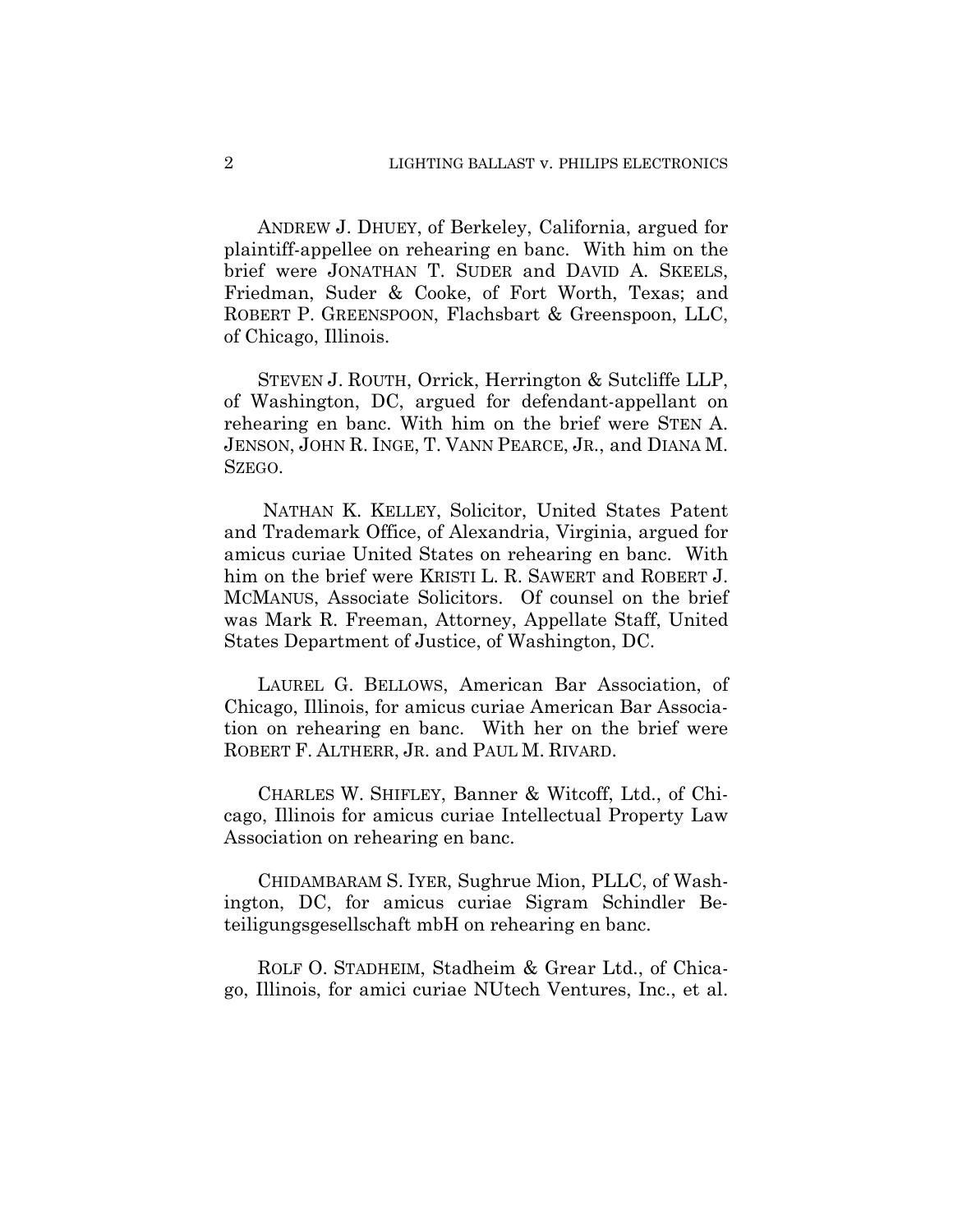ANDREW J. DHUEY, of Berkeley, California, argued for plaintiff-appellee on rehearing en banc. With him on the brief were JONATHAN T. SUDER and DAVID A. SKEELS, Friedman, Suder & Cooke, of Fort Worth, Texas; and ROBERT P. GREENSPOON, Flachsbart & Greenspoon, LLC, of Chicago, Illinois.

STEVEN J. ROUTH, Orrick, Herrington & Sutcliffe LLP, of Washington, DC, argued for defendant-appellant on rehearing en banc. With him on the brief were STEN A. JENSON, JOHN R. INGE, T. VANN PEARCE, JR., and DIANA M. SZEGO.

NATHAN K. KELLEY, Solicitor, United States Patent and Trademark Office, of Alexandria, Virginia, argued for amicus curiae United States on rehearing en banc. With him on the brief were KRISTI L. R. SAWERT and ROBERT J. MCMANUS, Associate Solicitors. Of counsel on the brief was Mark R. Freeman, Attorney, Appellate Staff, United States Department of Justice, of Washington, DC.

LAUREL G. BELLOWS, American Bar Association, of Chicago, Illinois, for amicus curiae American Bar Association on rehearing en banc. With her on the brief were ROBERT F. ALTHERR, JR. and PAUL M. RIVARD.

CHARLES W. SHIFLEY, Banner & Witcoff, Ltd., of Chicago, Illinois for amicus curiae Intellectual Property Law Association on rehearing en banc.

CHIDAMBARAM S. IYER, Sughrue Mion, PLLC, of Washington, DC, for amicus curiae Sigram Schindler Beteiligungsgesellschaft mbH on rehearing en banc.

ROLF O. STADHEIM, Stadheim & Grear Ltd., of Chicago, Illinois, for amici curiae NUtech Ventures, Inc., et al.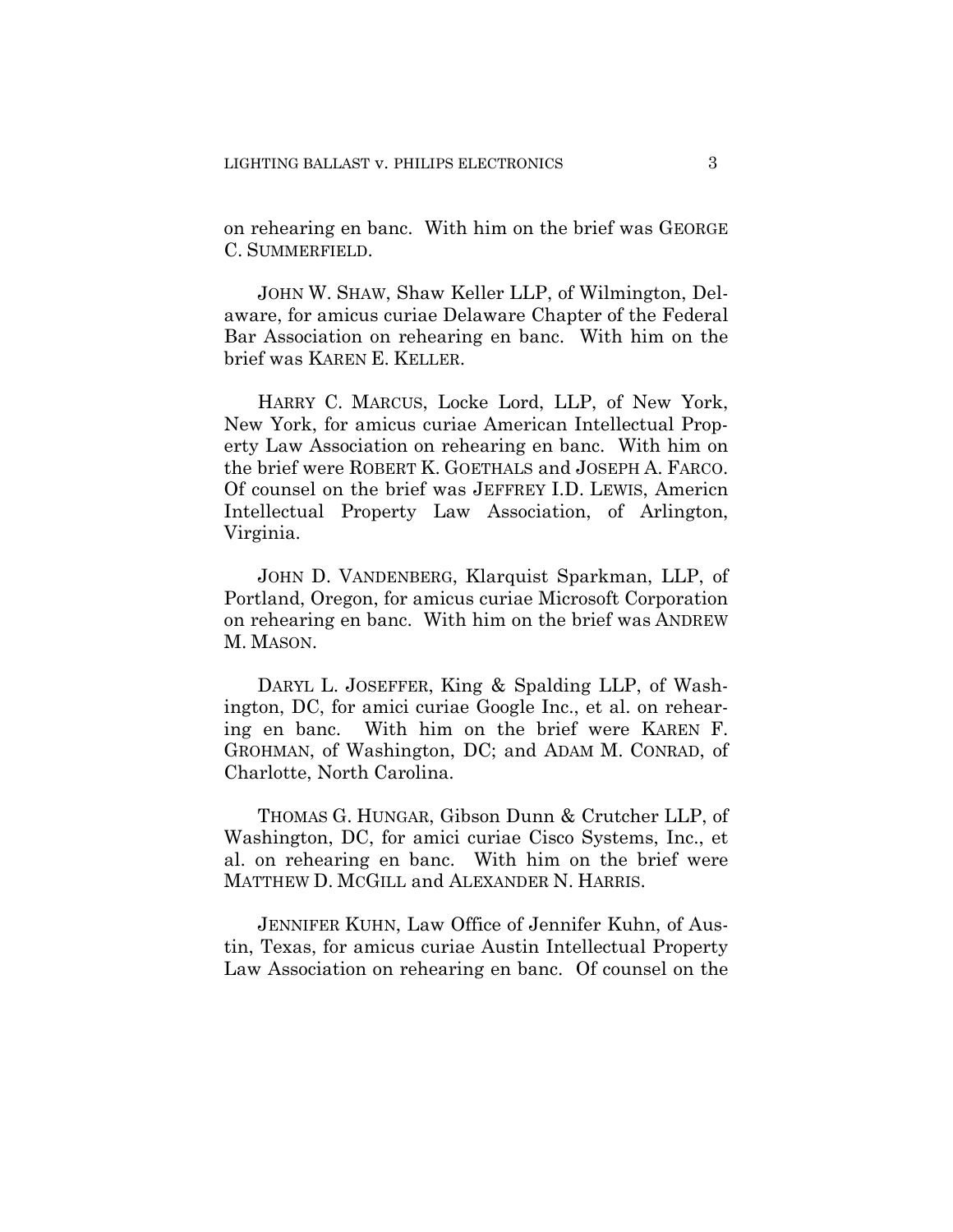on rehearing en banc. With him on the brief was GEORGE C. SUMMERFIELD.

JOHN W. SHAW, Shaw Keller LLP, of Wilmington, Delaware, for amicus curiae Delaware Chapter of the Federal Bar Association on rehearing en banc. With him on the brief was KAREN E. KELLER.

HARRY C. MARCUS, Locke Lord, LLP, of New York, New York, for amicus curiae American Intellectual Property Law Association on rehearing en banc. With him on the brief were ROBERT K. GOETHALS and JOSEPH A. FARCO. Of counsel on the brief was JEFFREY I.D. LEWIS, Americn Intellectual Property Law Association, of Arlington, Virginia.

JOHN D. VANDENBERG, Klarquist Sparkman, LLP, of Portland, Oregon, for amicus curiae Microsoft Corporation on rehearing en banc. With him on the brief was ANDREW M. MASON.

DARYL L. JOSEFFER, King & Spalding LLP, of Washington, DC, for amici curiae Google Inc., et al. on rehearing en banc. With him on the brief were KAREN F. GROHMAN, of Washington, DC; and ADAM M. CONRAD, of Charlotte, North Carolina.

THOMAS G. HUNGAR, Gibson Dunn & Crutcher LLP, of Washington, DC, for amici curiae Cisco Systems, Inc., et al. on rehearing en banc. With him on the brief were MATTHEW D. MCGILL and ALEXANDER N. HARRIS.

JENNIFER KUHN, Law Office of Jennifer Kuhn, of Austin, Texas, for amicus curiae Austin Intellectual Property Law Association on rehearing en banc. Of counsel on the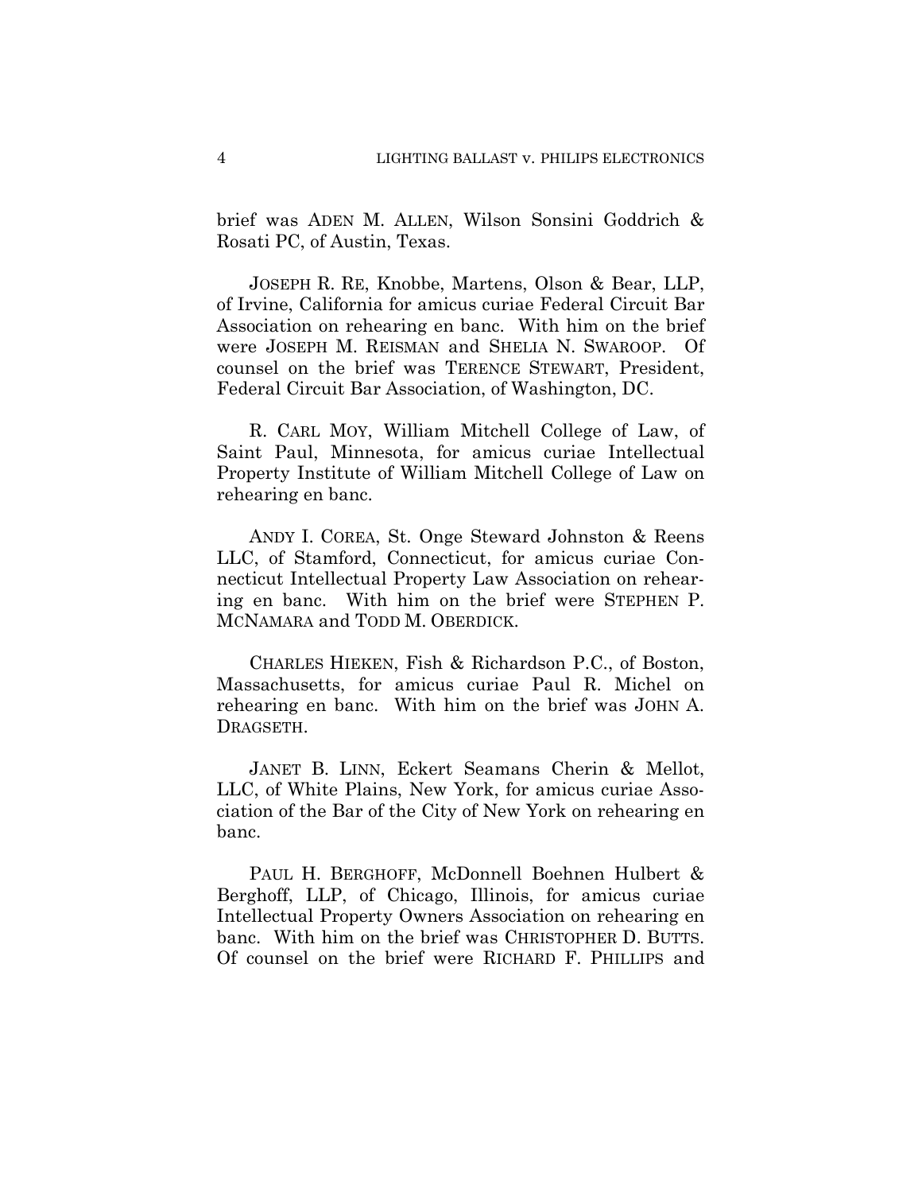brief was ADEN M. ALLEN, Wilson Sonsini Goddrich & Rosati PC, of Austin, Texas.

JOSEPH R. RE, Knobbe, Martens, Olson & Bear, LLP, of Irvine, California for amicus curiae Federal Circuit Bar Association on rehearing en banc. With him on the brief were JOSEPH M. REISMAN and SHELIA N. SWAROOP. Of counsel on the brief was TERENCE STEWART, President, Federal Circuit Bar Association, of Washington, DC.

R. CARL MOY, William Mitchell College of Law, of Saint Paul, Minnesota, for amicus curiae Intellectual Property Institute of William Mitchell College of Law on rehearing en banc.

ANDY I. COREA, St. Onge Steward Johnston & Reens LLC, of Stamford, Connecticut, for amicus curiae Connecticut Intellectual Property Law Association on rehearing en banc. With him on the brief were STEPHEN P. MCNAMARA and TODD M. OBERDICK.

CHARLES HIEKEN, Fish & Richardson P.C., of Boston, Massachusetts, for amicus curiae Paul R. Michel on rehearing en banc. With him on the brief was JOHN A. DRAGSETH.

JANET B. LINN, Eckert Seamans Cherin & Mellot, LLC, of White Plains, New York, for amicus curiae Association of the Bar of the City of New York on rehearing en banc.

PAUL H. BERGHOFF, McDonnell Boehnen Hulbert & Berghoff, LLP, of Chicago, Illinois, for amicus curiae Intellectual Property Owners Association on rehearing en banc. With him on the brief was CHRISTOPHER D. BUTTS. Of counsel on the brief were RICHARD F. PHILLIPS and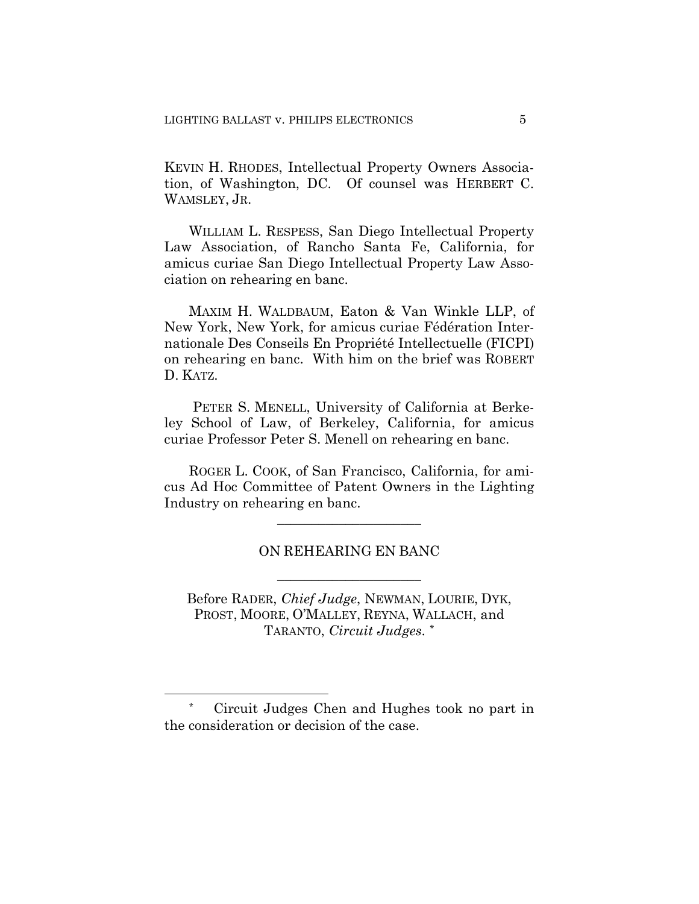KEVIN H. RHODES, Intellectual Property Owners Association, of Washington, DC. Of counsel was HERBERT C. WAMSLEY, JR.

WILLIAM L. RESPESS, San Diego Intellectual Property Law Association, of Rancho Santa Fe, California, for amicus curiae San Diego Intellectual Property Law Association on rehearing en banc.

MAXIM H. WALDBAUM, Eaton & Van Winkle LLP, of New York, New York, for amicus curiae Fédération Internationale Des Conseils En Propriété Intellectuelle (FICPI) on rehearing en banc. With him on the brief was ROBERT D. KATZ.

PETER S. MENELL, University of California at Berkeley School of Law, of Berkeley, California, for amicus curiae Professor Peter S. Menell on rehearing en banc.

ROGER L. COOK, of San Francisco, California, for amicus Ad Hoc Committee of Patent Owners in the Lighting Industry on rehearing en banc.

---

ON REHEARING EN BANC

---

Before RADER, *Chief Judge*, NEWMAN, LOURIE, DYK, PROST, MOORE, O'MALLEY, REYNA, WALLACH, and TARANTO, *Circuit Judges*. *

---

\* Circuit Judges Chen and Hughes took no part in the consideration or decision of the case.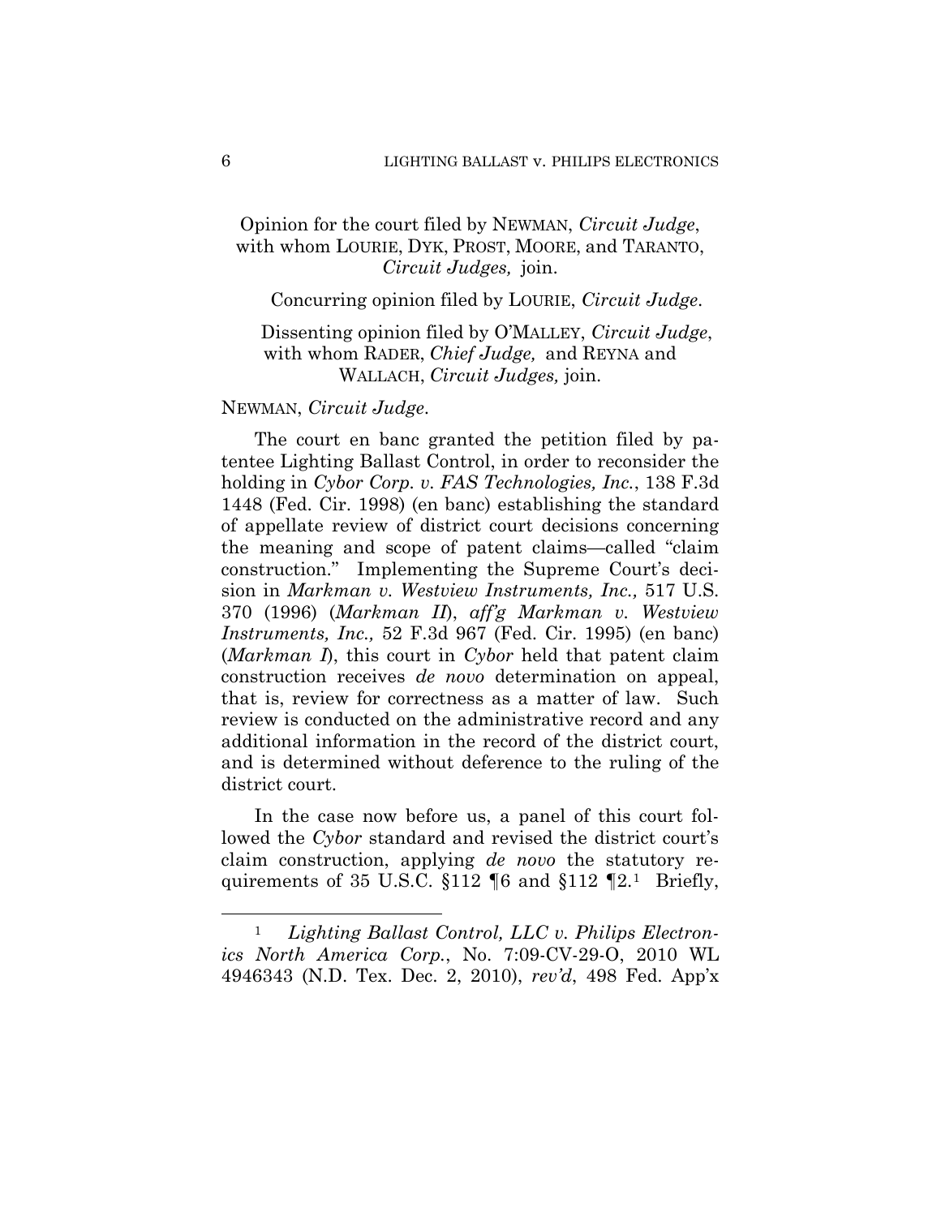Opinion for the court filed by NEWMAN, *Circuit Judge*, with whom LOURIE, DYK, PROST, MOORE, and TARANTO, *Circuit Judges,* join.

Concurring opinion filed by LOURIE, *Circuit Judge*.

Dissenting opinion filed by O'MALLEY, *Circuit Judge*, with whom RADER, *Chief Judge,* and REYNA and WALLACH, *Circuit Judges,* join.

NEWMAN, *Circuit Judge*.

The court en banc granted the petition filed by patentee Lighting Ballast Control, in order to reconsider the holding in *Cybor Corp. v. FAS Technologies, Inc.*, 138 F.3d 1448 (Fed. Cir. 1998) (en banc) establishing the standard of appellate review of district court decisions concerning the meaning and scope of patent claims—called "claim construction." Implementing the Supreme Court's decision in *Markman v. Westview Instruments, Inc.,* 517 U.S. 370 (1996) (*Markman II*), *aff'g Markman v. Westview Instruments, Inc.,* 52 F.3d 967 (Fed. Cir. 1995) (en banc) (*Markman I*), this court in *Cybor* held that patent claim construction receives *de novo* determination on appeal, that is, review for correctness as a matter of law. Such review is conducted on the administrative record and any additional information in the record of the district court, and is determined without deference to the ruling of the district court.

In the case now before us, a panel of this court followed the *Cybor* standard and revised the district court's claim construction, applying *de novo* the statutory requirements of 35 U.S.C. §112 ¶6 and §112 ¶2.[1] Briefly,

[1] *Lighting Ballast Control, LLC v. Philips Electronics North America Corp.*, No. 7:09-CV-29-O, 2010 WL 4946343 (N.D. Tex. Dec. 2, 2010), *rev'd*, 498 Fed. App'x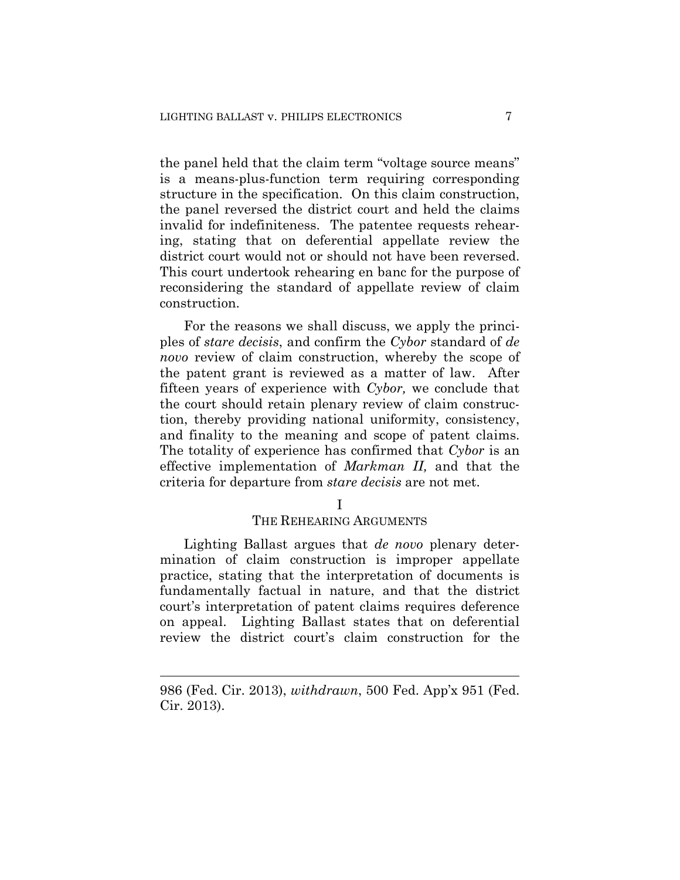the panel held that the claim term "voltage source means" is a means-plus-function term requiring corresponding structure in the specification. On this claim construction, the panel reversed the district court and held the claims invalid for indefiniteness. The patentee requests rehearing, stating that on deferential appellate review the district court would not or should not have been reversed. This court undertook rehearing en banc for the purpose of reconsidering the standard of appellate review of claim construction.

For the reasons we shall discuss, we apply the principles of *stare decisis*, and confirm the *Cybor* standard of *de novo* review of claim construction, whereby the scope of the patent grant is reviewed as a matter of law. After fifteen years of experience with *Cybor,* we conclude that the court should retain plenary review of claim construction, thereby providing national uniformity, consistency, and finality to the meaning and scope of patent claims. The totality of experience has confirmed that *Cybor* is an effective implementation of *Markman II,* and that the criteria for departure from *stare decisis* are not met.

## I
## THE REHEARING ARGUMENTS

Lighting Ballast argues that *de novo* plenary determination of claim construction is improper appellate practice, stating that the interpretation of documents is fundamentally factual in nature, and that the district court's interpretation of patent claims requires deference on appeal. Lighting Ballast states that on deferential review the district court's claim construction for the

---

986 (Fed. Cir. 2013), *withdrawn*, 500 Fed. App'x 951 (Fed. Cir. 2013).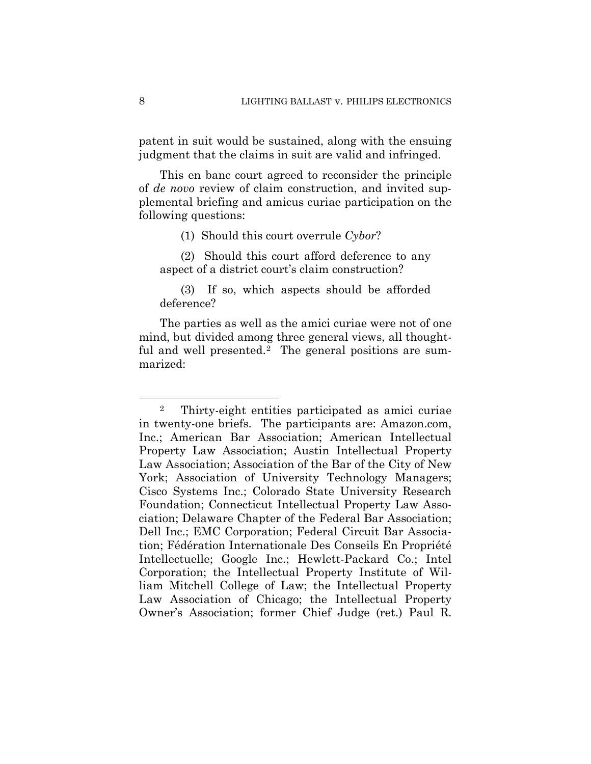patent in suit would be sustained, along with the ensuing judgment that the claims in suit are valid and infringed.

This en banc court agreed to reconsider the principle of *de novo* review of claim construction, and invited supplemental briefing and amicus curiae participation on the following questions:

(1) Should this court overrule *Cybor*?

(2) Should this court afford deference to any aspect of a district court's claim construction?

(3) If so, which aspects should be afforded deference?

The parties as well as the amici curiae were not of one mind, but divided among three general views, all thoughtful and well presented.[2] The general positions are summarized:

---

[2] Thirty-eight entities participated as amici curiae in twenty-one briefs. The participants are: Amazon.com, Inc.; American Bar Association; American Intellectual Property Law Association; Austin Intellectual Property Law Association; Association of the Bar of the City of New York; Association of University Technology Managers; Cisco Systems Inc.; Colorado State University Research Foundation; Connecticut Intellectual Property Law Association; Delaware Chapter of the Federal Bar Association; Dell Inc.; EMC Corporation; Federal Circuit Bar Association; Fédération Internationale Des Conseils En Propriété Intellectuelle; Google Inc.; Hewlett-Packard Co.; Intel Corporation; the Intellectual Property Institute of William Mitchell College of Law; the Intellectual Property Law Association of Chicago; the Intellectual Property Owner's Association; former Chief Judge (ret.) Paul R.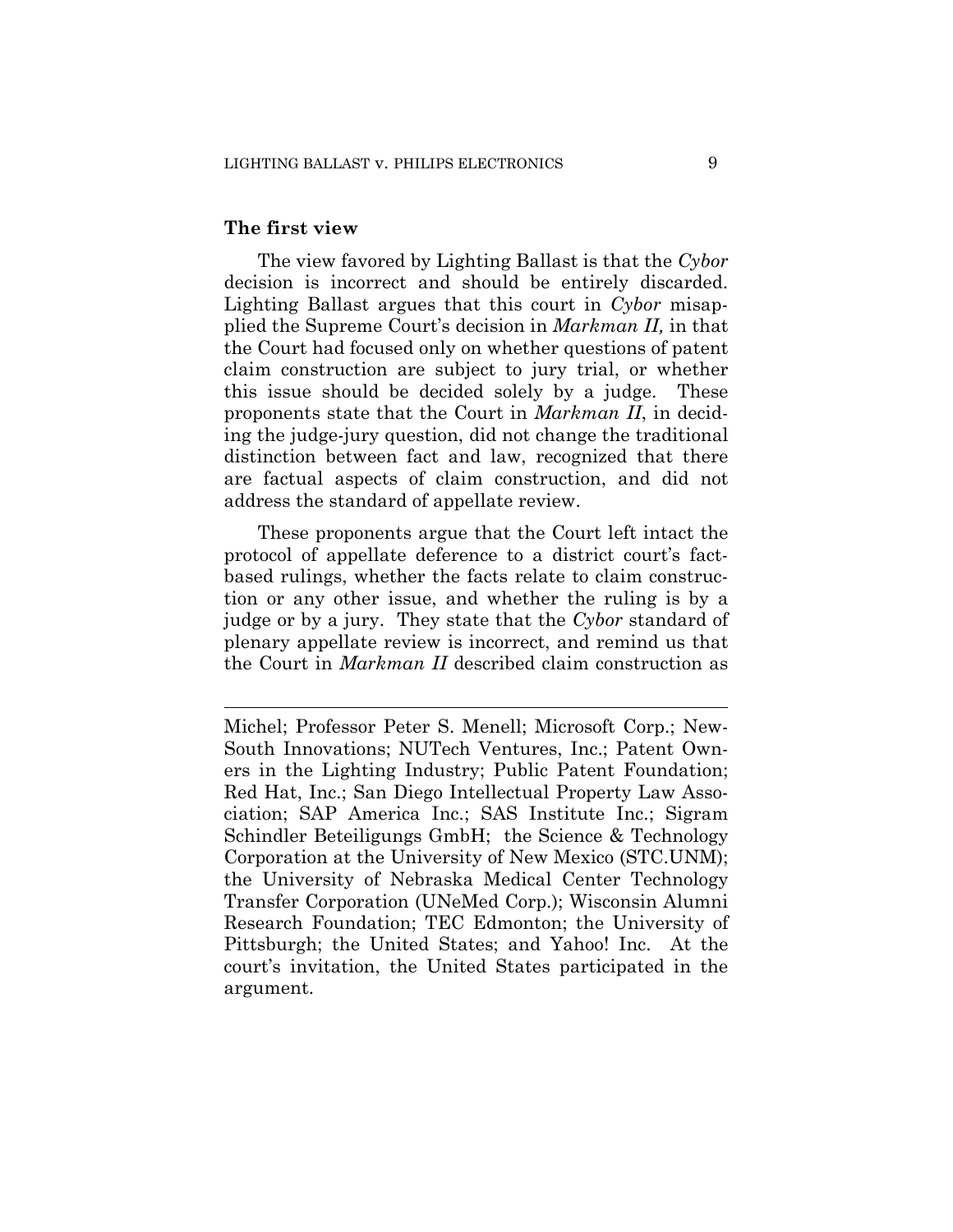**The first view**

The view favored by Lighting Ballast is that the *Cybor* decision is incorrect and should be entirely discarded. Lighting Ballast argues that this court in *Cybor* misapplied the Supreme Court's decision in *Markman II,* in that the Court had focused only on whether questions of patent claim construction are subject to jury trial, or whether this issue should be decided solely by a judge. These proponents state that the Court in *Markman II*, in deciding the judge-jury question, did not change the traditional distinction between fact and law, recognized that there are factual aspects of claim construction, and did not address the standard of appellate review.

These proponents argue that the Court left intact the protocol of appellate deference to a district court's fact-based rulings, whether the facts relate to claim construction or any other issue, and whether the ruling is by a judge or by a jury. They state that the *Cybor* standard of plenary appellate review is incorrect, and remind us that the Court in *Markman II* described claim construction as

---

Michel; Professor Peter S. Menell; Microsoft Corp.; New-South Innovations; NUTech Ventures, Inc.; Patent Owners in the Lighting Industry; Public Patent Foundation; Red Hat, Inc.; San Diego Intellectual Property Law Association; SAP America Inc.; SAS Institute Inc.; Sigram Schindler Beteiligungs GmbH; the Science & Technology Corporation at the University of New Mexico (STC.UNM); the University of Nebraska Medical Center Technology Transfer Corporation (UNeMed Corp.); Wisconsin Alumni Research Foundation; TEC Edmonton; the University of Pittsburgh; the United States; and Yahoo! Inc. At the court's invitation, the United States participated in the argument.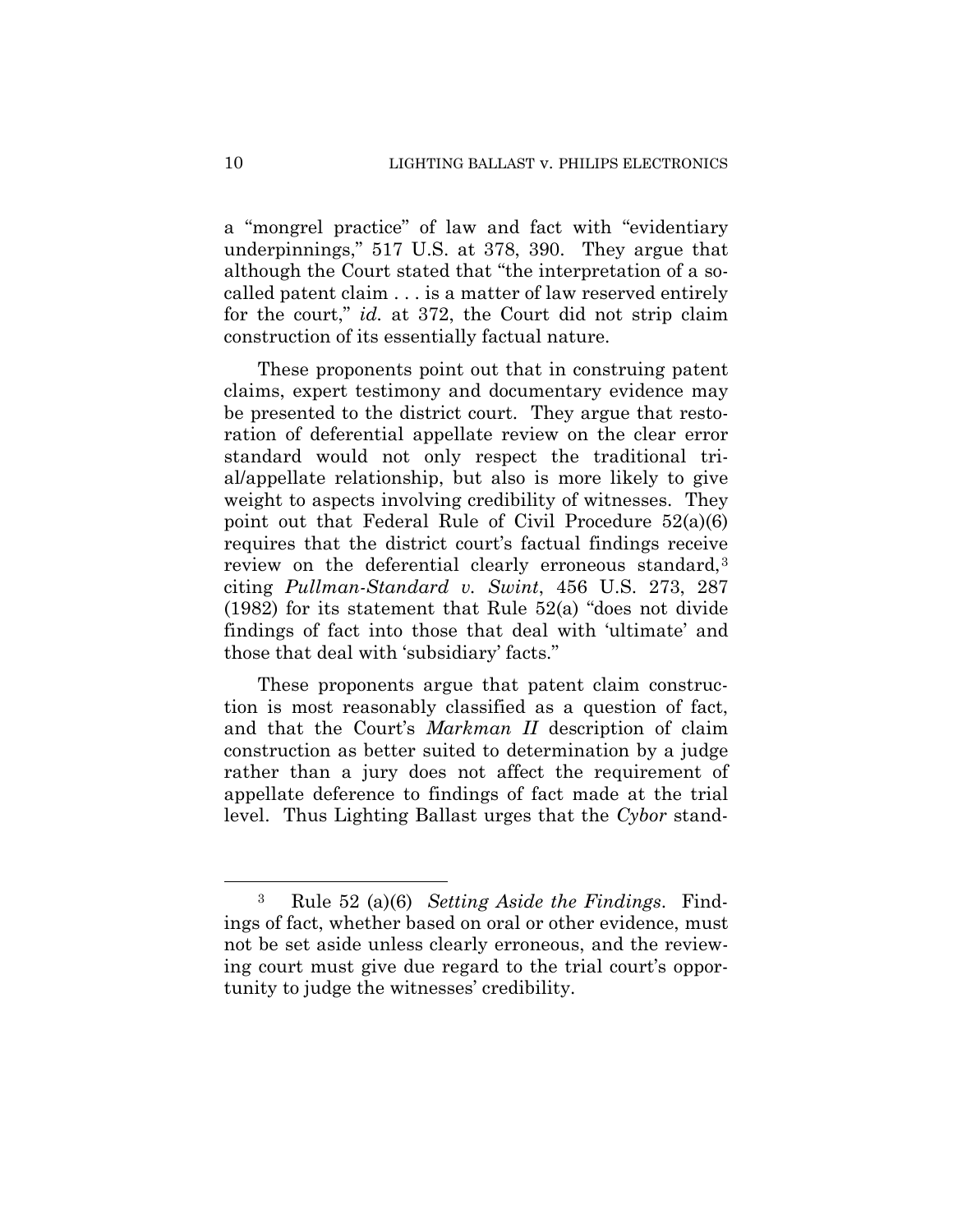a "mongrel practice" of law and fact with "evidentiary underpinnings," 517 U.S. at 378, 390. They argue that although the Court stated that "the interpretation of a so-called patent claim . . . is a matter of law reserved entirely for the court," *id.* at 372, the Court did not strip claim construction of its essentially factual nature.

These proponents point out that in construing patent claims, expert testimony and documentary evidence may be presented to the district court. They argue that restoration of deferential appellate review on the clear error standard would not only respect the traditional trial/appellate relationship, but also is more likely to give weight to aspects involving credibility of witnesses. They point out that Federal Rule of Civil Procedure 52(a)(6) requires that the district court's factual findings receive review on the deferential clearly erroneous standard,[3] citing *Pullman-Standard v. Swint*, 456 U.S. 273, 287 (1982) for its statement that Rule 52(a) "does not divide findings of fact into those that deal with 'ultimate' and those that deal with 'subsidiary' facts."

These proponents argue that patent claim construction is most reasonably classified as a question of fact, and that the Court's *Markman II* description of claim construction as better suited to determination by a judge rather than a jury does not affect the requirement of appellate deference to findings of fact made at the trial level. Thus Lighting Ballast urges that the *Cybor* stand-

---

[3] Rule 52 (a)(6) *Setting Aside the Findings*. Findings of fact, whether based on oral or other evidence, must not be set aside unless clearly erroneous, and the reviewing court must give due regard to the trial court's opportunity to judge the witnesses' credibility.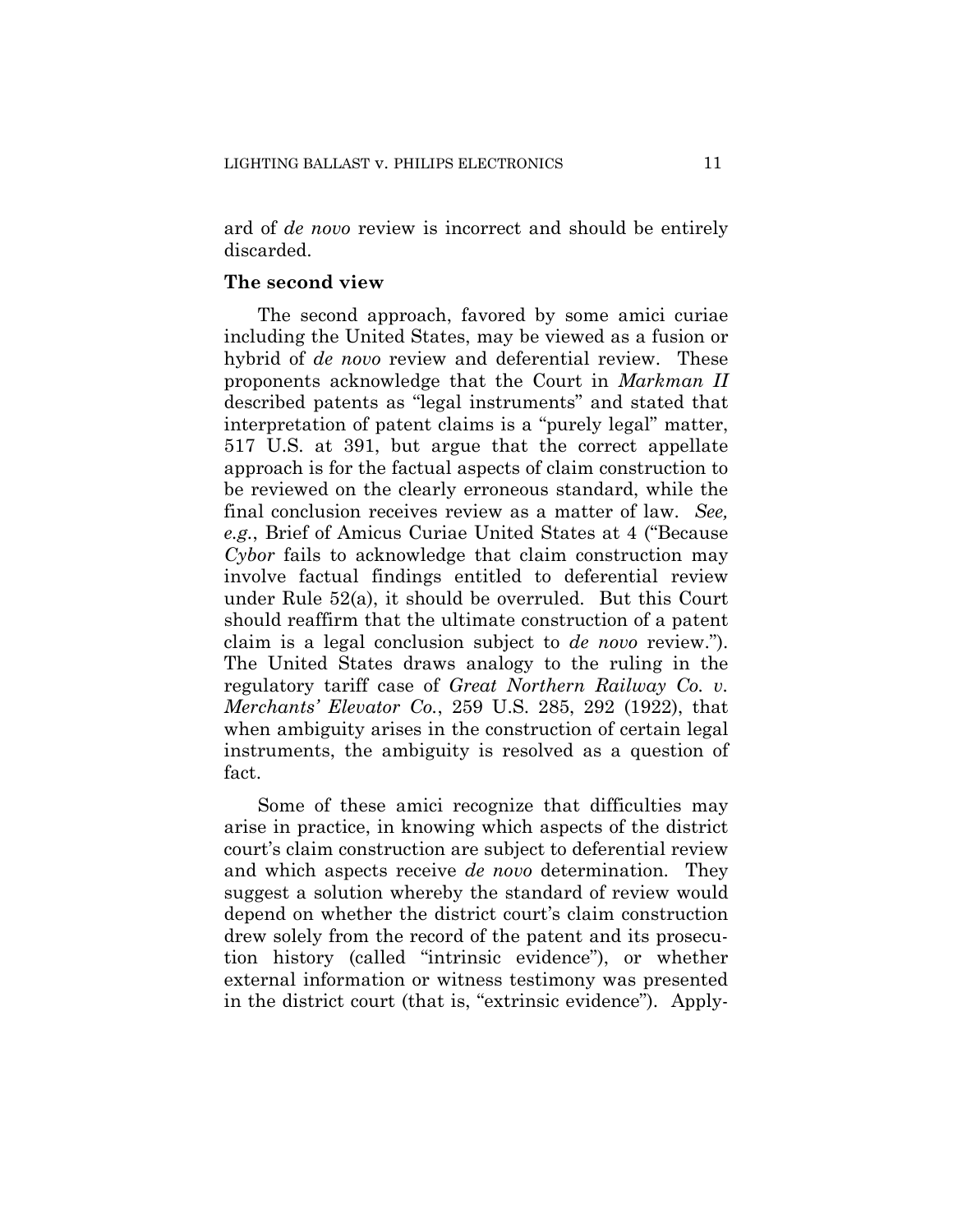ard of *de novo* review is incorrect and should be entirely discarded.

**The second view**

The second approach, favored by some amici curiae including the United States, may be viewed as a fusion or hybrid of *de novo* review and deferential review. These proponents acknowledge that the Court in *Markman II* described patents as "legal instruments" and stated that interpretation of patent claims is a "purely legal" matter, 517 U.S. at 391, but argue that the correct appellate approach is for the factual aspects of claim construction to be reviewed on the clearly erroneous standard, while the final conclusion receives review as a matter of law. *See, e.g.*, Brief of Amicus Curiae United States at 4 ("Because *Cybor* fails to acknowledge that claim construction may involve factual findings entitled to deferential review under Rule 52(a), it should be overruled. But this Court should reaffirm that the ultimate construction of a patent claim is a legal conclusion subject to *de novo* review."). The United States draws analogy to the ruling in the regulatory tariff case of *Great Northern Railway Co. v. Merchants' Elevator Co.*, 259 U.S. 285, 292 (1922), that when ambiguity arises in the construction of certain legal instruments, the ambiguity is resolved as a question of fact.

Some of these amici recognize that difficulties may arise in practice, in knowing which aspects of the district court's claim construction are subject to deferential review and which aspects receive *de novo* determination. They suggest a solution whereby the standard of review would depend on whether the district court's claim construction drew solely from the record of the patent and its prosecution history (called "intrinsic evidence"), or whether external information or witness testimony was presented in the district court (that is, "extrinsic evidence"). Apply-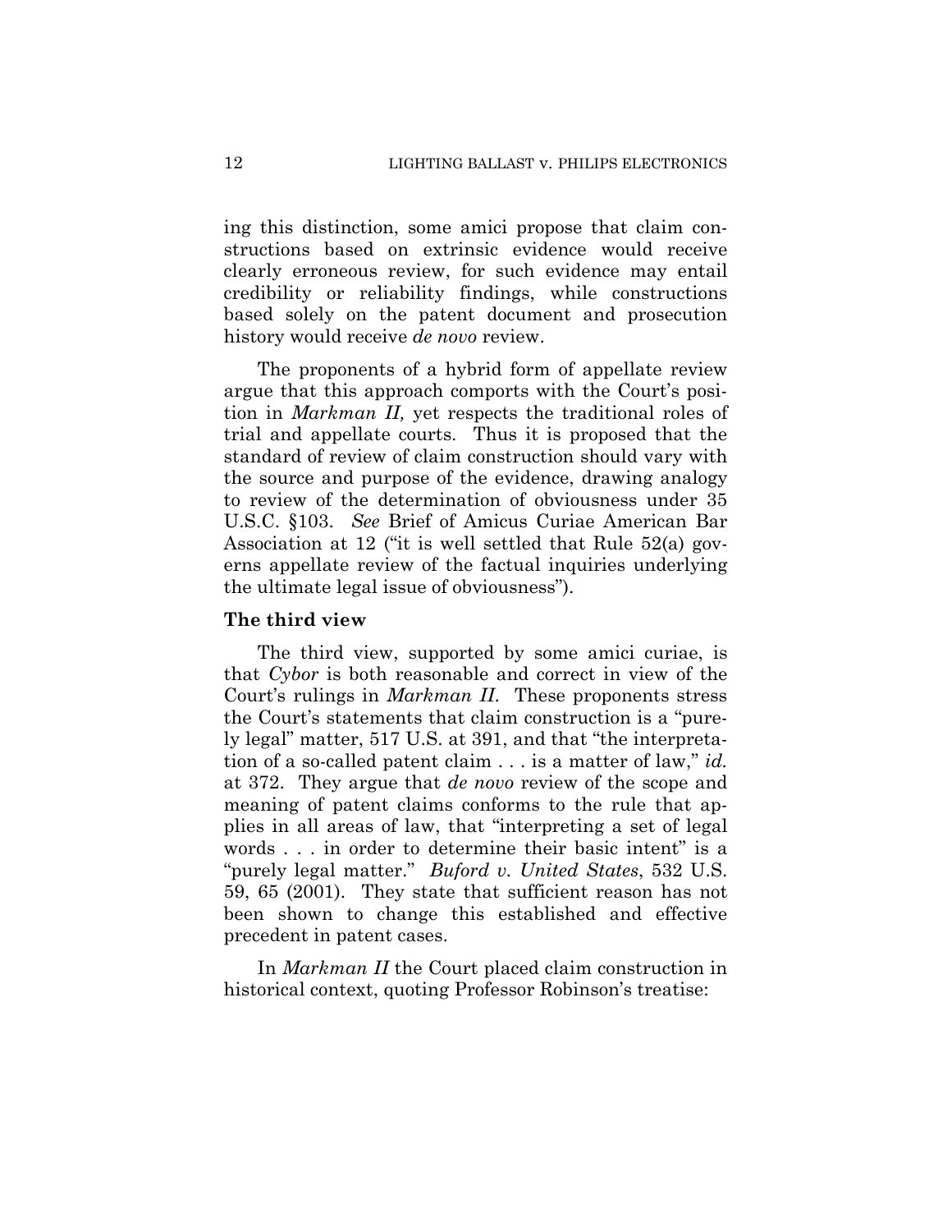ing this distinction, some amici propose that claim constructions based on extrinsic evidence would receive clearly erroneous review, for such evidence may entail credibility or reliability findings, while constructions based solely on the patent document and prosecution history would receive *de novo* review.

The proponents of a hybrid form of appellate review argue that this approach comports with the Court's position in *Markman II,* yet respects the traditional roles of trial and appellate courts. Thus it is proposed that the standard of review of claim construction should vary with the source and purpose of the evidence, drawing analogy to review of the determination of obviousness under 35 U.S.C. §103. *See* Brief of Amicus Curiae American Bar Association at 12 ("it is well settled that Rule 52(a) governs appellate review of the factual inquiries underlying the ultimate legal issue of obviousness").

**The third view**

The third view, supported by some amici curiae, is that *Cybor* is both reasonable and correct in view of the Court's rulings in *Markman II.* These proponents stress the Court's statements that claim construction is a "purely legal" matter, 517 U.S. at 391, and that "the interpretation of a so-called patent claim . . . is a matter of law," *id.* at 372. They argue that *de novo* review of the scope and meaning of patent claims conforms to the rule that applies in all areas of law, that "interpreting a set of legal words . . . in order to determine their basic intent" is a "purely legal matter." *Buford v. United States*, 532 U.S. 59, 65 (2001). They state that sufficient reason has not been shown to change this established and effective precedent in patent cases.

In *Markman II* the Court placed claim construction in historical context, quoting Professor Robinson's treatise: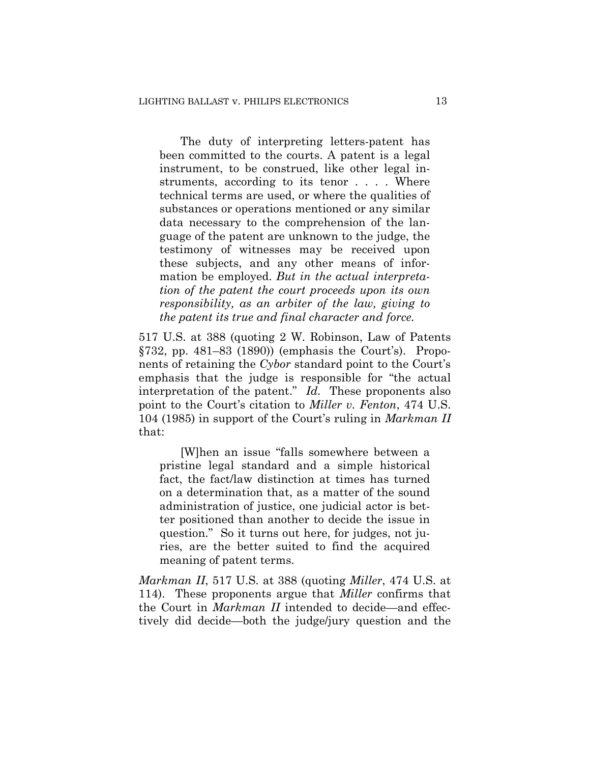> The duty of interpreting letters-patent has been committed to the courts. A patent is a legal instrument, to be construed, like other legal instruments, according to its tenor . . . . Where technical terms are used, or where the qualities of substances or operations mentioned or any similar data necessary to the comprehension of the language of the patent are unknown to the judge, the testimony of witnesses may be received upon these subjects, and any other means of information be employed. *But in the actual interpretation of the patent the court proceeds upon its own responsibility, as an arbiter of the law, giving to the patent its true and final character and force.*

517 U.S. at 388 (quoting 2 W. Robinson, Law of Patents §732, pp. 481–83 (1890)) (emphasis the Court's). Proponents of retaining the *Cybor* standard point to the Court's emphasis that the judge is responsible for "the actual interpretation of the patent." *Id.* These proponents also point to the Court's citation to *Miller v. Fenton*, 474 U.S. 104 (1985) in support of the Court's ruling in *Markman II* that:

> [W]hen an issue "falls somewhere between a pristine legal standard and a simple historical fact, the fact/law distinction at times has turned on a determination that, as a matter of the sound administration of justice, one judicial actor is better positioned than another to decide the issue in question." So it turns out here, for judges, not juries, are the better suited to find the acquired meaning of patent terms.

*Markman II*, 517 U.S. at 388 (quoting *Miller*, 474 U.S. at 114). These proponents argue that *Miller* confirms that the Court in *Markman II* intended to decide—and effectively did decide—both the judge/jury question and the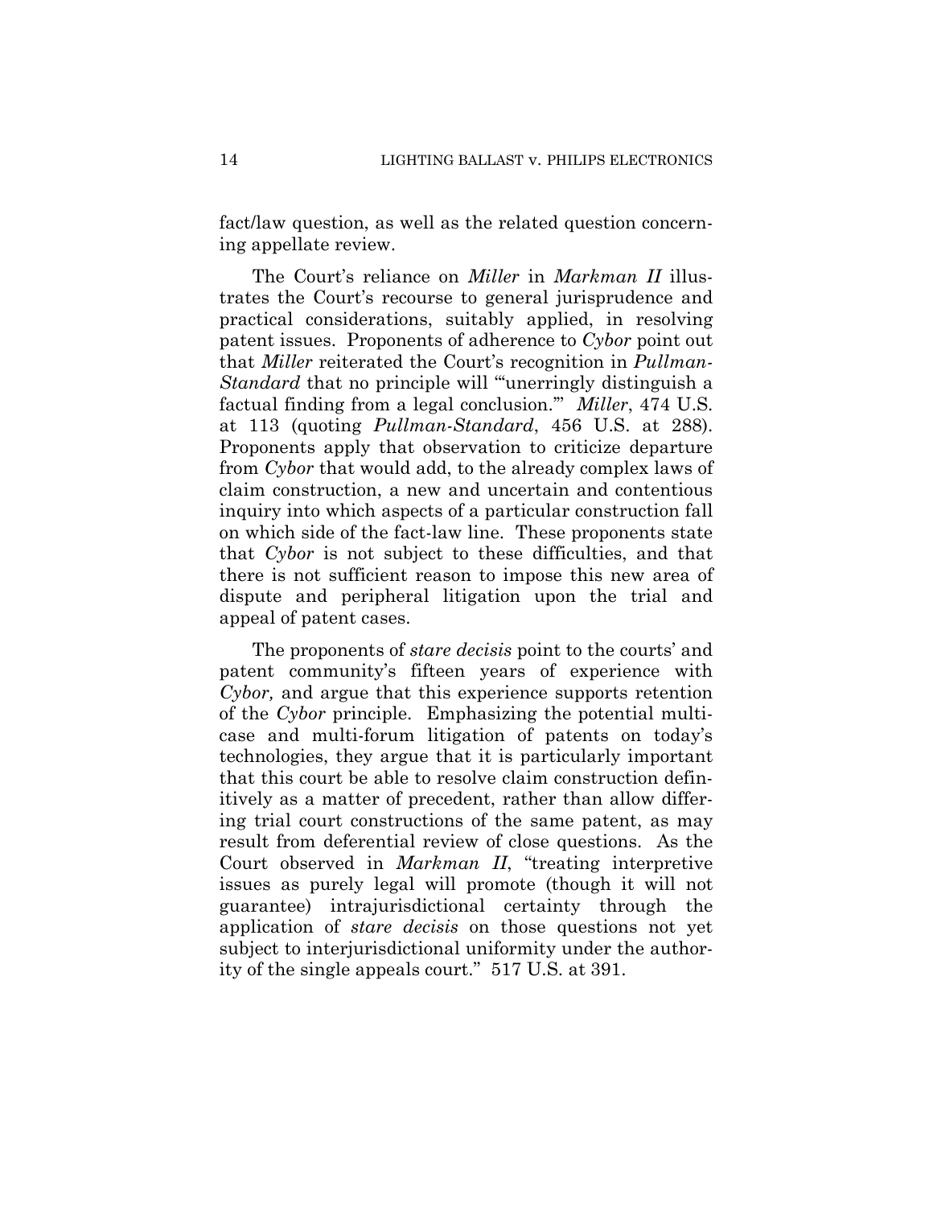fact/law question, as well as the related question concerning appellate review.

The Court's reliance on *Miller* in *Markman II* illustrates the Court's recourse to general jurisprudence and practical considerations, suitably applied, in resolving patent issues. Proponents of adherence to *Cybor* point out that *Miller* reiterated the Court's recognition in *Pullman-Standard* that no principle will "'unerringly distinguish a factual finding from a legal conclusion.'" *Miller*, 474 U.S. at 113 (quoting *Pullman-Standard*, 456 U.S. at 288). Proponents apply that observation to criticize departure from *Cybor* that would add, to the already complex laws of claim construction, a new and uncertain and contentious inquiry into which aspects of a particular construction fall on which side of the fact-law line. These proponents state that *Cybor* is not subject to these difficulties, and that there is not sufficient reason to impose this new area of dispute and peripheral litigation upon the trial and appeal of patent cases.

The proponents of *stare decisis* point to the courts' and patent community's fifteen years of experience with *Cybor,* and argue that this experience supports retention of the *Cybor* principle. Emphasizing the potential multi-case and multi-forum litigation of patents on today's technologies, they argue that it is particularly important that this court be able to resolve claim construction definitively as a matter of precedent, rather than allow differing trial court constructions of the same patent, as may result from deferential review of close questions. As the Court observed in *Markman II*, "treating interpretive issues as purely legal will promote (though it will not guarantee) intrajurisdictional certainty through the application of *stare decisis* on those questions not yet subject to interjurisdictional uniformity under the authority of the single appeals court." 517 U.S. at 391.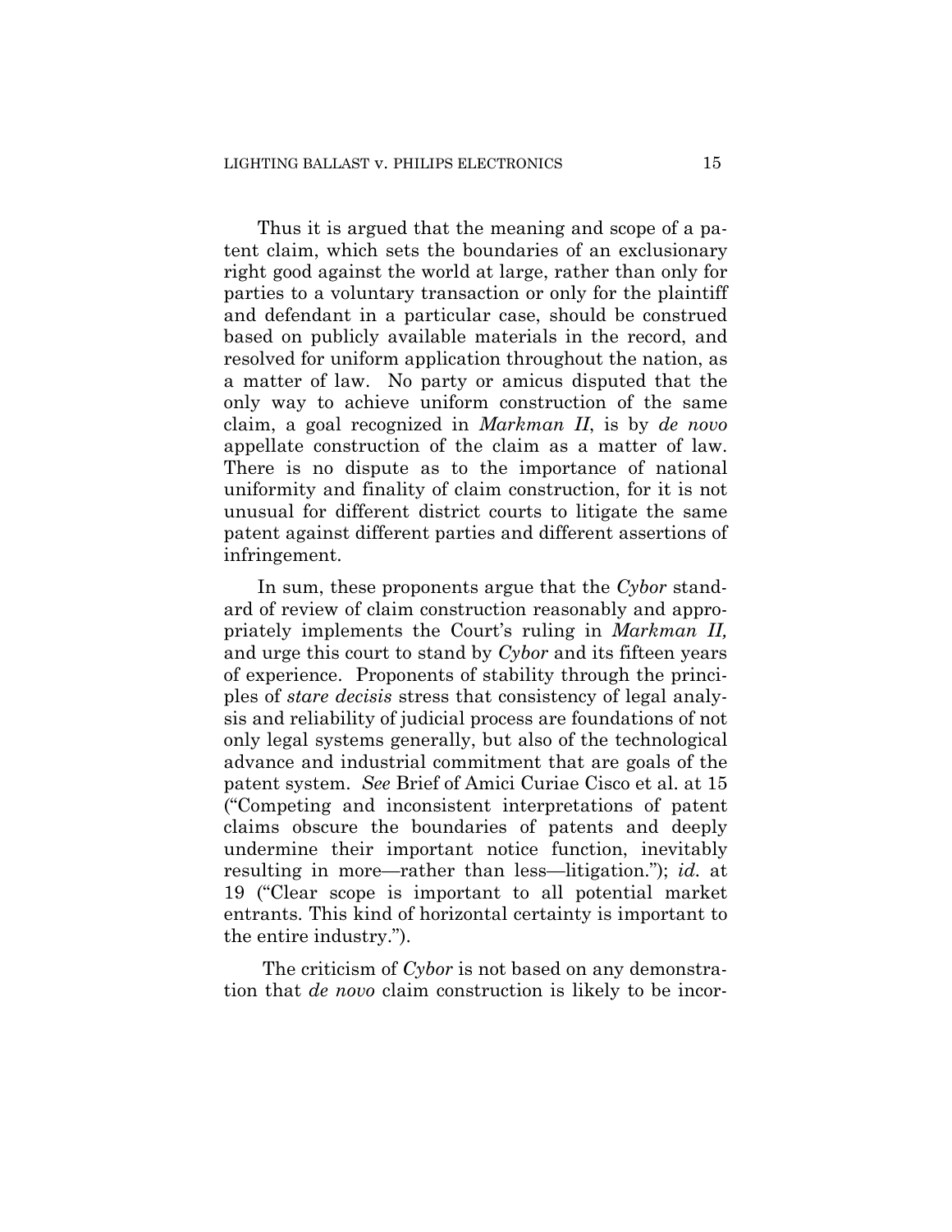Thus it is argued that the meaning and scope of a patent claim, which sets the boundaries of an exclusionary right good against the world at large, rather than only for parties to a voluntary transaction or only for the plaintiff and defendant in a particular case, should be construed based on publicly available materials in the record, and resolved for uniform application throughout the nation, as a matter of law. No party or amicus disputed that the only way to achieve uniform construction of the same claim, a goal recognized in *Markman II*, is by *de novo* appellate construction of the claim as a matter of law. There is no dispute as to the importance of national uniformity and finality of claim construction, for it is not unusual for different district courts to litigate the same patent against different parties and different assertions of infringement.

In sum, these proponents argue that the *Cybor* standard of review of claim construction reasonably and appropriately implements the Court's ruling in *Markman II,* and urge this court to stand by *Cybor* and its fifteen years of experience. Proponents of stability through the principles of *stare decisis* stress that consistency of legal analysis and reliability of judicial process are foundations of not only legal systems generally, but also of the technological advance and industrial commitment that are goals of the patent system. *See* Brief of Amici Curiae Cisco et al. at 15 ("Competing and inconsistent interpretations of patent claims obscure the boundaries of patents and deeply undermine their important notice function, inevitably resulting in more—rather than less—litigation."); *id.* at 19 ("Clear scope is important to all potential market entrants. This kind of horizontal certainty is important to the entire industry.").

The criticism of *Cybor* is not based on any demonstration that *de novo* claim construction is likely to be incor-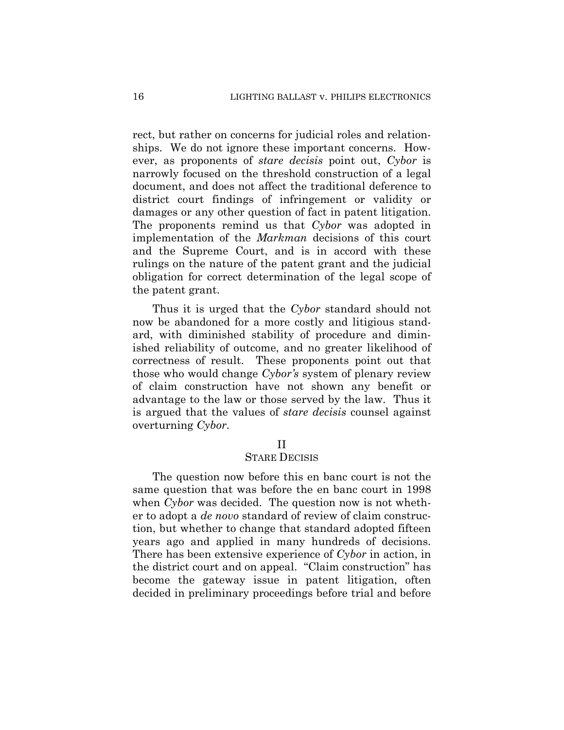rect, but rather on concerns for judicial roles and relationships. We do not ignore these important concerns. However, as proponents of *stare decisis* point out, *Cybor* is narrowly focused on the threshold construction of a legal document, and does not affect the traditional deference to district court findings of infringement or validity or damages or any other question of fact in patent litigation. The proponents remind us that *Cybor* was adopted in implementation of the *Markman* decisions of this court and the Supreme Court, and is in accord with these rulings on the nature of the patent grant and the judicial obligation for correct determination of the legal scope of the patent grant.

Thus it is urged that the *Cybor* standard should not now be abandoned for a more costly and litigious standard, with diminished stability of procedure and diminished reliability of outcome, and no greater likelihood of correctness of result. These proponents point out that those who would change *Cybor's* system of plenary review of claim construction have not shown any benefit or advantage to the law or those served by the law. Thus it is argued that the values of *stare decisis* counsel against overturning *Cybor*.

## II
## STARE DECISIS

The question now before this en banc court is not the same question that was before the en banc court in 1998 when *Cybor* was decided. The question now is not whether to adopt a *de novo* standard of review of claim construction, but whether to change that standard adopted fifteen years ago and applied in many hundreds of decisions. There has been extensive experience of *Cybor* in action, in the district court and on appeal. "Claim construction" has become the gateway issue in patent litigation, often decided in preliminary proceedings before trial and before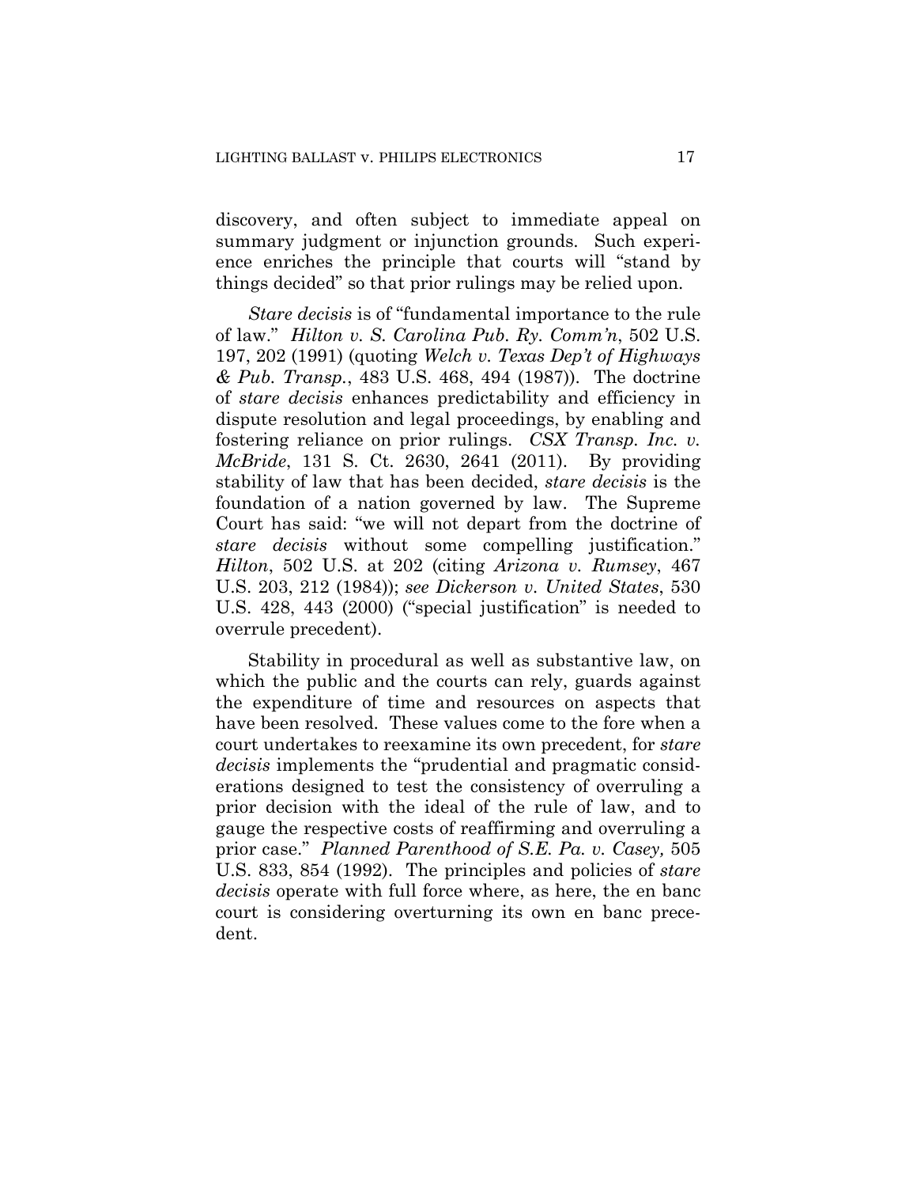discovery, and often subject to immediate appeal on summary judgment or injunction grounds. Such experience enriches the principle that courts will "stand by things decided" so that prior rulings may be relied upon.

*Stare decisis* is of "fundamental importance to the rule of law." *Hilton v. S. Carolina Pub. Ry. Comm'n*, 502 U.S. 197, 202 (1991) (quoting *Welch v. Texas Dep't of Highways & Pub. Transp.*, 483 U.S. 468, 494 (1987)). The doctrine of *stare decisis* enhances predictability and efficiency in dispute resolution and legal proceedings, by enabling and fostering reliance on prior rulings. *CSX Transp. Inc. v. McBride*, 131 S. Ct. 2630, 2641 (2011). By providing stability of law that has been decided, *stare decisis* is the foundation of a nation governed by law. The Supreme Court has said: "we will not depart from the doctrine of *stare decisis* without some compelling justification." *Hilton*, 502 U.S. at 202 (citing *Arizona v. Rumsey*, 467 U.S. 203, 212 (1984)); *see Dickerson v. United States*, 530 U.S. 428, 443 (2000) ("special justification" is needed to overrule precedent).

Stability in procedural as well as substantive law, on which the public and the courts can rely, guards against the expenditure of time and resources on aspects that have been resolved. These values come to the fore when a court undertakes to reexamine its own precedent, for *stare decisis* implements the "prudential and pragmatic considerations designed to test the consistency of overruling a prior decision with the ideal of the rule of law, and to gauge the respective costs of reaffirming and overruling a prior case." *Planned Parenthood of S.E. Pa. v. Casey,* 505 U.S. 833, 854 (1992). The principles and policies of *stare decisis* operate with full force where, as here, the en banc court is considering overturning its own en banc precedent.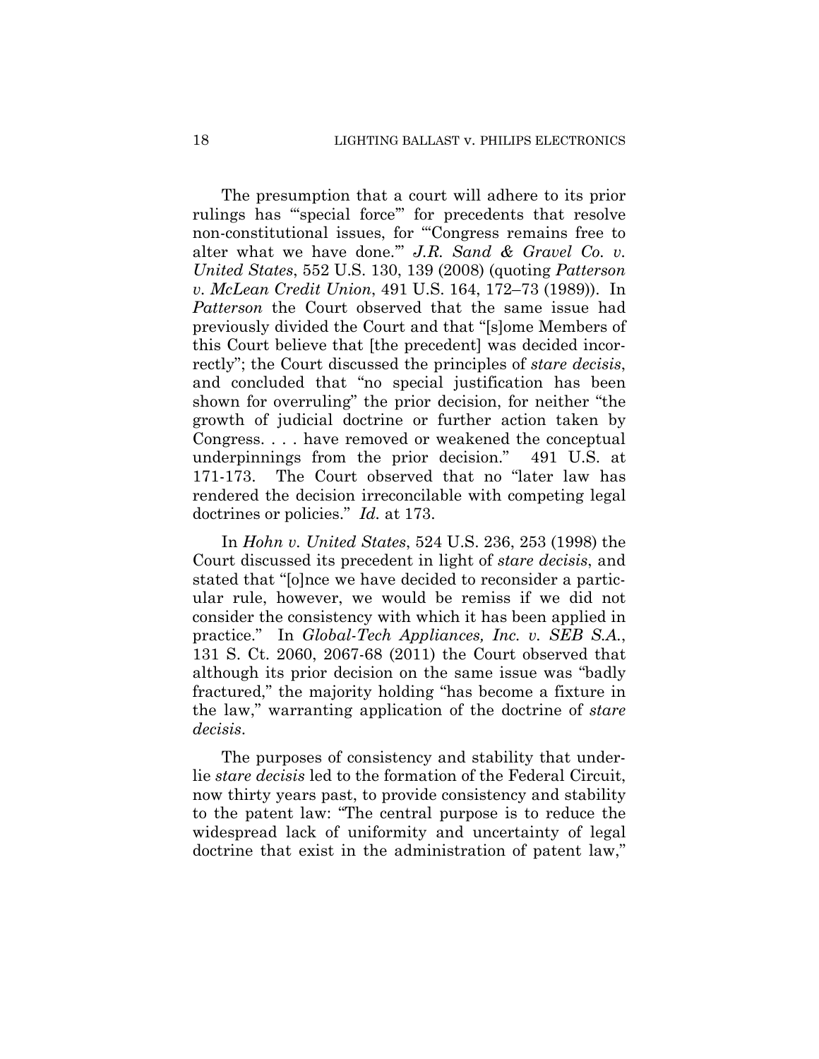The presumption that a court will adhere to its prior rulings has "'special force'" for precedents that resolve non-constitutional issues, for "'Congress remains free to alter what we have done.'" *J.R. Sand & Gravel Co. v. United States*, 552 U.S. 130, 139 (2008) (quoting *Patterson v. McLean Credit Union*, 491 U.S. 164, 172–73 (1989)). In *Patterson* the Court observed that the same issue had previously divided the Court and that "[s]ome Members of this Court believe that [the precedent] was decided incorrectly"; the Court discussed the principles of *stare decisis*, and concluded that "no special justification has been shown for overruling" the prior decision, for neither "the growth of judicial doctrine or further action taken by Congress. . . . have removed or weakened the conceptual underpinnings from the prior decision." 491 U.S. at 171-173. The Court observed that no "later law has rendered the decision irreconcilable with competing legal doctrines or policies." *Id.* at 173.

In *Hohn v. United States*, 524 U.S. 236, 253 (1998) the Court discussed its precedent in light of *stare decisis*, and stated that "[o]nce we have decided to reconsider a particular rule, however, we would be remiss if we did not consider the consistency with which it has been applied in practice." In *Global-Tech Appliances, Inc. v. SEB S.A.*, 131 S. Ct. 2060, 2067-68 (2011) the Court observed that although its prior decision on the same issue was "badly fractured," the majority holding "has become a fixture in the law," warranting application of the doctrine of *stare decisis*.

The purposes of consistency and stability that underlie *stare decisis* led to the formation of the Federal Circuit, now thirty years past, to provide consistency and stability to the patent law: "The central purpose is to reduce the widespread lack of uniformity and uncertainty of legal doctrine that exist in the administration of patent law,"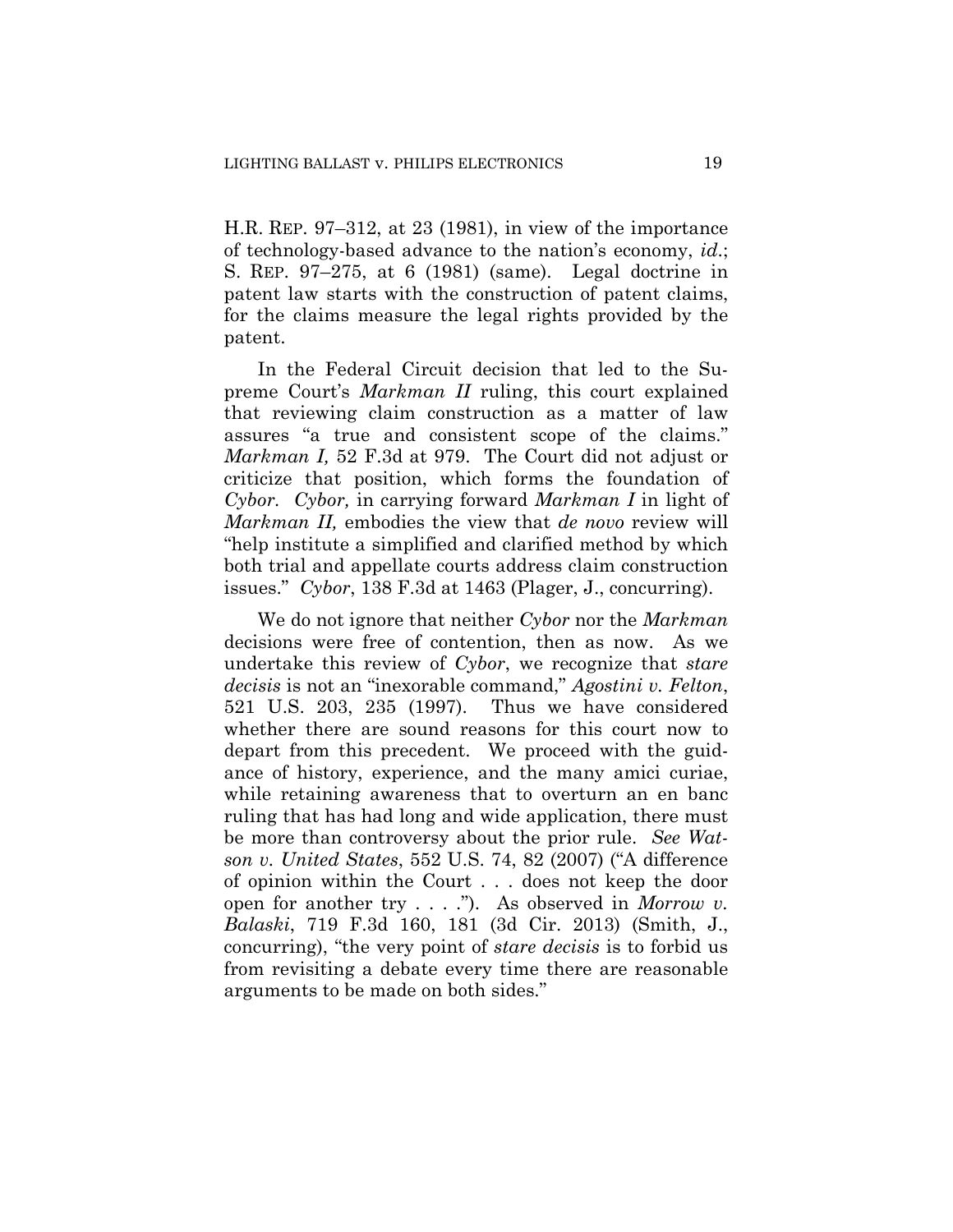H.R. REP. 97–312, at 23 (1981), in view of the importance of technology-based advance to the nation's economy, *id*.; S. REP. 97–275, at 6 (1981) (same). Legal doctrine in patent law starts with the construction of patent claims, for the claims measure the legal rights provided by the patent.

In the Federal Circuit decision that led to the Supreme Court's *Markman II* ruling, this court explained that reviewing claim construction as a matter of law assures "a true and consistent scope of the claims." *Markman I,* 52 F.3d at 979. The Court did not adjust or criticize that position, which forms the foundation of *Cybor*. *Cybor,* in carrying forward *Markman I* in light of *Markman II,* embodies the view that *de novo* review will "help institute a simplified and clarified method by which both trial and appellate courts address claim construction issues." *Cybor*, 138 F.3d at 1463 (Plager, J., concurring).

We do not ignore that neither *Cybor* nor the *Markman* decisions were free of contention, then as now. As we undertake this review of *Cybor*, we recognize that *stare decisis* is not an "inexorable command," *Agostini v. Felton*, 521 U.S. 203, 235 (1997). Thus we have considered whether there are sound reasons for this court now to depart from this precedent. We proceed with the guidance of history, experience, and the many amici curiae, while retaining awareness that to overturn an en banc ruling that has had long and wide application, there must be more than controversy about the prior rule. *See Watson v. United States*, 552 U.S. 74, 82 (2007) ("A difference of opinion within the Court . . . does not keep the door open for another try . . . ."). As observed in *Morrow v. Balaski*, 719 F.3d 160, 181 (3d Cir. 2013) (Smith, J., concurring), "the very point of *stare decisis* is to forbid us from revisiting a debate every time there are reasonable arguments to be made on both sides."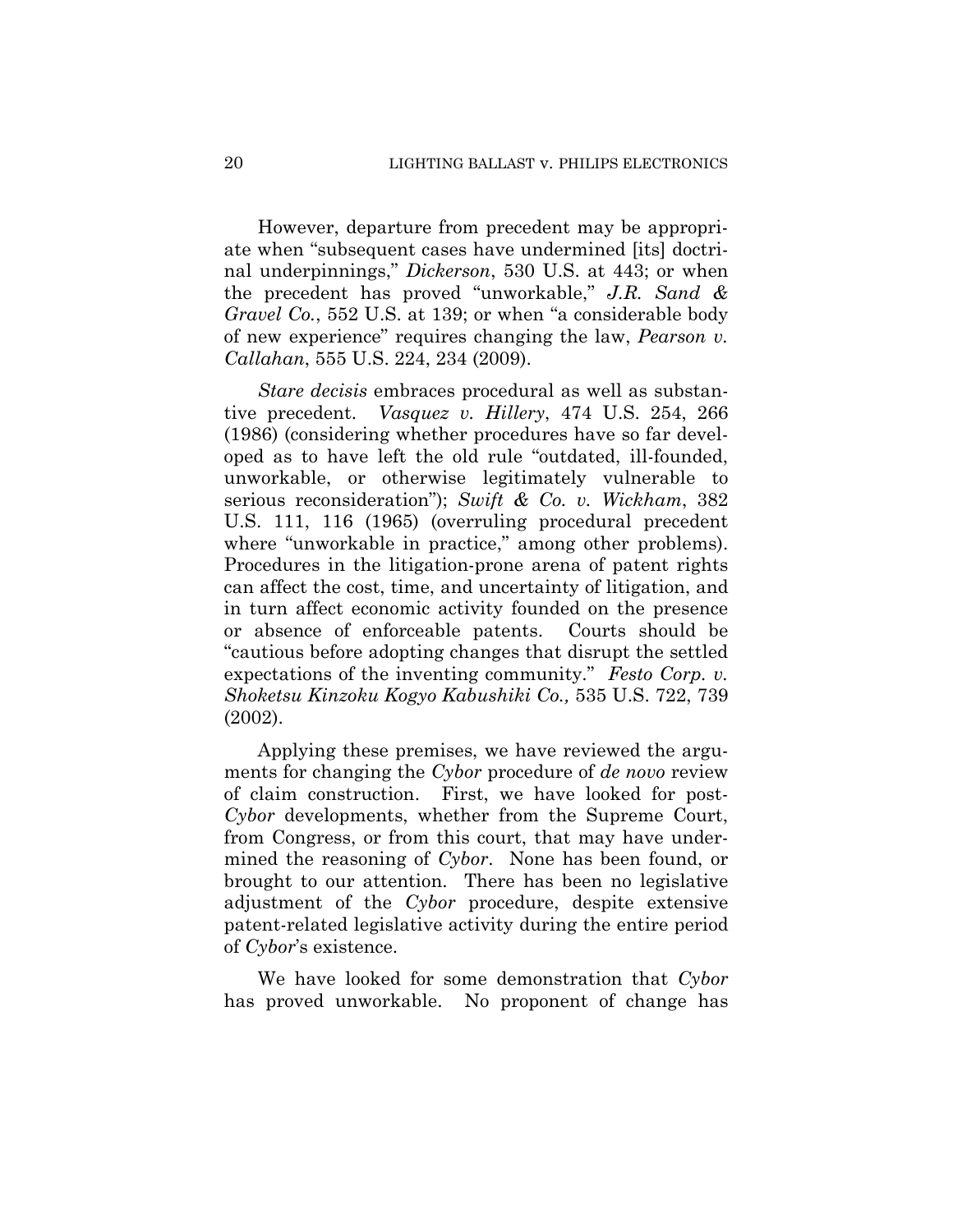However, departure from precedent may be appropriate when "subsequent cases have undermined [its] doctrinal underpinnings," *Dickerson*, 530 U.S. at 443; or when the precedent has proved "unworkable," *J.R. Sand & Gravel Co.*, 552 U.S. at 139; or when "a considerable body of new experience" requires changing the law, *Pearson v. Callahan*, 555 U.S. 224, 234 (2009).

*Stare decisis* embraces procedural as well as substantive precedent. *Vasquez v. Hillery*, 474 U.S. 254, 266 (1986) (considering whether procedures have so far developed as to have left the old rule "outdated, ill-founded, unworkable, or otherwise legitimately vulnerable to serious reconsideration"); *Swift & Co. v. Wickham*, 382 U.S. 111, 116 (1965) (overruling procedural precedent where "unworkable in practice," among other problems). Procedures in the litigation-prone arena of patent rights can affect the cost, time, and uncertainty of litigation, and in turn affect economic activity founded on the presence or absence of enforceable patents. Courts should be "cautious before adopting changes that disrupt the settled expectations of the inventing community." *Festo Corp. v. Shoketsu Kinzoku Kogyo Kabushiki Co.,* 535 U.S. 722, 739 (2002).

Applying these premises, we have reviewed the arguments for changing the *Cybor* procedure of *de novo* review of claim construction. First, we have looked for post-*Cybor* developments, whether from the Supreme Court, from Congress, or from this court, that may have undermined the reasoning of *Cybor*. None has been found, or brought to our attention. There has been no legislative adjustment of the *Cybor* procedure, despite extensive patent-related legislative activity during the entire period of *Cybor*'s existence.

We have looked for some demonstration that *Cybor* has proved unworkable. No proponent of change has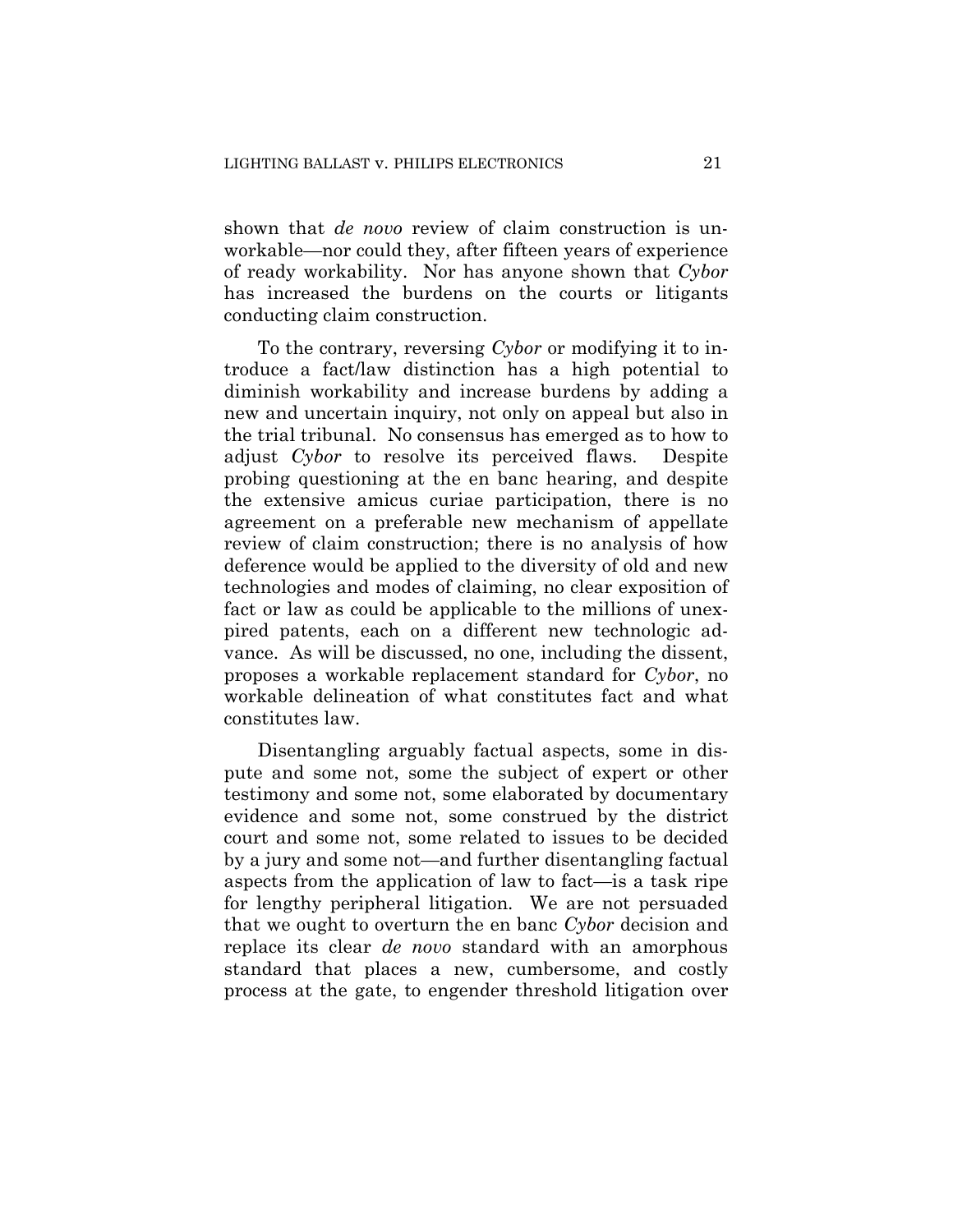shown that *de novo* review of claim construction is unworkable—nor could they, after fifteen years of experience of ready workability. Nor has anyone shown that *Cybor* has increased the burdens on the courts or litigants conducting claim construction.

To the contrary, reversing *Cybor* or modifying it to introduce a fact/law distinction has a high potential to diminish workability and increase burdens by adding a new and uncertain inquiry, not only on appeal but also in the trial tribunal. No consensus has emerged as to how to adjust *Cybor* to resolve its perceived flaws. Despite probing questioning at the en banc hearing, and despite the extensive amicus curiae participation, there is no agreement on a preferable new mechanism of appellate review of claim construction; there is no analysis of how deference would be applied to the diversity of old and new technologies and modes of claiming, no clear exposition of fact or law as could be applicable to the millions of unexpired patents, each on a different new technologic advance. As will be discussed, no one, including the dissent, proposes a workable replacement standard for *Cybor*, no workable delineation of what constitutes fact and what constitutes law.

Disentangling arguably factual aspects, some in dispute and some not, some the subject of expert or other testimony and some not, some elaborated by documentary evidence and some not, some construed by the district court and some not, some related to issues to be decided by a jury and some not—and further disentangling factual aspects from the application of law to fact—is a task ripe for lengthy peripheral litigation. We are not persuaded that we ought to overturn the en banc *Cybor* decision and replace its clear *de novo* standard with an amorphous standard that places a new, cumbersome, and costly process at the gate, to engender threshold litigation over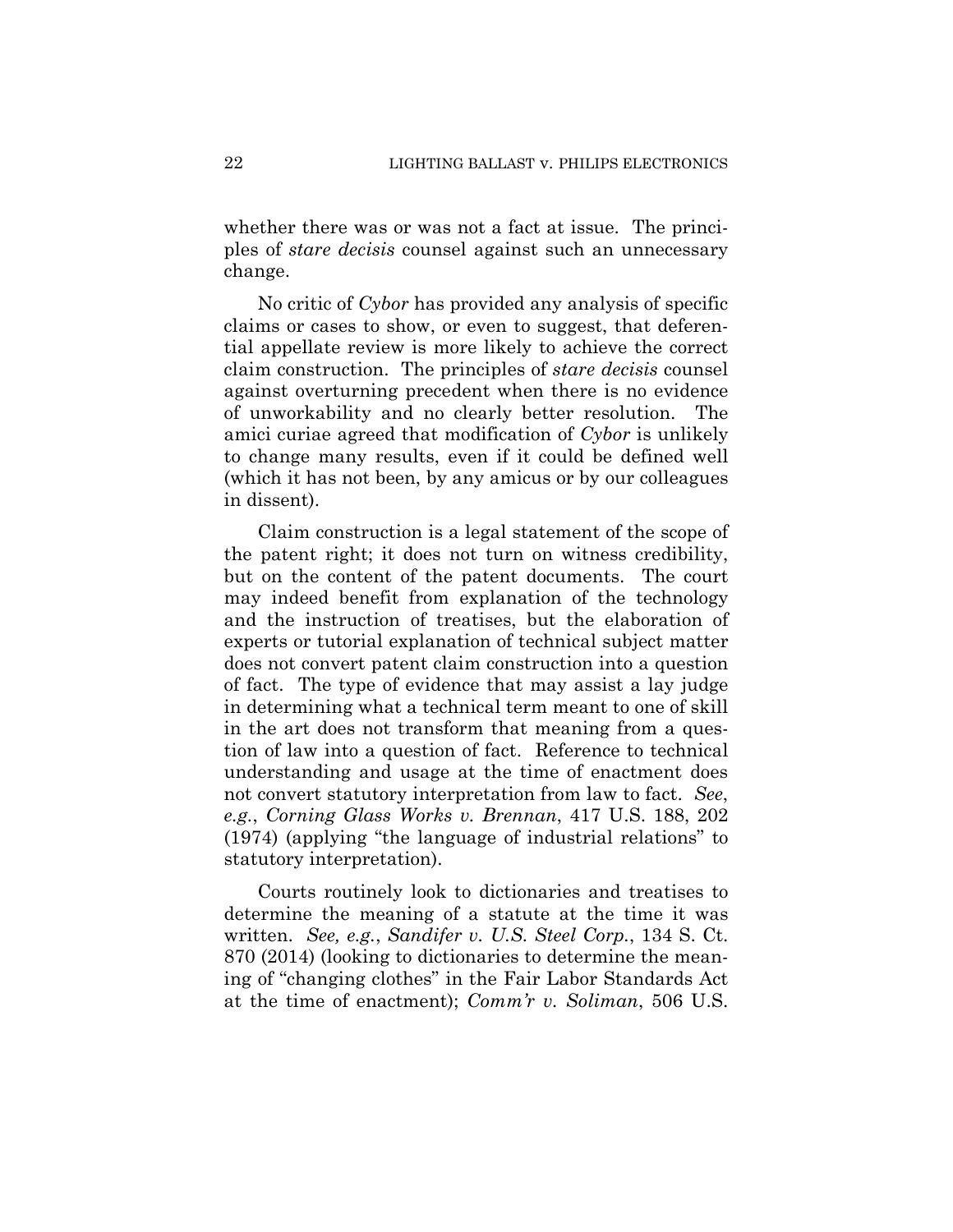whether there was or was not a fact at issue. The principles of *stare decisis* counsel against such an unnecessary change.

No critic of *Cybor* has provided any analysis of specific claims or cases to show, or even to suggest, that deferential appellate review is more likely to achieve the correct claim construction. The principles of *stare decisis* counsel against overturning precedent when there is no evidence of unworkability and no clearly better resolution. The amici curiae agreed that modification of *Cybor* is unlikely to change many results, even if it could be defined well (which it has not been, by any amicus or by our colleagues in dissent).

Claim construction is a legal statement of the scope of the patent right; it does not turn on witness credibility, but on the content of the patent documents. The court may indeed benefit from explanation of the technology and the instruction of treatises, but the elaboration of experts or tutorial explanation of technical subject matter does not convert patent claim construction into a question of fact. The type of evidence that may assist a lay judge in determining what a technical term meant to one of skill in the art does not transform that meaning from a question of law into a question of fact. Reference to technical understanding and usage at the time of enactment does not convert statutory interpretation from law to fact. *See, e.g.*, *Corning Glass Works v. Brennan*, 417 U.S. 188, 202 (1974) (applying "the language of industrial relations" to statutory interpretation).

Courts routinely look to dictionaries and treatises to determine the meaning of a statute at the time it was written. *See, e.g.*, *Sandifer v. U.S. Steel Corp.*, 134 S. Ct. 870 (2014) (looking to dictionaries to determine the meaning of "changing clothes" in the Fair Labor Standards Act at the time of enactment); *Comm'r v. Soliman*, 506 U.S.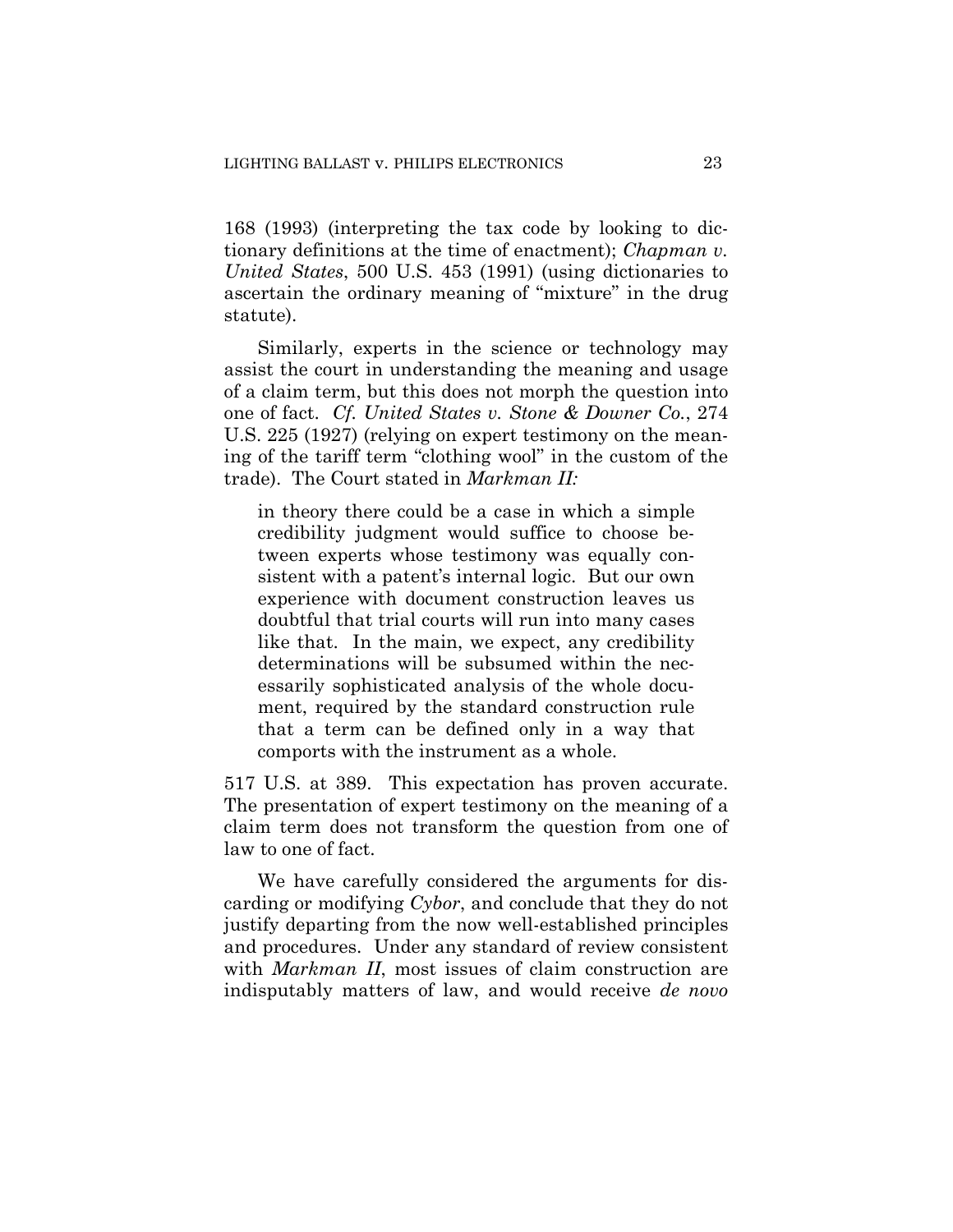168 (1993) (interpreting the tax code by looking to dictionary definitions at the time of enactment); *Chapman v. United States*, 500 U.S. 453 (1991) (using dictionaries to ascertain the ordinary meaning of "mixture" in the drug statute).

Similarly, experts in the science or technology may assist the court in understanding the meaning and usage of a claim term, but this does not morph the question into one of fact. *Cf. United States v. Stone & Downer Co.*, 274 U.S. 225 (1927) (relying on expert testimony on the meaning of the tariff term "clothing wool" in the custom of the trade). The Court stated in *Markman II:*

> in theory there could be a case in which a simple credibility judgment would suffice to choose between experts whose testimony was equally consistent with a patent's internal logic. But our own experience with document construction leaves us doubtful that trial courts will run into many cases like that. In the main, we expect, any credibility determinations will be subsumed within the necessarily sophisticated analysis of the whole document, required by the standard construction rule that a term can be defined only in a way that comports with the instrument as a whole.

517 U.S. at 389. This expectation has proven accurate. The presentation of expert testimony on the meaning of a claim term does not transform the question from one of law to one of fact.

We have carefully considered the arguments for discarding or modifying *Cybor*, and conclude that they do not justify departing from the now well-established principles and procedures. Under any standard of review consistent with *Markman II*, most issues of claim construction are indisputably matters of law, and would receive *de novo*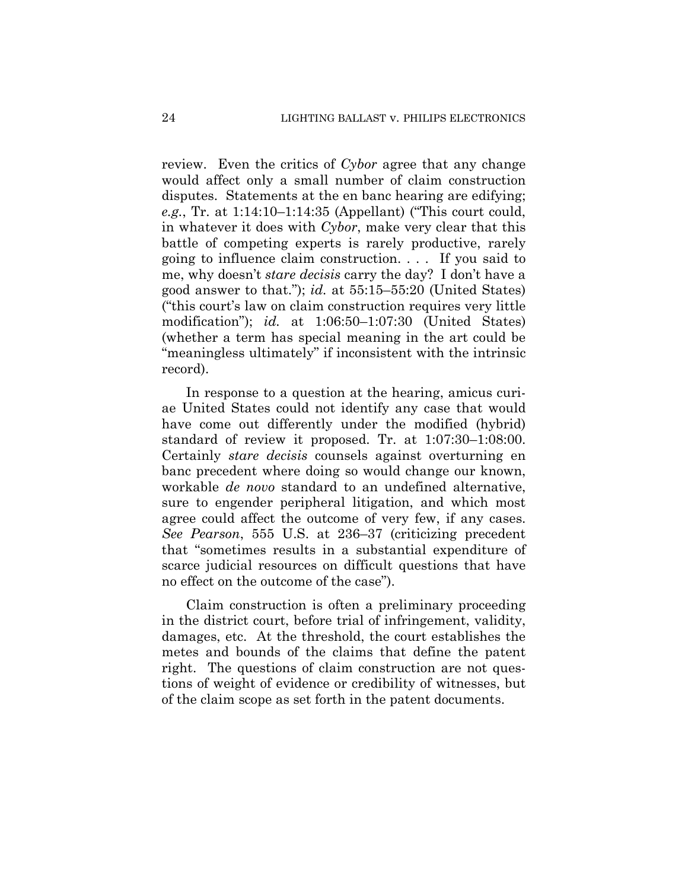review. Even the critics of *Cybor* agree that any change would affect only a small number of claim construction disputes. Statements at the en banc hearing are edifying; *e.g.*, Tr. at 1:14:10–1:14:35 (Appellant) ("This court could, in whatever it does with *Cybor*, make very clear that this battle of competing experts is rarely productive, rarely going to influence claim construction. . . . If you said to me, why doesn't *stare decisis* carry the day? I don't have a good answer to that."); *id.* at 55:15–55:20 (United States) ("this court's law on claim construction requires very little modification"); *id.* at 1:06:50–1:07:30 (United States) (whether a term has special meaning in the art could be "meaningless ultimately" if inconsistent with the intrinsic record).

In response to a question at the hearing, amicus curiae United States could not identify any case that would have come out differently under the modified (hybrid) standard of review it proposed. Tr. at 1:07:30–1:08:00. Certainly *stare decisis* counsels against overturning en banc precedent where doing so would change our known, workable *de novo* standard to an undefined alternative, sure to engender peripheral litigation, and which most agree could affect the outcome of very few, if any cases. *See Pearson*, 555 U.S. at 236–37 (criticizing precedent that "sometimes results in a substantial expenditure of scarce judicial resources on difficult questions that have no effect on the outcome of the case").

Claim construction is often a preliminary proceeding in the district court, before trial of infringement, validity, damages, etc. At the threshold, the court establishes the metes and bounds of the claims that define the patent right. The questions of claim construction are not questions of weight of evidence or credibility of witnesses, but of the claim scope as set forth in the patent documents.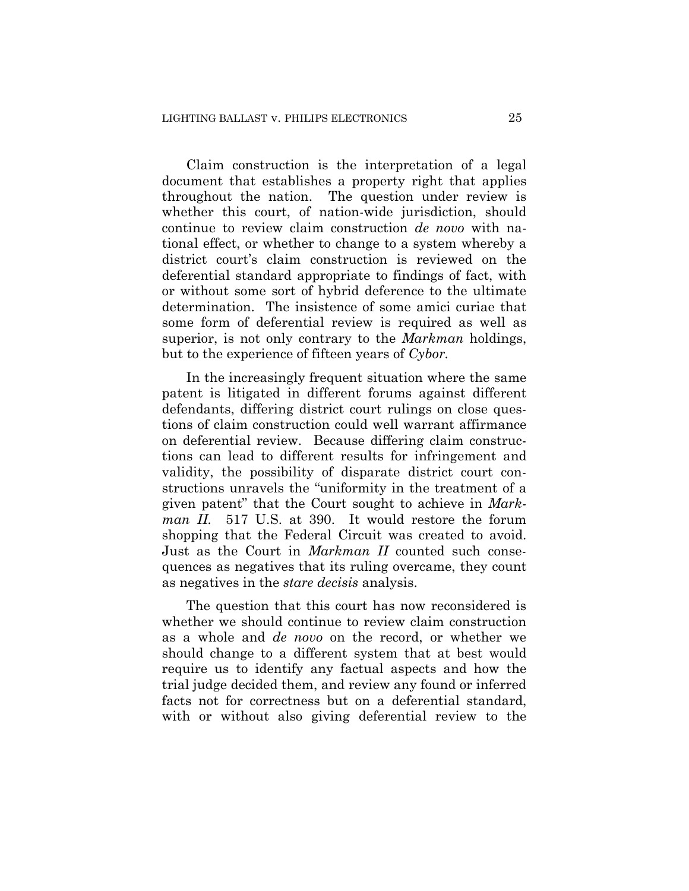Claim construction is the interpretation of a legal document that establishes a property right that applies throughout the nation. The question under review is whether this court, of nation-wide jurisdiction, should continue to review claim construction *de novo* with national effect, or whether to change to a system whereby a district court's claim construction is reviewed on the deferential standard appropriate to findings of fact, with or without some sort of hybrid deference to the ultimate determination. The insistence of some amici curiae that some form of deferential review is required as well as superior, is not only contrary to the *Markman* holdings, but to the experience of fifteen years of *Cybor*.

In the increasingly frequent situation where the same patent is litigated in different forums against different defendants, differing district court rulings on close questions of claim construction could well warrant affirmance on deferential review. Because differing claim constructions can lead to different results for infringement and validity, the possibility of disparate district court constructions unravels the "uniformity in the treatment of a given patent" that the Court sought to achieve in *Markman II*. 517 U.S. at 390. It would restore the forum shopping that the Federal Circuit was created to avoid. Just as the Court in *Markman II* counted such consequences as negatives that its ruling overcame, they count as negatives in the *stare decisis* analysis.

The question that this court has now reconsidered is whether we should continue to review claim construction as a whole and *de novo* on the record, or whether we should change to a different system that at best would require us to identify any factual aspects and how the trial judge decided them, and review any found or inferred facts not for correctness but on a deferential standard, with or without also giving deferential review to the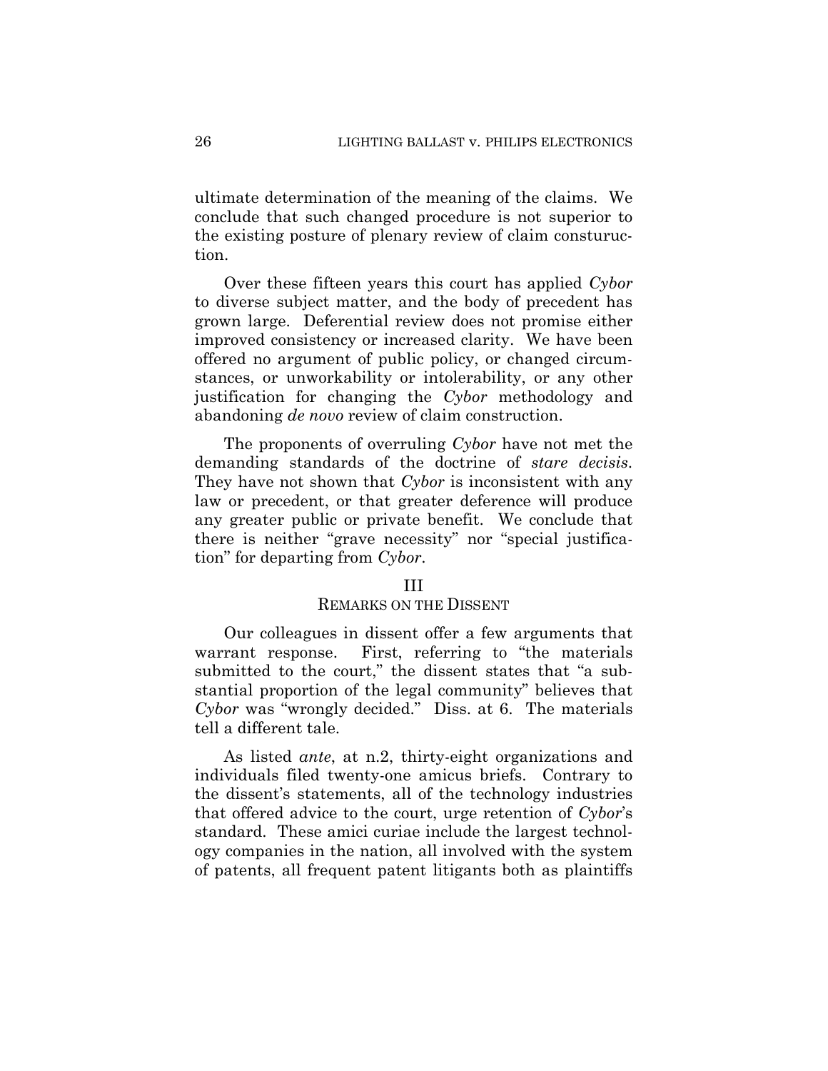ultimate determination of the meaning of the claims. We conclude that such changed procedure is not superior to the existing posture of plenary review of claim consturuction.

Over these fifteen years this court has applied *Cybor* to diverse subject matter, and the body of precedent has grown large. Deferential review does not promise either improved consistency or increased clarity. We have been offered no argument of public policy, or changed circumstances, or unworkability or intolerability, or any other justification for changing the *Cybor* methodology and abandoning *de novo* review of claim construction.

The proponents of overruling *Cybor* have not met the demanding standards of the doctrine of *stare decisis*. They have not shown that *Cybor* is inconsistent with any law or precedent, or that greater deference will produce any greater public or private benefit. We conclude that there is neither "grave necessity" nor "special justification" for departing from *Cybor*.

## III
### REMARKS ON THE DISSENT

Our colleagues in dissent offer a few arguments that warrant response. First, referring to "the materials submitted to the court," the dissent states that "a substantial proportion of the legal community" believes that *Cybor* was "wrongly decided." Diss. at 6. The materials tell a different tale.

As listed *ante*, at n.2, thirty-eight organizations and individuals filed twenty-one amicus briefs. Contrary to the dissent's statements, all of the technology industries that offered advice to the court, urge retention of *Cybor*'s standard. These amici curiae include the largest technology companies in the nation, all involved with the system of patents, all frequent patent litigants both as plaintiffs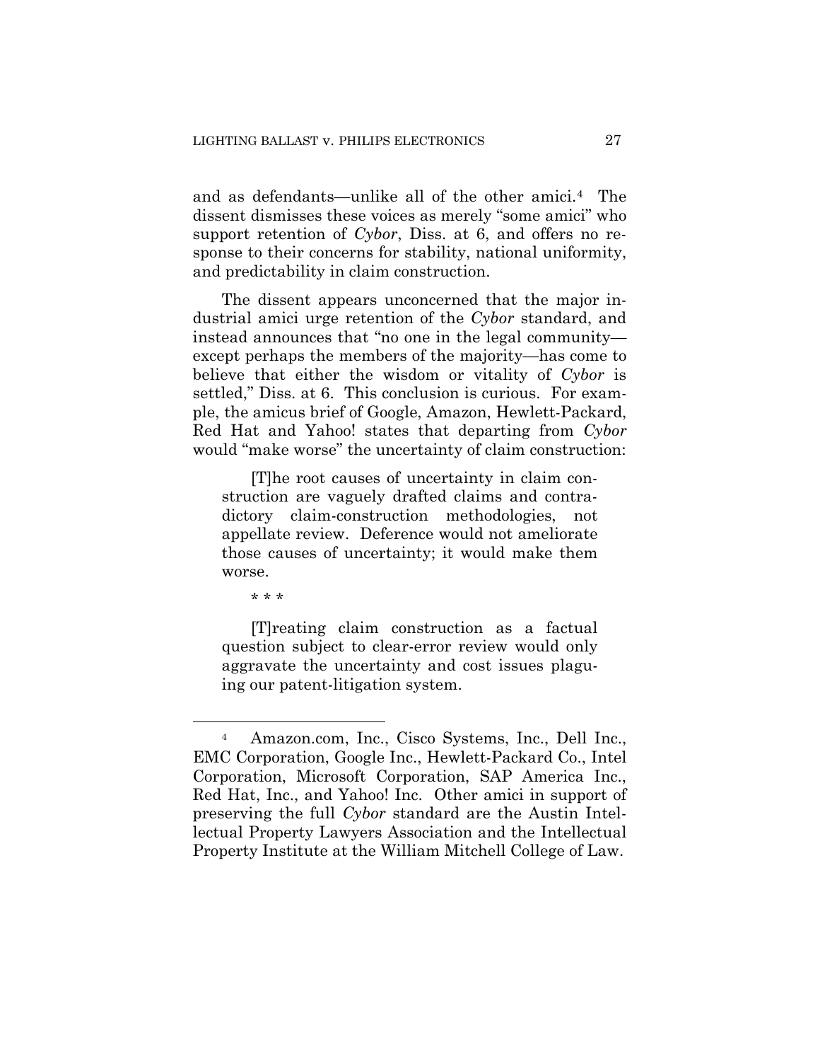and as defendants—unlike all of the other amici.[4] The dissent dismisses these voices as merely "some amici" who support retention of *Cybor*, Diss. at 6, and offers no response to their concerns for stability, national uniformity, and predictability in claim construction.

The dissent appears unconcerned that the major industrial amici urge retention of the *Cybor* standard, and instead announces that "no one in the legal community—except perhaps the members of the majority—has come to believe that either the wisdom or vitality of *Cybor* is settled," Diss. at 6. This conclusion is curious. For example, the amicus brief of Google, Amazon, Hewlett-Packard, Red Hat and Yahoo! states that departing from *Cybor* would "make worse" the uncertainty of claim construction:

> [T]he root causes of uncertainty in claim construction are vaguely drafted claims and contradictory claim-construction methodologies, not appellate review. Deference would not ameliorate those causes of uncertainty; it would make them worse.
>
> \* \* \*
>
> [T]reating claim construction as a factual question subject to clear-error review would only aggravate the uncertainty and cost issues plaguing our patent-litigation system.

---

[4] Amazon.com, Inc., Cisco Systems, Inc., Dell Inc., EMC Corporation, Google Inc., Hewlett-Packard Co., Intel Corporation, Microsoft Corporation, SAP America Inc., Red Hat, Inc., and Yahoo! Inc. Other amici in support of preserving the full *Cybor* standard are the Austin Intellectual Property Lawyers Association and the Intellectual Property Institute at the William Mitchell College of Law.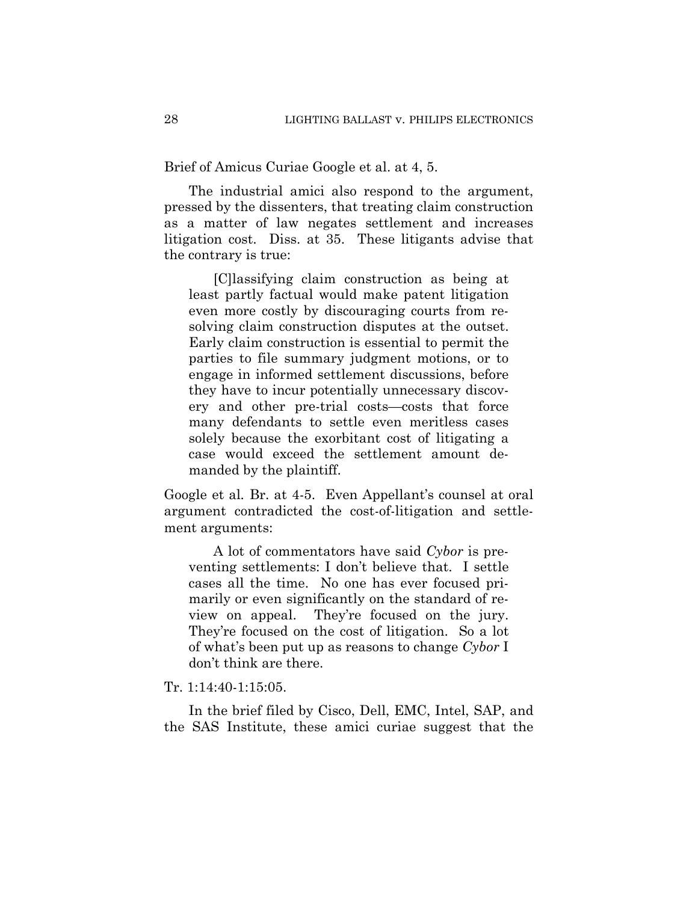Brief of Amicus Curiae Google et al. at 4, 5.

The industrial amici also respond to the argument, pressed by the dissenters, that treating claim construction as a matter of law negates settlement and increases litigation cost. Diss. at 35. These litigants advise that the contrary is true:

> [C]lassifying claim construction as being at least partly factual would make patent litigation even more costly by discouraging courts from resolving claim construction disputes at the outset. Early claim construction is essential to permit the parties to file summary judgment motions, or to engage in informed settlement discussions, before they have to incur potentially unnecessary discovery and other pre-trial costs—costs that force many defendants to settle even meritless cases solely because the exorbitant cost of litigating a case would exceed the settlement amount demanded by the plaintiff.

Google et al. Br. at 4-5. Even Appellant's counsel at oral argument contradicted the cost-of-litigation and settlement arguments:

> A lot of commentators have said *Cybor* is preventing settlements: I don't believe that. I settle cases all the time. No one has ever focused primarily or even significantly on the standard of review on appeal. They're focused on the jury. They're focused on the cost of litigation. So a lot of what's been put up as reasons to change *Cybor* I don't think are there.

Tr. 1:14:40-1:15:05.

In the brief filed by Cisco, Dell, EMC, Intel, SAP, and the SAS Institute, these amici curiae suggest that the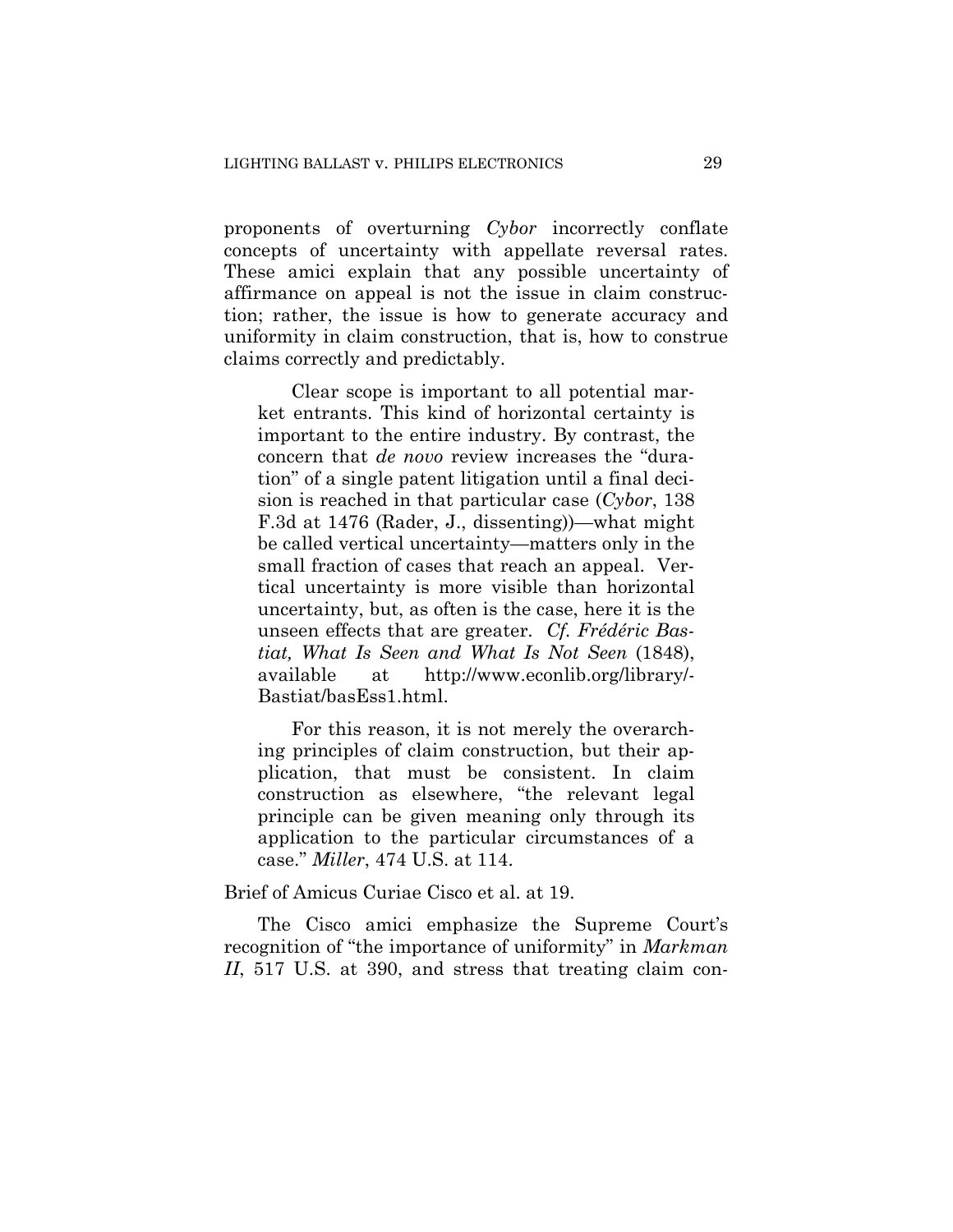proponents of overturning *Cybor* incorrectly conflate concepts of uncertainty with appellate reversal rates. These amici explain that any possible uncertainty of affirmance on appeal is not the issue in claim construction; rather, the issue is how to generate accuracy and uniformity in claim construction, that is, how to construe claims correctly and predictably.

> Clear scope is important to all potential market entrants. This kind of horizontal certainty is important to the entire industry. By contrast, the concern that *de novo* review increases the "duration" of a single patent litigation until a final decision is reached in that particular case (*Cybor*, 138 F.3d at 1476 (Rader, J., dissenting))—what might be called vertical uncertainty—matters only in the small fraction of cases that reach an appeal. Vertical uncertainty is more visible than horizontal uncertainty, but, as often is the case, here it is the unseen effects that are greater. *Cf. Frédéric Bastiat, What Is Seen and What Is Not Seen* (1848), available at http://www.econlib.org/library/-Bastiat/basEss1.html.
>
> For this reason, it is not merely the overarching principles of claim construction, but their application, that must be consistent. In claim construction as elsewhere, "the relevant legal principle can be given meaning only through its application to the particular circumstances of a case." *Miller*, 474 U.S. at 114.

Brief of Amicus Curiae Cisco et al. at 19.

The Cisco amici emphasize the Supreme Court's recognition of "the importance of uniformity" in *Markman II*, 517 U.S. at 390, and stress that treating claim con-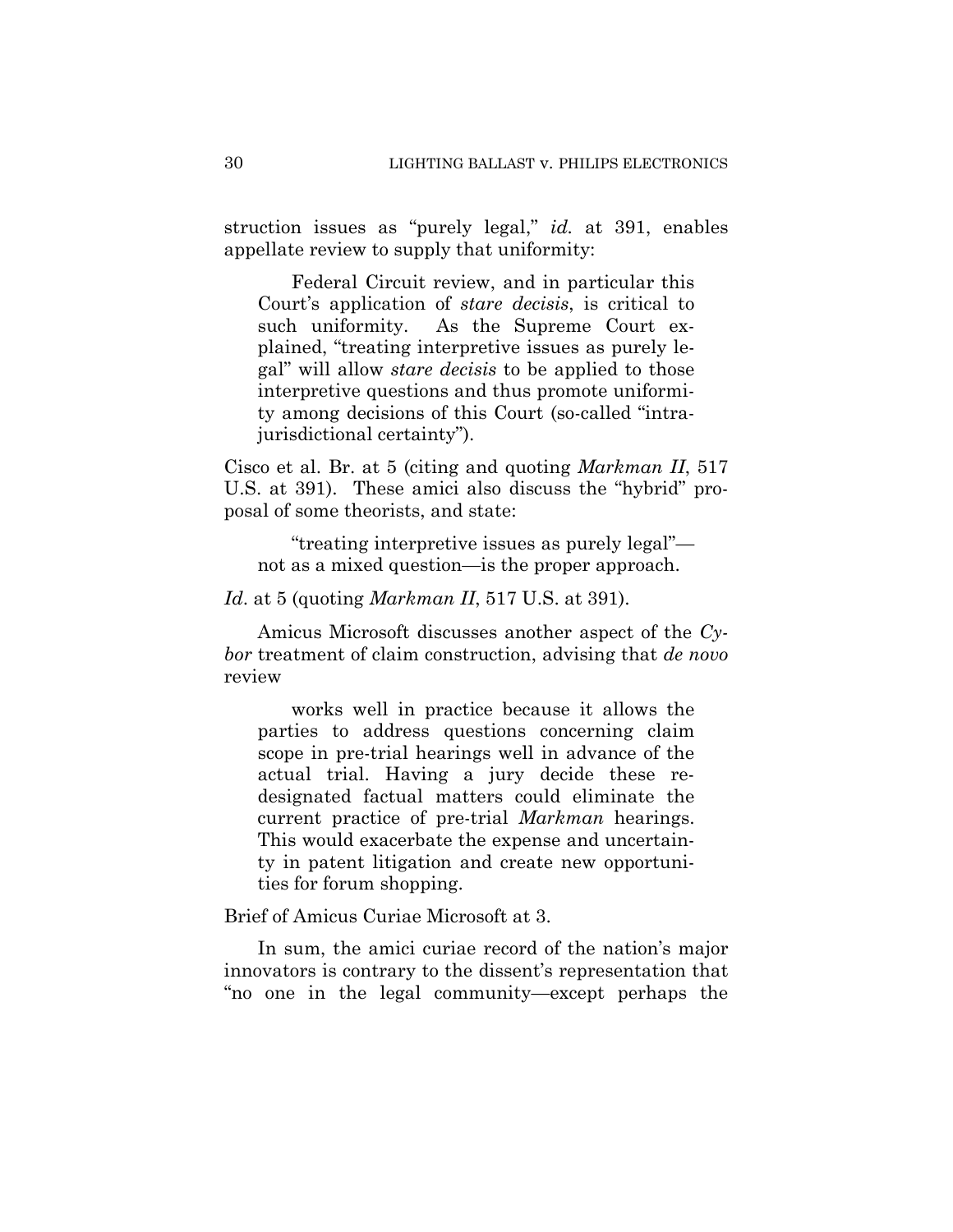struction issues as "purely legal," *id.* at 391, enables appellate review to supply that uniformity:

> Federal Circuit review, and in particular this Court's application of *stare decisis*, is critical to such uniformity. As the Supreme Court explained, "treating interpretive issues as purely legal" will allow *stare decisis* to be applied to those interpretive questions and thus promote uniformity among decisions of this Court (so-called "intra-jurisdictional certainty").

Cisco et al. Br. at 5 (citing and quoting *Markman II*, 517 U.S. at 391). These amici also discuss the "hybrid" proposal of some theorists, and state:

> "treating interpretive issues as purely legal"—not as a mixed question—is the proper approach.

*Id*. at 5 (quoting *Markman II*, 517 U.S. at 391).

Amicus Microsoft discusses another aspect of the *Cybor* treatment of claim construction, advising that *de novo* review

> works well in practice because it allows the parties to address questions concerning claim scope in pre-trial hearings well in advance of the actual trial. Having a jury decide these re-designated factual matters could eliminate the current practice of pre-trial *Markman* hearings. This would exacerbate the expense and uncertainty in patent litigation and create new opportunities for forum shopping.

Brief of Amicus Curiae Microsoft at 3.

In sum, the amici curiae record of the nation's major innovators is contrary to the dissent's representation that "no one in the legal community—except perhaps the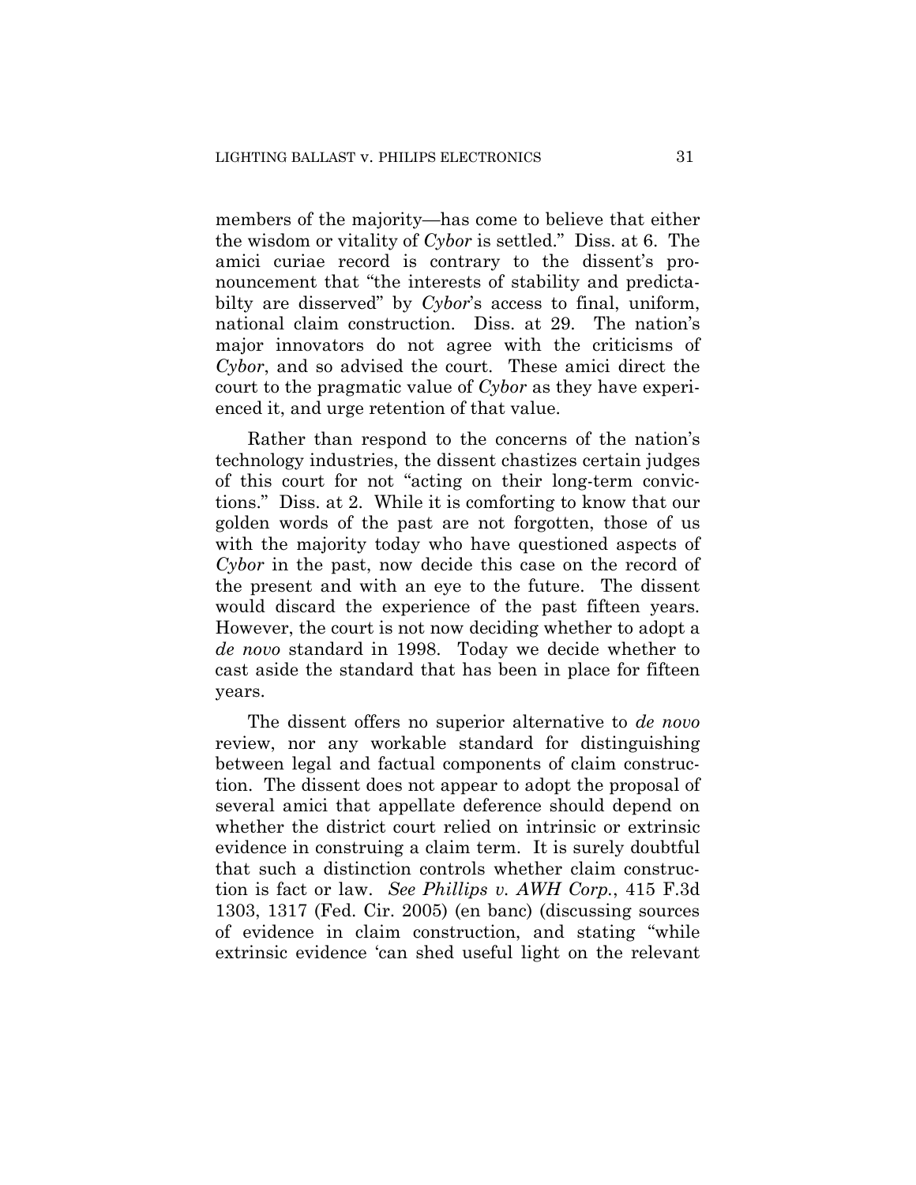members of the majority—has come to believe that either the wisdom or vitality of *Cybor* is settled." Diss. at 6. The amici curiae record is contrary to the dissent's pronouncement that "the interests of stability and predictabilty are disserved" by *Cybor*'s access to final, uniform, national claim construction. Diss. at 29. The nation's major innovators do not agree with the criticisms of *Cybor*, and so advised the court. These amici direct the court to the pragmatic value of *Cybor* as they have experienced it, and urge retention of that value.

Rather than respond to the concerns of the nation's technology industries, the dissent chastizes certain judges of this court for not "acting on their long-term convictions." Diss. at 2. While it is comforting to know that our golden words of the past are not forgotten, those of us with the majority today who have questioned aspects of *Cybor* in the past, now decide this case on the record of the present and with an eye to the future. The dissent would discard the experience of the past fifteen years. However, the court is not now deciding whether to adopt a *de novo* standard in 1998. Today we decide whether to cast aside the standard that has been in place for fifteen years.

The dissent offers no superior alternative to *de novo* review, nor any workable standard for distinguishing between legal and factual components of claim construction. The dissent does not appear to adopt the proposal of several amici that appellate deference should depend on whether the district court relied on intrinsic or extrinsic evidence in construing a claim term. It is surely doubtful that such a distinction controls whether claim construction is fact or law. *See Phillips v. AWH Corp.*, 415 F.3d 1303, 1317 (Fed. Cir. 2005) (en banc) (discussing sources of evidence in claim construction, and stating "while extrinsic evidence 'can shed useful light on the relevant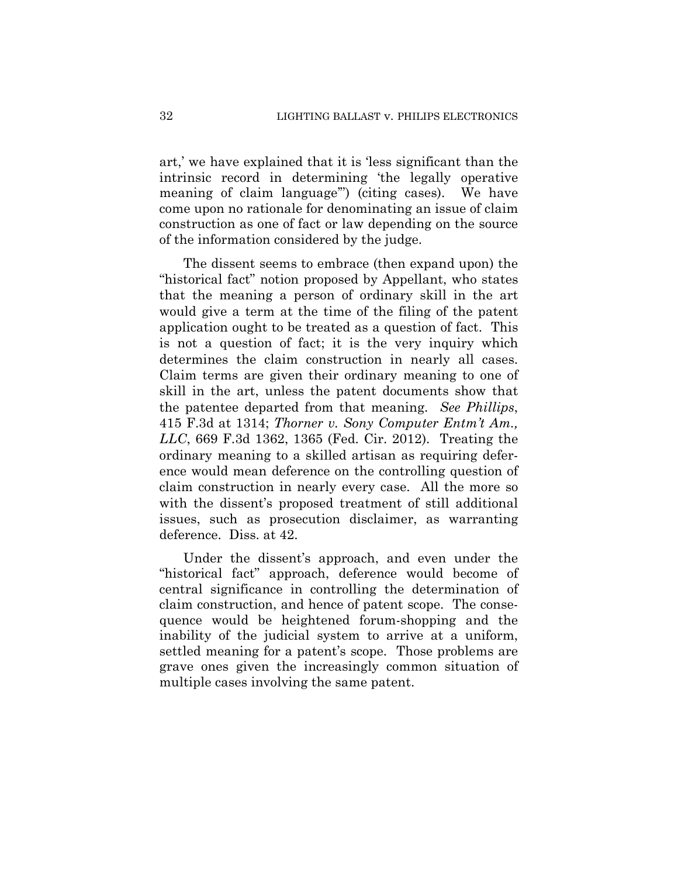art,' we have explained that it is 'less significant than the intrinsic record in determining 'the legally operative meaning of claim language'") (citing cases). We have come upon no rationale for denominating an issue of claim construction as one of fact or law depending on the source of the information considered by the judge.

The dissent seems to embrace (then expand upon) the "historical fact" notion proposed by Appellant, who states that the meaning a person of ordinary skill in the art would give a term at the time of the filing of the patent application ought to be treated as a question of fact. This is not a question of fact; it is the very inquiry which determines the claim construction in nearly all cases. Claim terms are given their ordinary meaning to one of skill in the art, unless the patent documents show that the patentee departed from that meaning. *See Phillips*, 415 F.3d at 1314; *Thorner v. Sony Computer Entm't Am., LLC*, 669 F.3d 1362, 1365 (Fed. Cir. 2012). Treating the ordinary meaning to a skilled artisan as requiring deference would mean deference on the controlling question of claim construction in nearly every case. All the more so with the dissent's proposed treatment of still additional issues, such as prosecution disclaimer, as warranting deference. Diss. at 42.

Under the dissent's approach, and even under the "historical fact" approach, deference would become of central significance in controlling the determination of claim construction, and hence of patent scope. The consequence would be heightened forum-shopping and the inability of the judicial system to arrive at a uniform, settled meaning for a patent's scope. Those problems are grave ones given the increasingly common situation of multiple cases involving the same patent.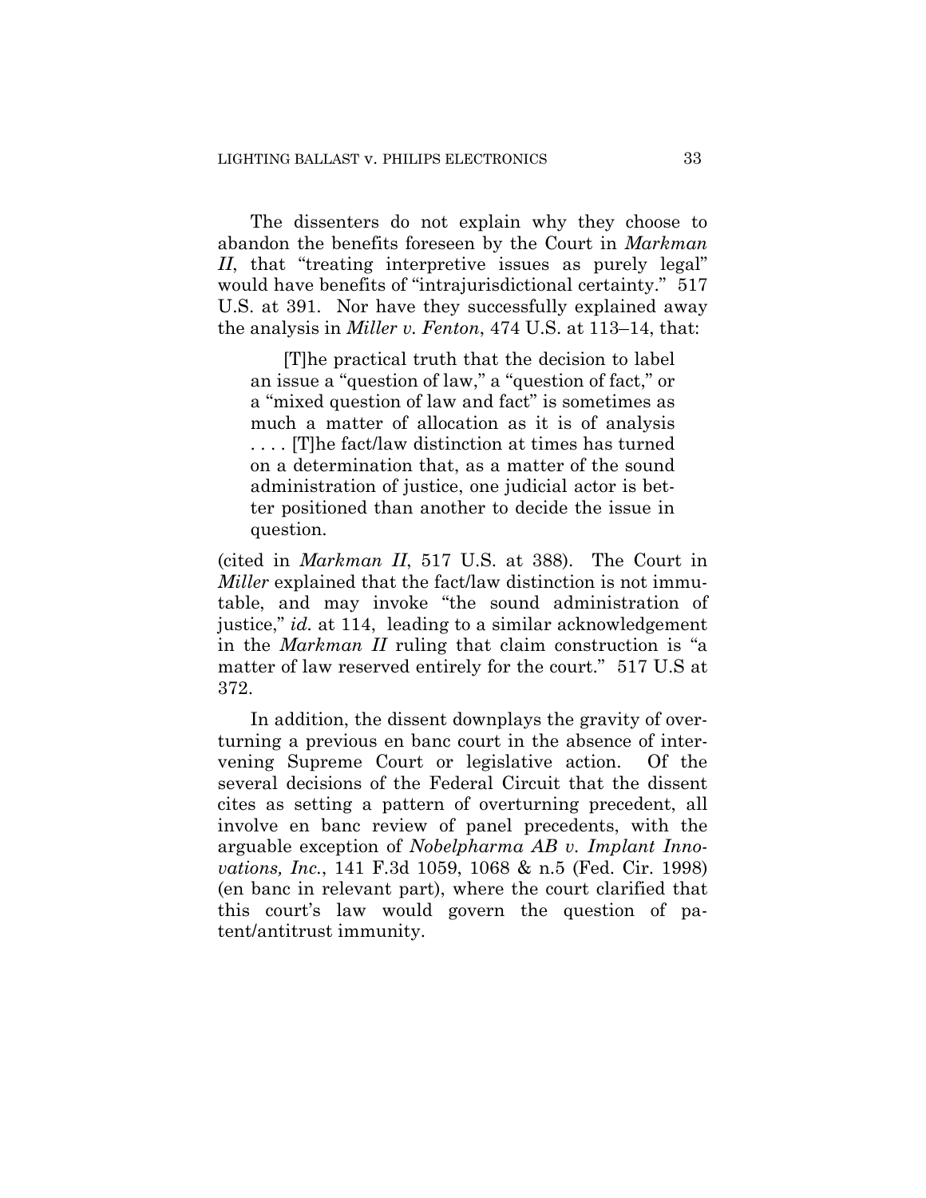The dissenters do not explain why they choose to abandon the benefits foreseen by the Court in *Markman II*, that "treating interpretive issues as purely legal" would have benefits of "intrajurisdictional certainty." 517 U.S. at 391. Nor have they successfully explained away the analysis in *Miller v. Fenton*, 474 U.S. at 113–14, that:

> [T]he practical truth that the decision to label an issue a "question of law," a "question of fact," or a "mixed question of law and fact" is sometimes as much a matter of allocation as it is of analysis . . . . [T]he fact/law distinction at times has turned on a determination that, as a matter of the sound administration of justice, one judicial actor is better positioned than another to decide the issue in question.

(cited in *Markman II*, 517 U.S. at 388). The Court in *Miller* explained that the fact/law distinction is not immutable, and may invoke "the sound administration of justice," *id.* at 114, leading to a similar acknowledgement in the *Markman II* ruling that claim construction is "a matter of law reserved entirely for the court." 517 U.S at 372.

In addition, the dissent downplays the gravity of overturning a previous en banc court in the absence of intervening Supreme Court or legislative action. Of the several decisions of the Federal Circuit that the dissent cites as setting a pattern of overturning precedent, all involve en banc review of panel precedents, with the arguable exception of *Nobelpharma AB v. Implant Innovations, Inc.*, 141 F.3d 1059, 1068 & n.5 (Fed. Cir. 1998) (en banc in relevant part), where the court clarified that this court's law would govern the question of patent/antitrust immunity.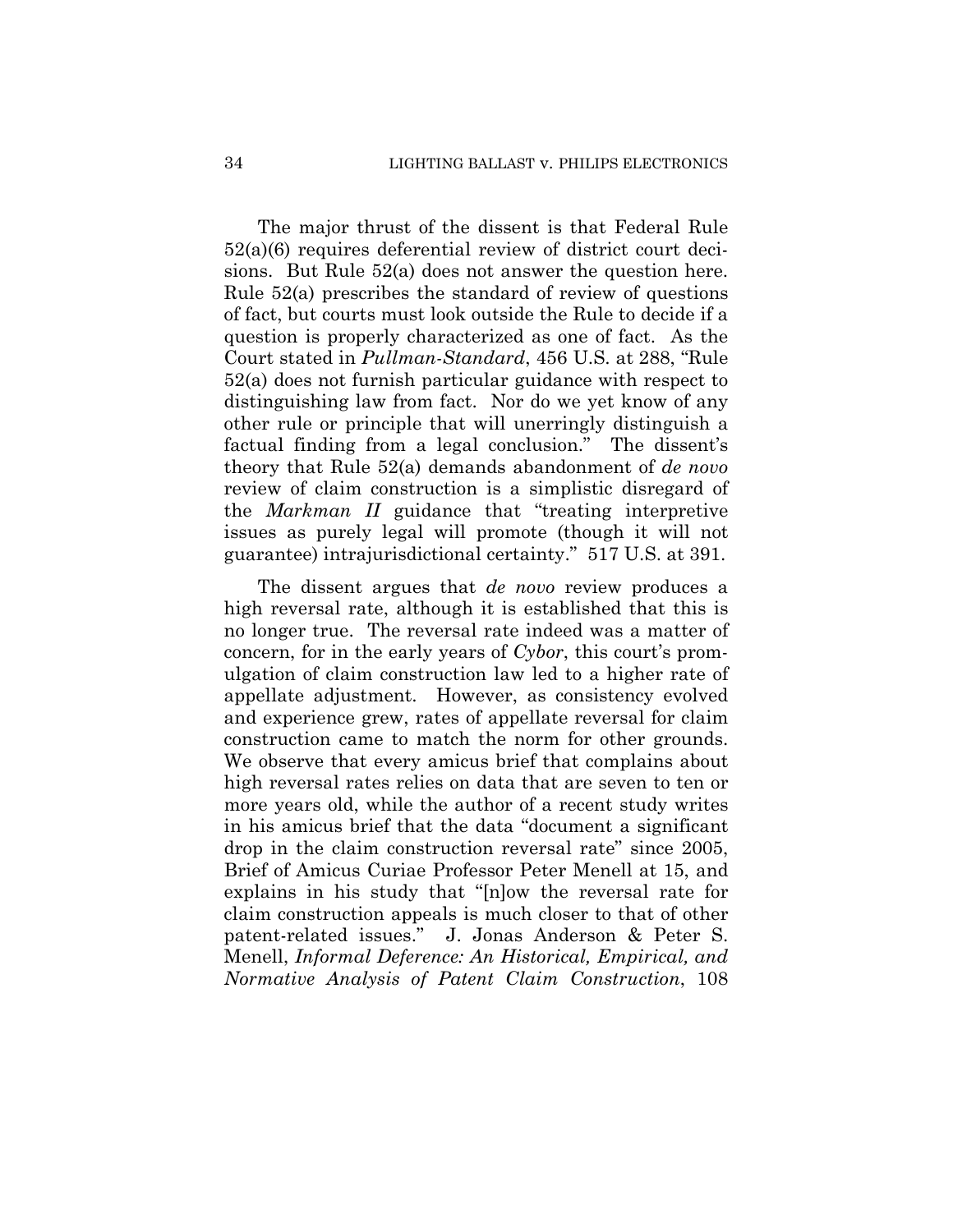The major thrust of the dissent is that Federal Rule 52(a)(6) requires deferential review of district court decisions. But Rule 52(a) does not answer the question here. Rule 52(a) prescribes the standard of review of questions of fact, but courts must look outside the Rule to decide if a question is properly characterized as one of fact. As the Court stated in *Pullman-Standard*, 456 U.S. at 288, "Rule 52(a) does not furnish particular guidance with respect to distinguishing law from fact. Nor do we yet know of any other rule or principle that will unerringly distinguish a factual finding from a legal conclusion." The dissent's theory that Rule 52(a) demands abandonment of *de novo* review of claim construction is a simplistic disregard of the *Markman II* guidance that "treating interpretive issues as purely legal will promote (though it will not guarantee) intrajurisdictional certainty." 517 U.S. at 391.

The dissent argues that *de novo* review produces a high reversal rate, although it is established that this is no longer true. The reversal rate indeed was a matter of concern, for in the early years of *Cybor*, this court's promulgation of claim construction law led to a higher rate of appellate adjustment. However, as consistency evolved and experience grew, rates of appellate reversal for claim construction came to match the norm for other grounds. We observe that every amicus brief that complains about high reversal rates relies on data that are seven to ten or more years old, while the author of a recent study writes in his amicus brief that the data "document a significant drop in the claim construction reversal rate" since 2005, Brief of Amicus Curiae Professor Peter Menell at 15, and explains in his study that "[n]ow the reversal rate for claim construction appeals is much closer to that of other patent-related issues." J. Jonas Anderson & Peter S. Menell, *Informal Deference: An Historical, Empirical, and Normative Analysis of Patent Claim Construction*, 108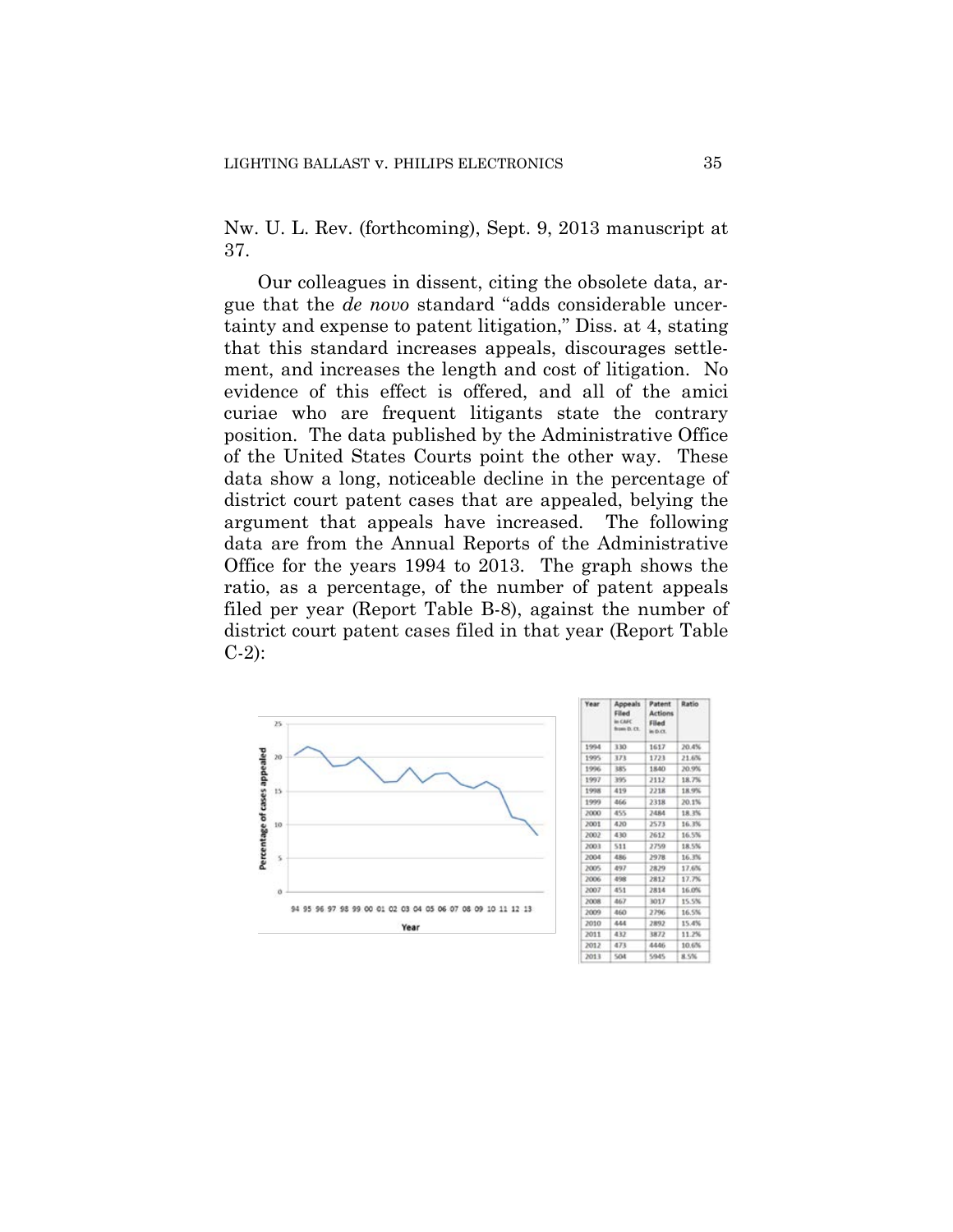Nw. U. L. Rev. (forthcoming), Sept. 9, 2013 manuscript at 37.

Our colleagues in dissent, citing the obsolete data, argue that the *de novo* standard "adds considerable uncertainty and expense to patent litigation," Diss. at 4, stating that this standard increases appeals, discourages settlement, and increases the length and cost of litigation. No evidence of this effect is offered, and all of the amici curiae who are frequent litigants state the contrary position. The data published by the Administrative Office of the United States Courts point the other way. These data show a long, noticeable decline in the percentage of district court patent cases that are appealed, belying the argument that appeals have increased. The following data are from the Annual Reports of the Administrative Office for the years 1994 to 2013. The graph shows the ratio, as a percentage, of the number of patent appeals filed per year (Report Table B-8), against the number of district court patent cases filed in that year (Report Table C-2):

| Year | Appeals Filed in CAFC from D. Ct. | Patent Actions Filed in D.Ct. | Ratio |
|---|---|---|---|
| 1994 | 330 | 1617 | 20.4% |
| 1995 | 373 | 1723 | 21.6% |
| 1996 | 385 | 1840 | 20.9% |
| 1997 | 395 | 2112 | 18.7% |
| 1998 | 419 | 2218 | 18.9% |
| 1999 | 466 | 2318 | 20.1% |
| 2000 | 455 | 2484 | 18.3% |
| 2001 | 420 | 2573 | 16.3% |
| 2002 | 430 | 2612 | 16.5% |
| 2003 | 511 | 2759 | 18.5% |
| 2004 | 486 | 2978 | 16.3% |
| 2005 | 497 | 2829 | 17.6% |
| 2006 | 498 | 2812 | 17.7% |
| 2007 | 451 | 2814 | 16.0% |
| 2008 | 467 | 3017 | 15.5% |
| 2009 | 460 | 2796 | 16.5% |
| 2010 | 444 | 2892 | 15.4% |
| 2011 | 432 | 3872 | 11.2% |
| 2012 | 473 | 4446 | 10.6% |
| 2013 | 504 | 5945 | 8.5% |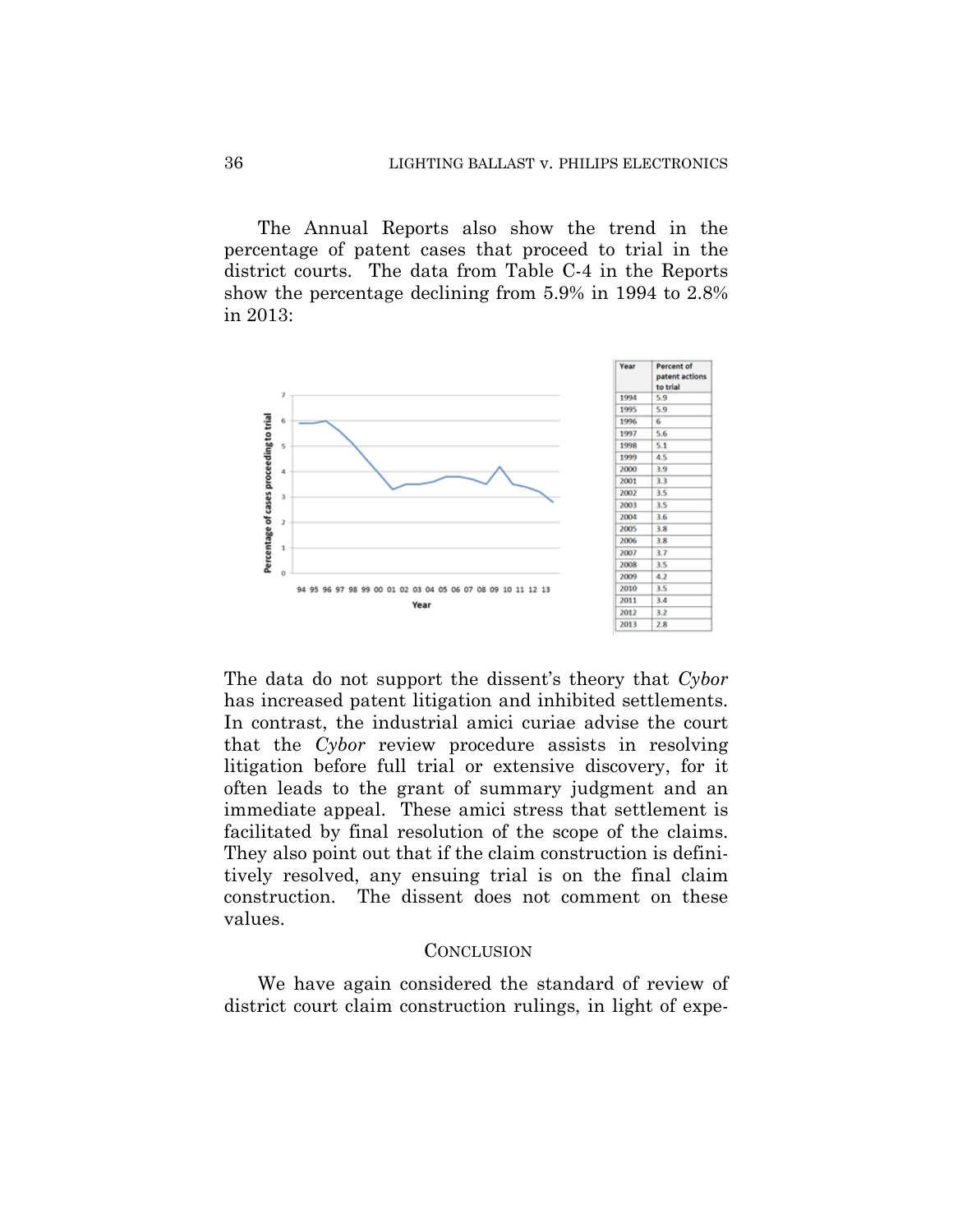The Annual Reports also show the trend in the percentage of patent cases that proceed to trial in the district courts. The data from Table C-4 in the Reports show the percentage declining from 5.9% in 1994 to 2.8% in 2013:

| Year | Percent of patent actions to trial |
|---|---|
| 1994 | 5.9 |
| 1995 | 5.9 |
| 1996 | 6 |
| 1997 | 5.6 |
| 1998 | 5.1 |
| 1999 | 4.5 |
| 2000 | 3.9 |
| 2001 | 3.3 |
| 2002 | 3.5 |
| 2003 | 3.5 |
| 2004 | 3.6 |
| 2005 | 3.8 |
| 2006 | 3.8 |
| 2007 | 3.7 |
| 2008 | 3.5 |
| 2009 | 4.2 |
| 2010 | 3.5 |
| 2011 | 3.4 |
| 2012 | 3.2 |
| 2013 | 2.8 |

The data do not support the dissent's theory that *Cybor* has increased patent litigation and inhibited settlements. In contrast, the industrial amici curiae advise the court that the *Cybor* review procedure assists in resolving litigation before full trial or extensive discovery, for it often leads to the grant of summary judgment and an immediate appeal. These amici stress that settlement is facilitated by final resolution of the scope of the claims. They also point out that if the claim construction is definitively resolved, any ensuing trial is on the final claim construction. The dissent does not comment on these values.

## CONCLUSION

We have again considered the standard of review of district court claim construction rulings, in light of expe-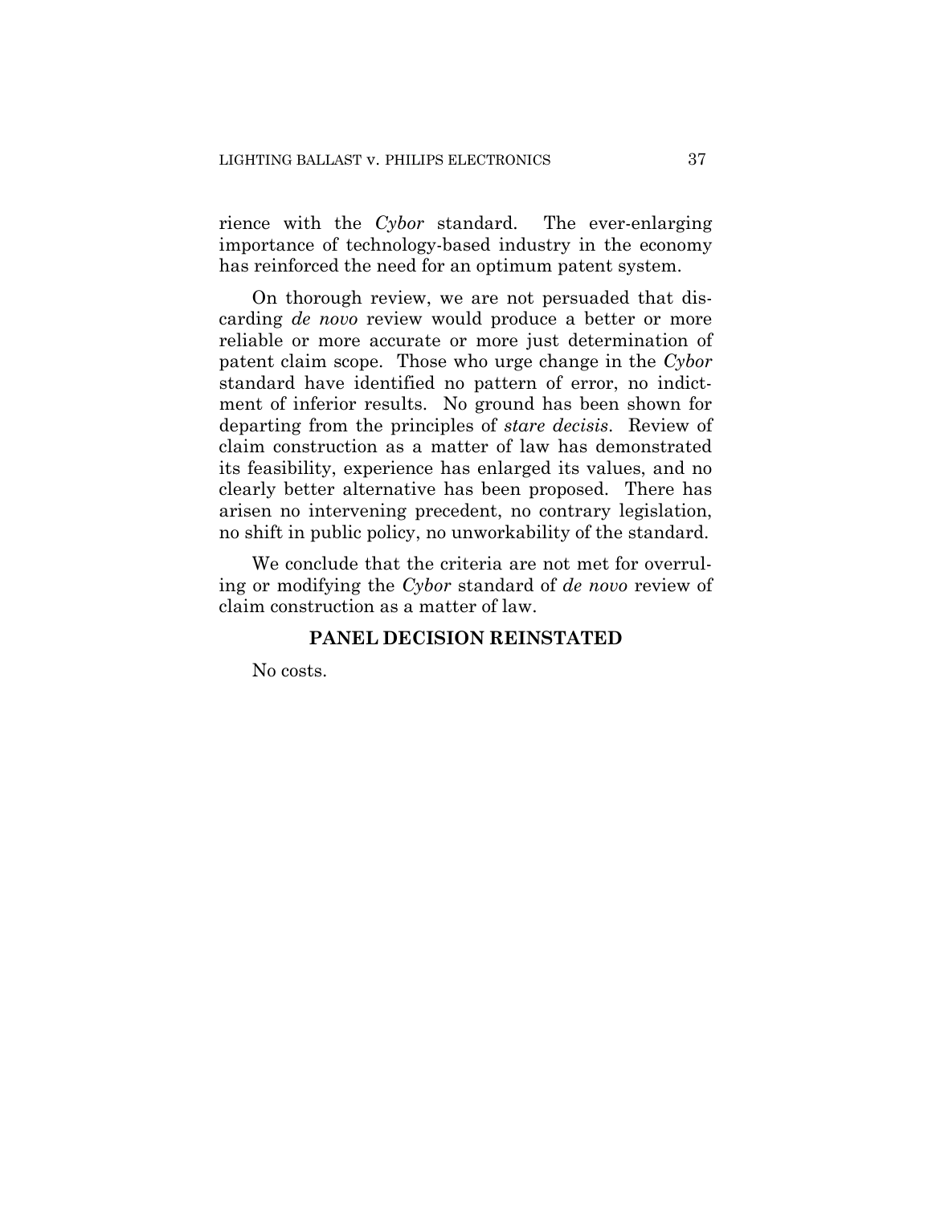rience with the *Cybor* standard. The ever-enlarging importance of technology-based industry in the economy has reinforced the need for an optimum patent system.

On thorough review, we are not persuaded that discarding *de novo* review would produce a better or more reliable or more accurate or more just determination of patent claim scope. Those who urge change in the *Cybor* standard have identified no pattern of error, no indictment of inferior results. No ground has been shown for departing from the principles of *stare decisis*. Review of claim construction as a matter of law has demonstrated its feasibility, experience has enlarged its values, and no clearly better alternative has been proposed. There has arisen no intervening precedent, no contrary legislation, no shift in public policy, no unworkability of the standard.

We conclude that the criteria are not met for overruling or modifying the *Cybor* standard of *de novo* review of claim construction as a matter of law.

**PANEL DECISION REINSTATED**

No costs.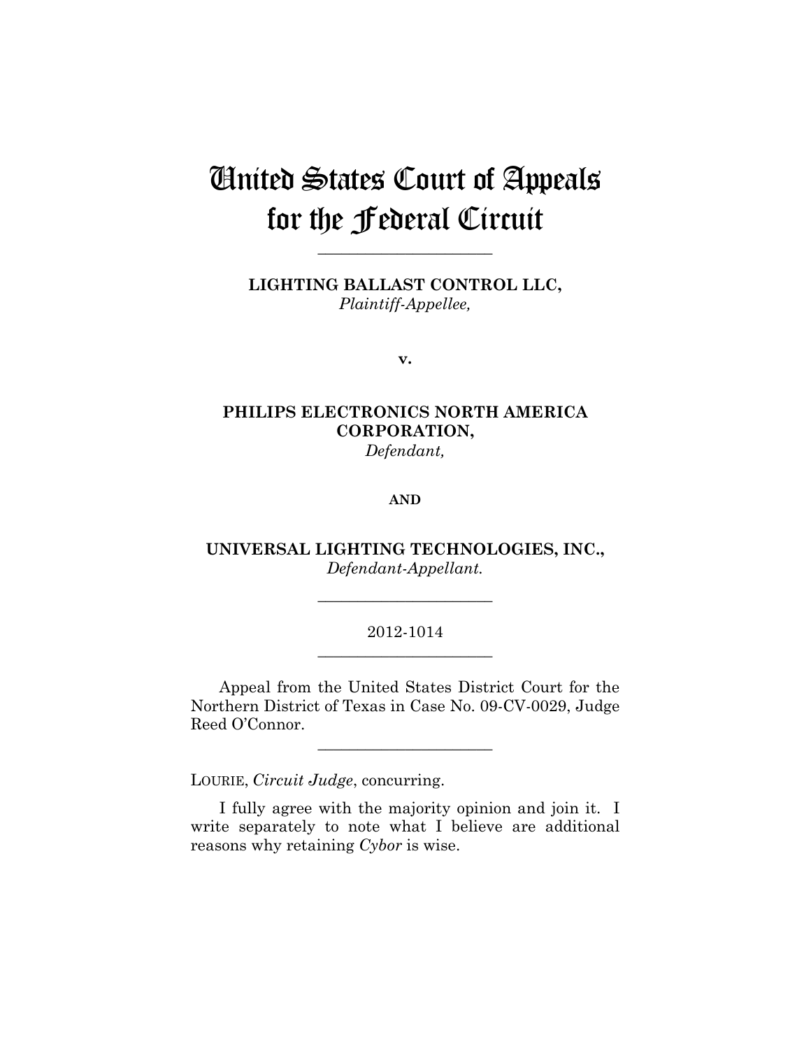# United States Court of Appeals for the Federal Circuit

---

**LIGHTING BALLAST CONTROL LLC,**
*Plaintiff-Appellee,*

**v.**

**PHILIPS ELECTRONICS NORTH AMERICA CORPORATION,**
*Defendant,*

**AND**

**UNIVERSAL LIGHTING TECHNOLOGIES, INC.,**
*Defendant-Appellant.*

---

2012-1014

---

Appeal from the United States District Court for the Northern District of Texas in Case No. 09-CV-0029, Judge Reed O'Connor.

---

LOURIE, *Circuit Judge*, concurring.

I fully agree with the majority opinion and join it. I write separately to note what I believe are additional reasons why retaining *Cybor* is wise.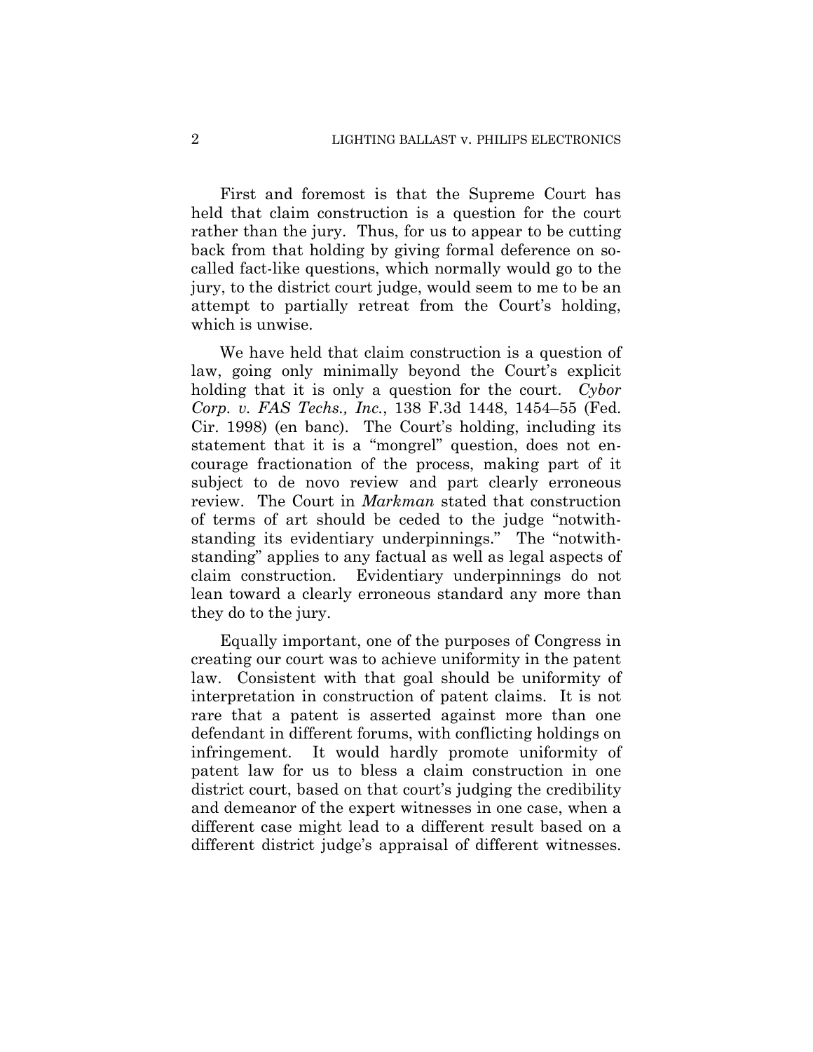First and foremost is that the Supreme Court has held that claim construction is a question for the court rather than the jury. Thus, for us to appear to be cutting back from that holding by giving formal deference on so-called fact-like questions, which normally would go to the jury, to the district court judge, would seem to me to be an attempt to partially retreat from the Court's holding, which is unwise.

We have held that claim construction is a question of law, going only minimally beyond the Court's explicit holding that it is only a question for the court. *Cybor Corp. v. FAS Techs., Inc.*, 138 F.3d 1448, 1454–55 (Fed. Cir. 1998) (en banc). The Court's holding, including its statement that it is a "mongrel" question, does not encourage fractionation of the process, making part of it subject to de novo review and part clearly erroneous review. The Court in *Markman* stated that construction of terms of art should be ceded to the judge "notwithstanding its evidentiary underpinnings." The "notwithstanding" applies to any factual as well as legal aspects of claim construction. Evidentiary underpinnings do not lean toward a clearly erroneous standard any more than they do to the jury.

Equally important, one of the purposes of Congress in creating our court was to achieve uniformity in the patent law. Consistent with that goal should be uniformity of interpretation in construction of patent claims. It is not rare that a patent is asserted against more than one defendant in different forums, with conflicting holdings on infringement. It would hardly promote uniformity of patent law for us to bless a claim construction in one district court, based on that court's judging the credibility and demeanor of the expert witnesses in one case, when a different case might lead to a different result based on a different district judge's appraisal of different witnesses.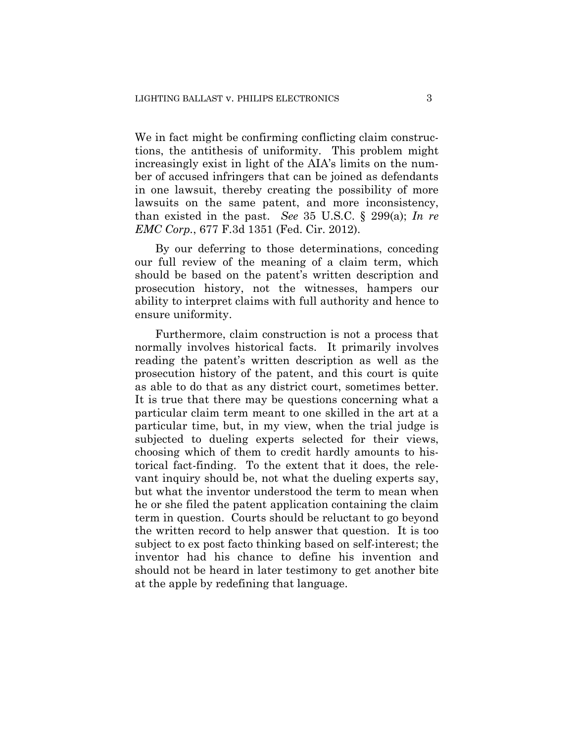We in fact might be confirming conflicting claim constructions, the antithesis of uniformity. This problem might increasingly exist in light of the AIA's limits on the number of accused infringers that can be joined as defendants in one lawsuit, thereby creating the possibility of more lawsuits on the same patent, and more inconsistency, than existed in the past. *See* 35 U.S.C. § 299(a); *In re EMC Corp.*, 677 F.3d 1351 (Fed. Cir. 2012).

By our deferring to those determinations, conceding our full review of the meaning of a claim term, which should be based on the patent's written description and prosecution history, not the witnesses, hampers our ability to interpret claims with full authority and hence to ensure uniformity.

Furthermore, claim construction is not a process that normally involves historical facts. It primarily involves reading the patent's written description as well as the prosecution history of the patent, and this court is quite as able to do that as any district court, sometimes better. It is true that there may be questions concerning what a particular claim term meant to one skilled in the art at a particular time, but, in my view, when the trial judge is subjected to dueling experts selected for their views, choosing which of them to credit hardly amounts to historical fact-finding. To the extent that it does, the relevant inquiry should be, not what the dueling experts say, but what the inventor understood the term to mean when he or she filed the patent application containing the claim term in question. Courts should be reluctant to go beyond the written record to help answer that question. It is too subject to ex post facto thinking based on self-interest; the inventor had his chance to define his invention and should not be heard in later testimony to get another bite at the apple by redefining that language.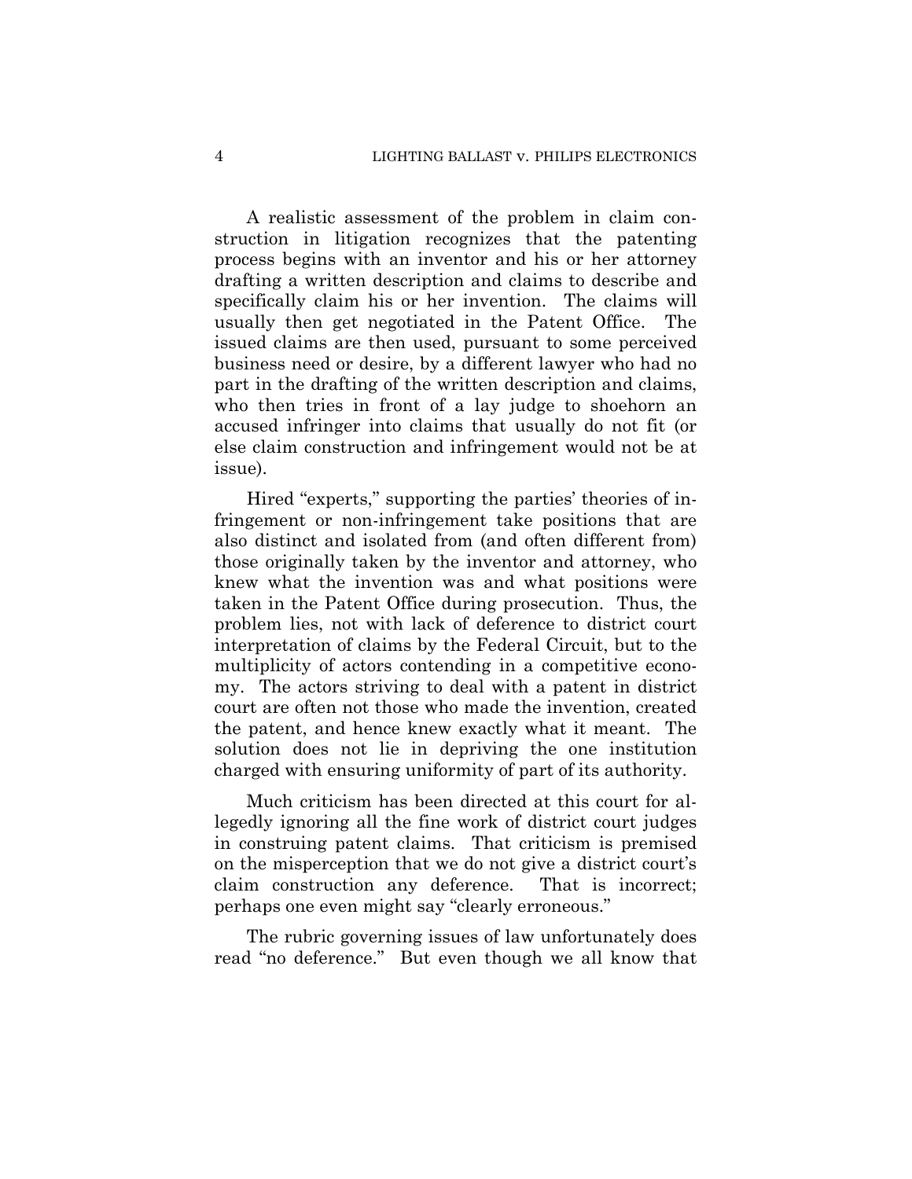A realistic assessment of the problem in claim construction in litigation recognizes that the patenting process begins with an inventor and his or her attorney drafting a written description and claims to describe and specifically claim his or her invention. The claims will usually then get negotiated in the Patent Office. The issued claims are then used, pursuant to some perceived business need or desire, by a different lawyer who had no part in the drafting of the written description and claims, who then tries in front of a lay judge to shoehorn an accused infringer into claims that usually do not fit (or else claim construction and infringement would not be at issue).

Hired "experts," supporting the parties' theories of infringement or non-infringement take positions that are also distinct and isolated from (and often different from) those originally taken by the inventor and attorney, who knew what the invention was and what positions were taken in the Patent Office during prosecution. Thus, the problem lies, not with lack of deference to district court interpretation of claims by the Federal Circuit, but to the multiplicity of actors contending in a competitive economy. The actors striving to deal with a patent in district court are often not those who made the invention, created the patent, and hence knew exactly what it meant. The solution does not lie in depriving the one institution charged with ensuring uniformity of part of its authority.

Much criticism has been directed at this court for allegedly ignoring all the fine work of district court judges in construing patent claims. That criticism is premised on the misperception that we do not give a district court's claim construction any deference. That is incorrect; perhaps one even might say "clearly erroneous."

The rubric governing issues of law unfortunately does read "no deference." But even though we all know that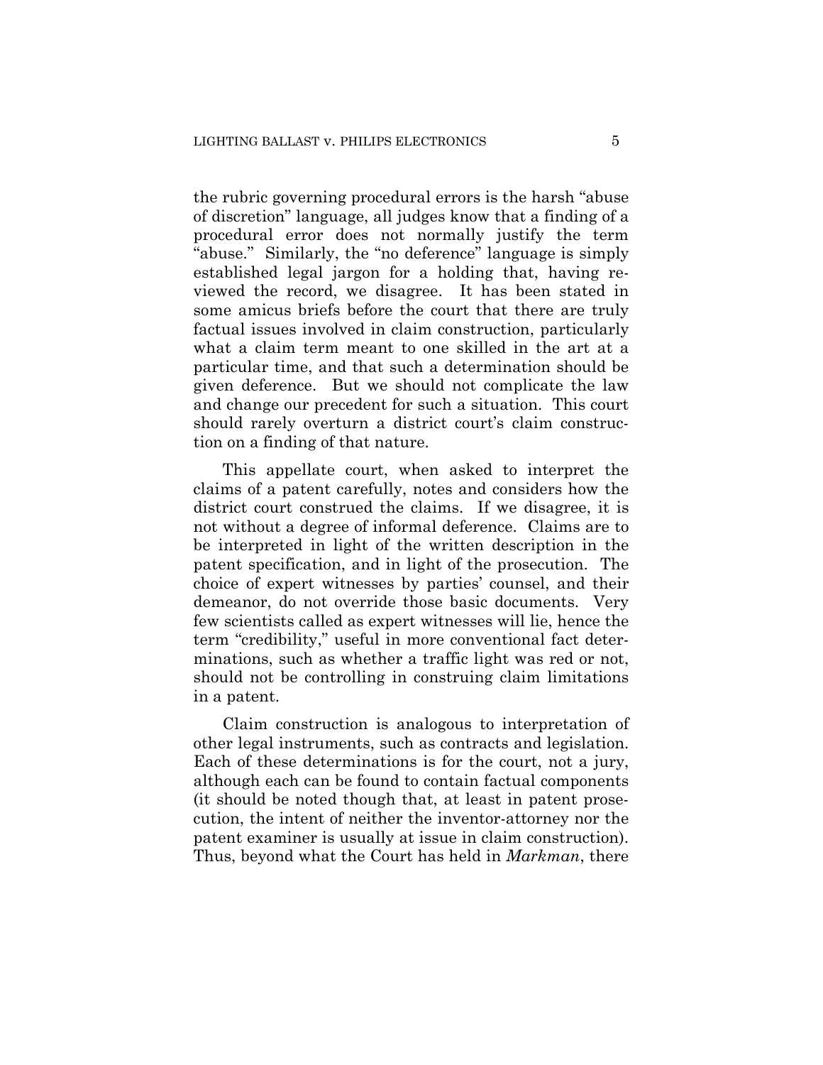the rubric governing procedural errors is the harsh "abuse of discretion" language, all judges know that a finding of a procedural error does not normally justify the term "abuse." Similarly, the "no deference" language is simply established legal jargon for a holding that, having reviewed the record, we disagree. It has been stated in some amicus briefs before the court that there are truly factual issues involved in claim construction, particularly what a claim term meant to one skilled in the art at a particular time, and that such a determination should be given deference. But we should not complicate the law and change our precedent for such a situation. This court should rarely overturn a district court's claim construction on a finding of that nature.

This appellate court, when asked to interpret the claims of a patent carefully, notes and considers how the district court construed the claims. If we disagree, it is not without a degree of informal deference. Claims are to be interpreted in light of the written description in the patent specification, and in light of the prosecution. The choice of expert witnesses by parties' counsel, and their demeanor, do not override those basic documents. Very few scientists called as expert witnesses will lie, hence the term "credibility," useful in more conventional fact determinations, such as whether a traffic light was red or not, should not be controlling in construing claim limitations in a patent.

Claim construction is analogous to interpretation of other legal instruments, such as contracts and legislation. Each of these determinations is for the court, not a jury, although each can be found to contain factual components (it should be noted though that, at least in patent prosecution, the intent of neither the inventor-attorney nor the patent examiner is usually at issue in claim construction). Thus, beyond what the Court has held in *Markman*, there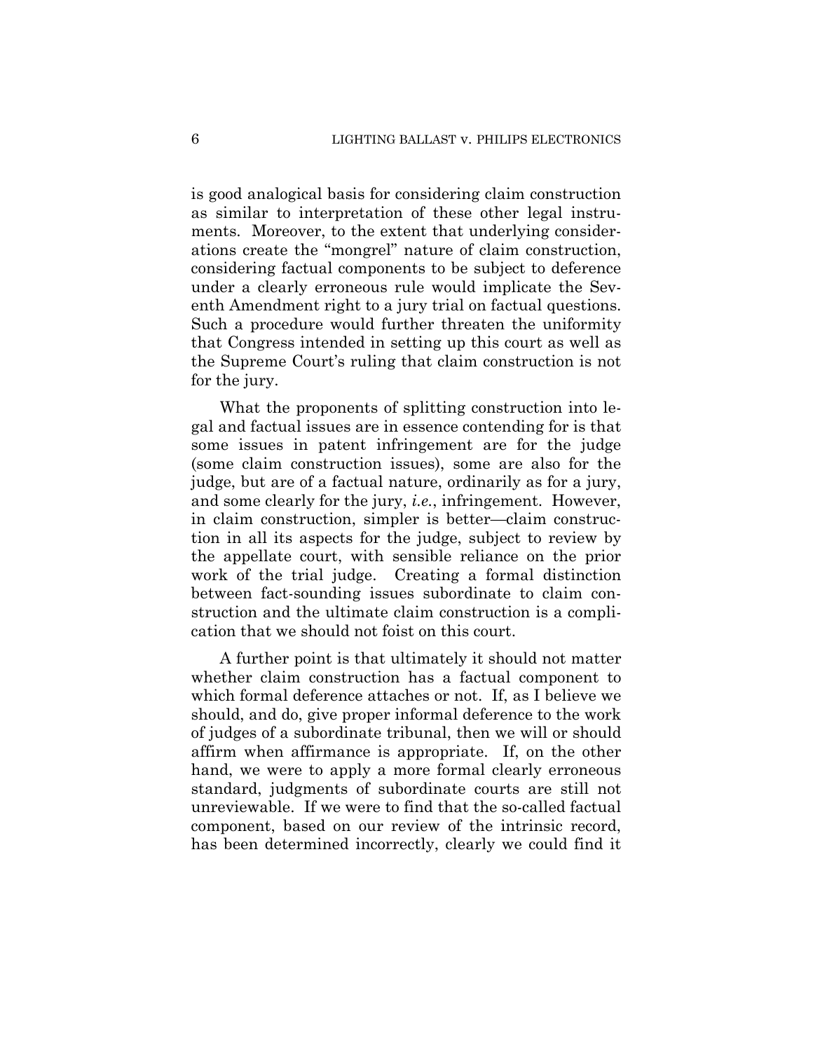is good analogical basis for considering claim construction as similar to interpretation of these other legal instruments. Moreover, to the extent that underlying considerations create the "mongrel" nature of claim construction, considering factual components to be subject to deference under a clearly erroneous rule would implicate the Seventh Amendment right to a jury trial on factual questions. Such a procedure would further threaten the uniformity that Congress intended in setting up this court as well as the Supreme Court's ruling that claim construction is not for the jury.

What the proponents of splitting construction into legal and factual issues are in essence contending for is that some issues in patent infringement are for the judge (some claim construction issues), some are also for the judge, but are of a factual nature, ordinarily as for a jury, and some clearly for the jury, *i.e.*, infringement. However, in claim construction, simpler is better—claim construction in all its aspects for the judge, subject to review by the appellate court, with sensible reliance on the prior work of the trial judge. Creating a formal distinction between fact-sounding issues subordinate to claim construction and the ultimate claim construction is a complication that we should not foist on this court.

A further point is that ultimately it should not matter whether claim construction has a factual component to which formal deference attaches or not. If, as I believe we should, and do, give proper informal deference to the work of judges of a subordinate tribunal, then we will or should affirm when affirmance is appropriate. If, on the other hand, we were to apply a more formal clearly erroneous standard, judgments of subordinate courts are still not unreviewable. If we were to find that the so-called factual component, based on our review of the intrinsic record, has been determined incorrectly, clearly we could find it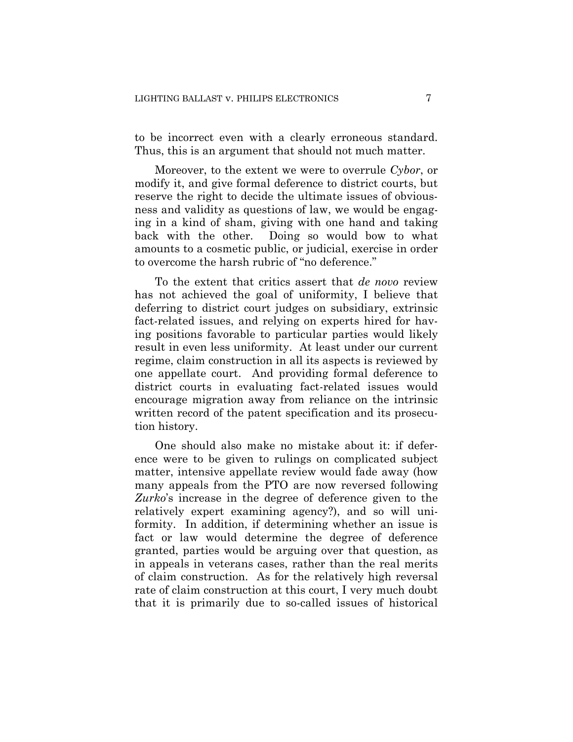to be incorrect even with a clearly erroneous standard. Thus, this is an argument that should not much matter.

Moreover, to the extent we were to overrule *Cybor*, or modify it, and give formal deference to district courts, but reserve the right to decide the ultimate issues of obviousness and validity as questions of law, we would be engaging in a kind of sham, giving with one hand and taking back with the other. Doing so would bow to what amounts to a cosmetic public, or judicial, exercise in order to overcome the harsh rubric of "no deference."

To the extent that critics assert that *de novo* review has not achieved the goal of uniformity, I believe that deferring to district court judges on subsidiary, extrinsic fact-related issues, and relying on experts hired for having positions favorable to particular parties would likely result in even less uniformity. At least under our current regime, claim construction in all its aspects is reviewed by one appellate court. And providing formal deference to district courts in evaluating fact-related issues would encourage migration away from reliance on the intrinsic written record of the patent specification and its prosecution history.

One should also make no mistake about it: if deference were to be given to rulings on complicated subject matter, intensive appellate review would fade away (how many appeals from the PTO are now reversed following *Zurko*'s increase in the degree of deference given to the relatively expert examining agency?), and so will uniformity. In addition, if determining whether an issue is fact or law would determine the degree of deference granted, parties would be arguing over that question, as in appeals in veterans cases, rather than the real merits of claim construction. As for the relatively high reversal rate of claim construction at this court, I very much doubt that it is primarily due to so-called issues of historical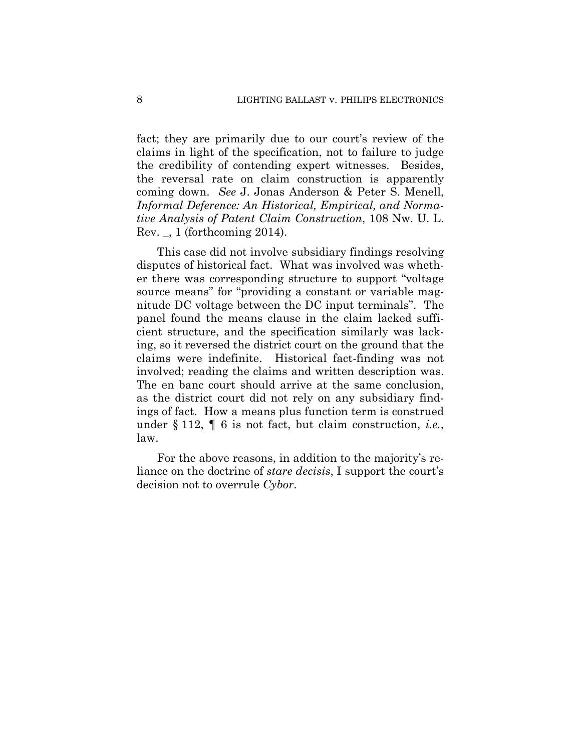fact; they are primarily due to our court's review of the claims in light of the specification, not to failure to judge the credibility of contending expert witnesses. Besides, the reversal rate on claim construction is apparently coming down. *See* J. Jonas Anderson & Peter S. Menell, *Informal Deference: An Historical, Empirical, and Normative Analysis of Patent Claim Construction*, 108 Nw. U. L. Rev. _, 1 (forthcoming 2014).

This case did not involve subsidiary findings resolving disputes of historical fact. What was involved was whether there was corresponding structure to support "voltage source means" for "providing a constant or variable magnitude DC voltage between the DC input terminals". The panel found the means clause in the claim lacked sufficient structure, and the specification similarly was lacking, so it reversed the district court on the ground that the claims were indefinite. Historical fact-finding was not involved; reading the claims and written description was. The en banc court should arrive at the same conclusion, as the district court did not rely on any subsidiary findings of fact. How a means plus function term is construed under § 112, ¶ 6 is not fact, but claim construction, *i.e.*, law.

For the above reasons, in addition to the majority's reliance on the doctrine of *stare decisis*, I support the court's decision not to overrule *Cybor*.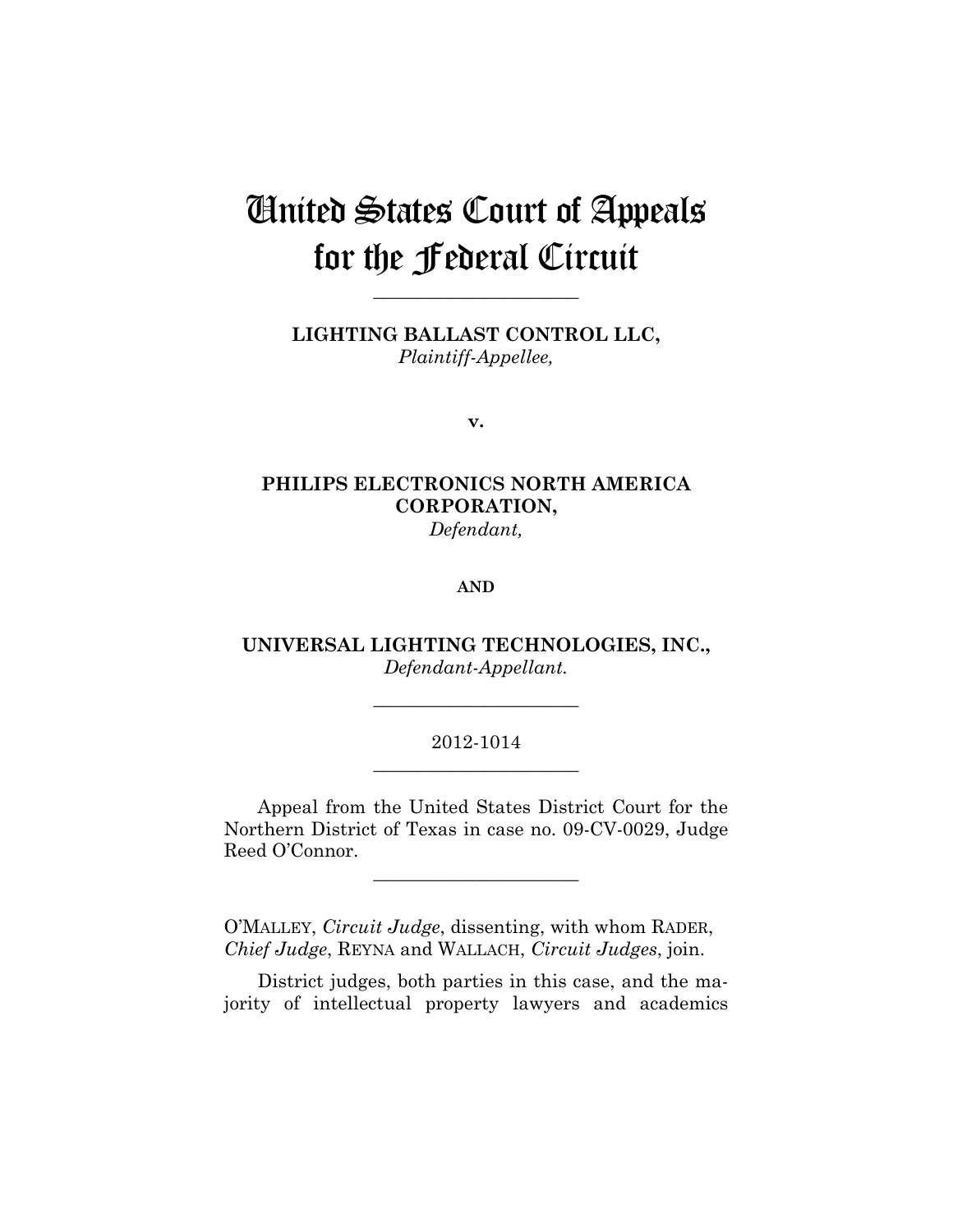# United States Court of Appeals for the Federal Circuit

---

**LIGHTING BALLAST CONTROL LLC,**
*Plaintiff-Appellee,*

**v.**

**PHILIPS ELECTRONICS NORTH AMERICA CORPORATION,**
*Defendant,*

**AND**

**UNIVERSAL LIGHTING TECHNOLOGIES, INC.,**
*Defendant-Appellant.*

---

2012-1014

---

Appeal from the United States District Court for the Northern District of Texas in case no. 09-CV-0029, Judge Reed O'Connor.

---

O'MALLEY, *Circuit Judge*, dissenting, with whom RADER, *Chief Judge*, REYNA and WALLACH, *Circuit Judges*, join.

District judges, both parties in this case, and the majority of intellectual property lawyers and academics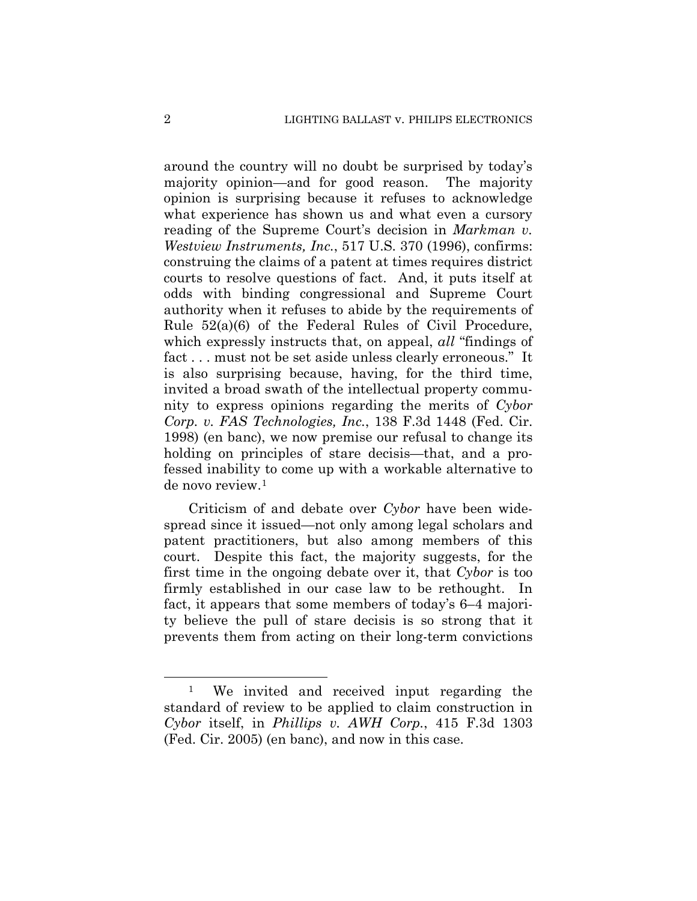around the country will no doubt be surprised by today's majority opinion—and for good reason. The majority opinion is surprising because it refuses to acknowledge what experience has shown us and what even a cursory reading of the Supreme Court's decision in *Markman v. Westview Instruments, Inc.*, 517 U.S. 370 (1996), confirms: construing the claims of a patent at times requires district courts to resolve questions of fact. And, it puts itself at odds with binding congressional and Supreme Court authority when it refuses to abide by the requirements of Rule 52(a)(6) of the Federal Rules of Civil Procedure, which expressly instructs that, on appeal, *all* "findings of fact . . . must not be set aside unless clearly erroneous." It is also surprising because, having, for the third time, invited a broad swath of the intellectual property community to express opinions regarding the merits of *Cybor Corp. v. FAS Technologies, Inc.*, 138 F.3d 1448 (Fed. Cir. 1998) (en banc), we now premise our refusal to change its holding on principles of stare decisis—that, and a professed inability to come up with a workable alternative to de novo review.[1]

Criticism of and debate over *Cybor* have been widespread since it issued—not only among legal scholars and patent practitioners, but also among members of this court. Despite this fact, the majority suggests, for the first time in the ongoing debate over it, that *Cybor* is too firmly established in our case law to be rethought. In fact, it appears that some members of today's 6–4 majority believe the pull of stare decisis is so strong that it prevents them from acting on their long-term convictions

---

[1] We invited and received input regarding the standard of review to be applied to claim construction in *Cybor* itself, in *Phillips v. AWH Corp.*, 415 F.3d 1303 (Fed. Cir. 2005) (en banc), and now in this case.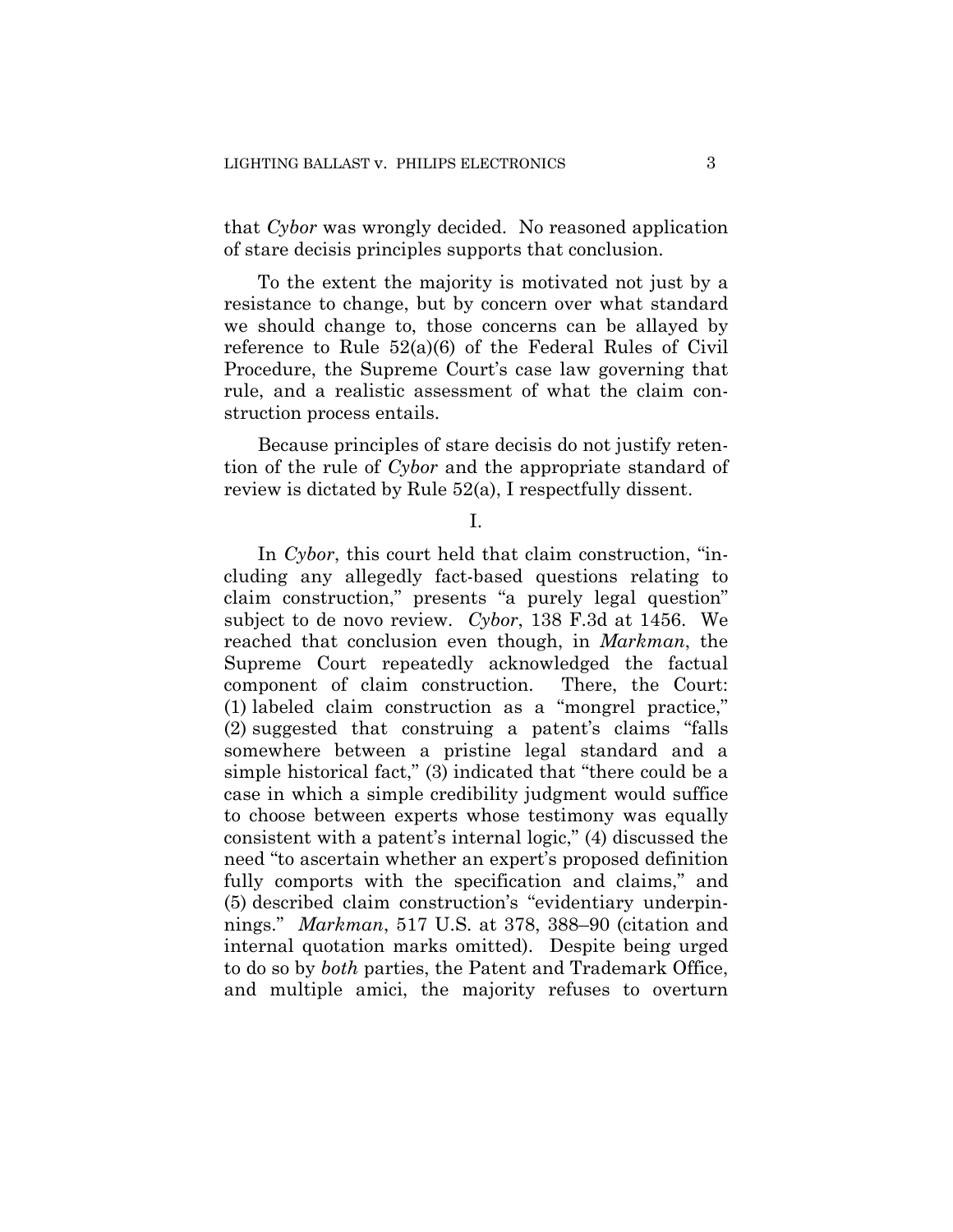that *Cybor* was wrongly decided. No reasoned application of stare decisis principles supports that conclusion.

To the extent the majority is motivated not just by a resistance to change, but by concern over what standard we should change to, those concerns can be allayed by reference to Rule 52(a)(6) of the Federal Rules of Civil Procedure, the Supreme Court's case law governing that rule, and a realistic assessment of what the claim construction process entails.

Because principles of stare decisis do not justify retention of the rule of *Cybor* and the appropriate standard of review is dictated by Rule 52(a), I respectfully dissent.

I.

In *Cybor*, this court held that claim construction, "including any allegedly fact-based questions relating to claim construction," presents "a purely legal question" subject to de novo review. *Cybor*, 138 F.3d at 1456. We reached that conclusion even though, in *Markman*, the Supreme Court repeatedly acknowledged the factual component of claim construction. There, the Court: (1) labeled claim construction as a "mongrel practice," (2) suggested that construing a patent's claims "falls somewhere between a pristine legal standard and a simple historical fact," (3) indicated that "there could be a case in which a simple credibility judgment would suffice to choose between experts whose testimony was equally consistent with a patent's internal logic," (4) discussed the need "to ascertain whether an expert's proposed definition fully comports with the specification and claims," and (5) described claim construction's "evidentiary underpinnings." *Markman*, 517 U.S. at 378, 388–90 (citation and internal quotation marks omitted). Despite being urged to do so by *both* parties, the Patent and Trademark Office, and multiple amici, the majority refuses to overturn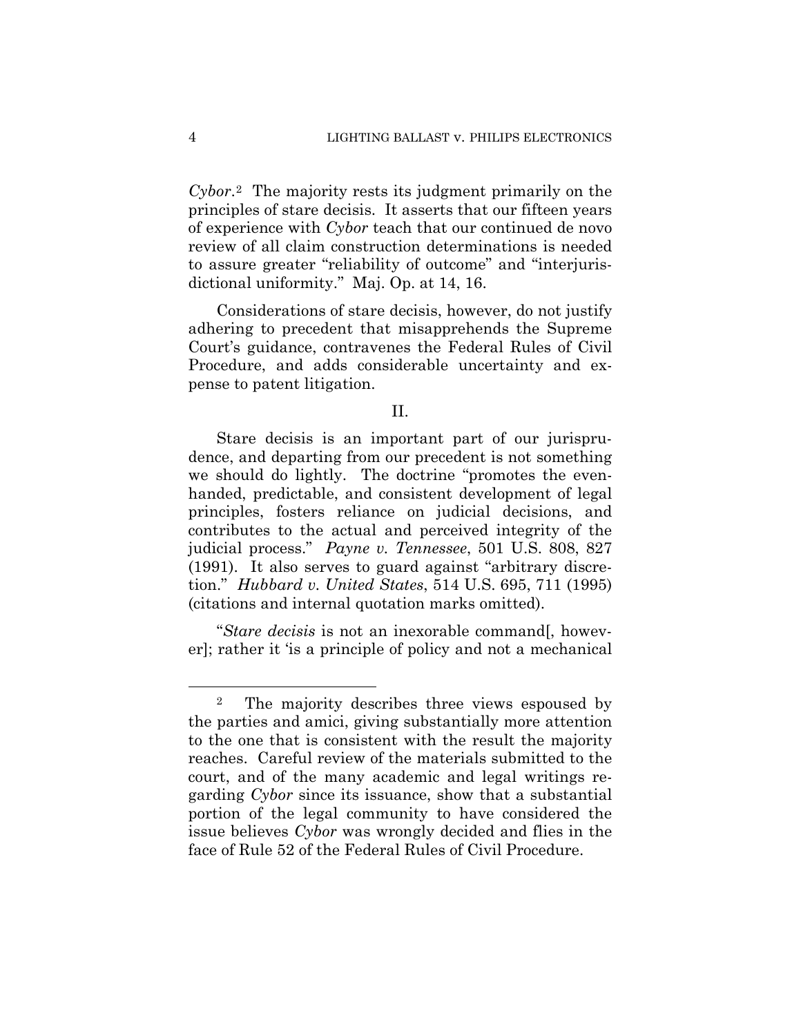*Cybor*.[2] The majority rests its judgment primarily on the principles of stare decisis. It asserts that our fifteen years of experience with *Cybor* teach that our continued de novo review of all claim construction determinations is needed to assure greater "reliability of outcome" and "interjurisdictional uniformity." Maj. Op. at 14, 16.

Considerations of stare decisis, however, do not justify adhering to precedent that misapprehends the Supreme Court's guidance, contravenes the Federal Rules of Civil Procedure, and adds considerable uncertainty and expense to patent litigation.

II.

Stare decisis is an important part of our jurisprudence, and departing from our precedent is not something we should do lightly. The doctrine "promotes the evenhanded, predictable, and consistent development of legal principles, fosters reliance on judicial decisions, and contributes to the actual and perceived integrity of the judicial process." *Payne v. Tennessee*, 501 U.S. 808, 827 (1991). It also serves to guard against "arbitrary discretion." *Hubbard v. United States*, 514 U.S. 695, 711 (1995) (citations and internal quotation marks omitted).

"*Stare decisis* is not an inexorable command[, however]; rather it 'is a principle of policy and not a mechanical

[2] The majority describes three views espoused by the parties and amici, giving substantially more attention to the one that is consistent with the result the majority reaches. Careful review of the materials submitted to the court, and of the many academic and legal writings regarding *Cybor* since its issuance, show that a substantial portion of the legal community to have considered the issue believes *Cybor* was wrongly decided and flies in the face of Rule 52 of the Federal Rules of Civil Procedure.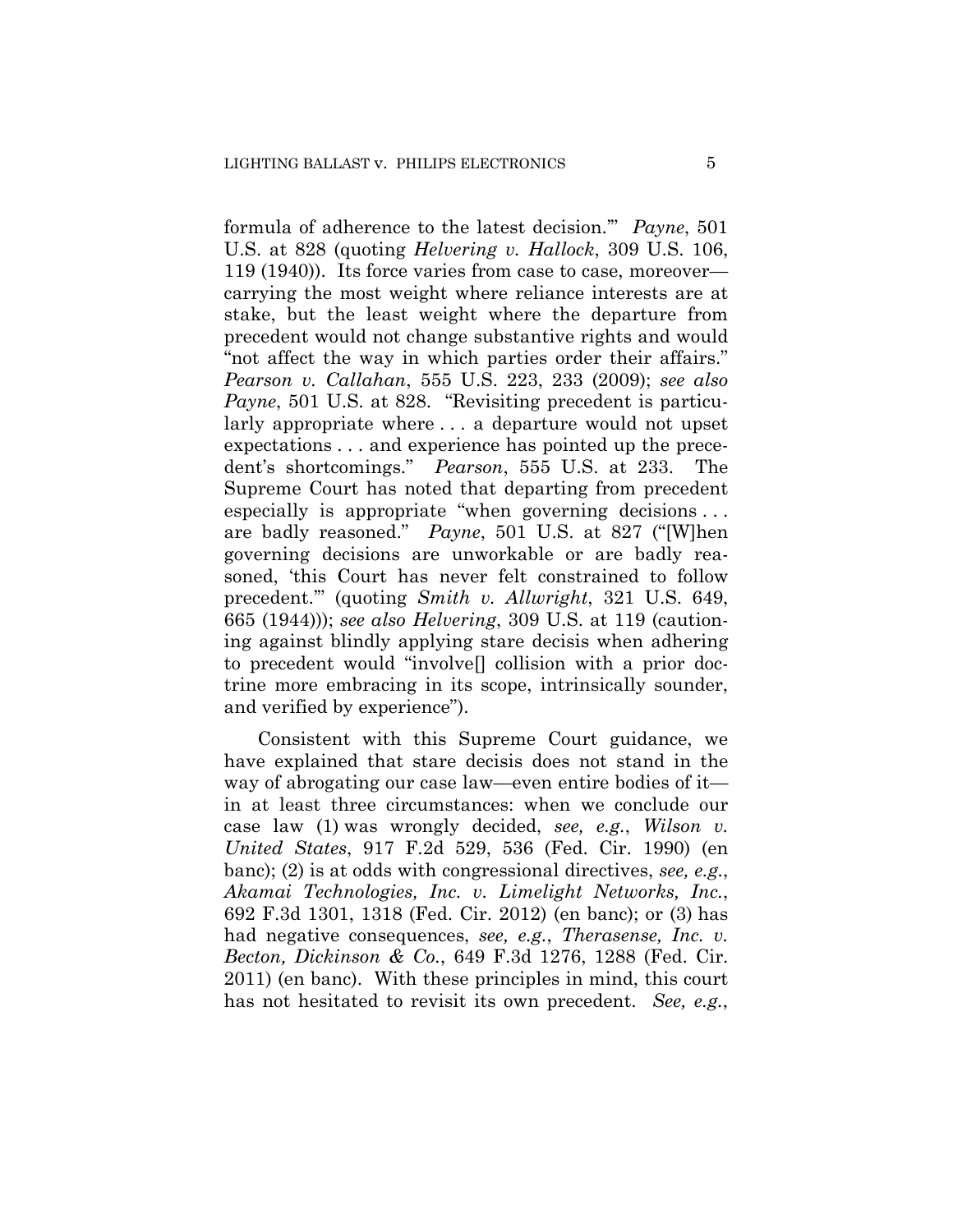formula of adherence to the latest decision.'" *Payne*, 501 U.S. at 828 (quoting *Helvering v. Hallock*, 309 U.S. 106, 119 (1940)). Its force varies from case to case, moreover—carrying the most weight where reliance interests are at stake, but the least weight where the departure from precedent would not change substantive rights and would "not affect the way in which parties order their affairs." *Pearson v. Callahan*, 555 U.S. 223, 233 (2009); *see also Payne*, 501 U.S. at 828. "Revisiting precedent is particularly appropriate where . . . a departure would not upset expectations . . . and experience has pointed up the precedent's shortcomings." *Pearson*, 555 U.S. at 233. The Supreme Court has noted that departing from precedent especially is appropriate "when governing decisions . . . are badly reasoned." *Payne*, 501 U.S. at 827 ("[W]hen governing decisions are unworkable or are badly reasoned, 'this Court has never felt constrained to follow precedent.'" (quoting *Smith v. Allwright*, 321 U.S. 649, 665 (1944))); *see also Helvering*, 309 U.S. at 119 (cautioning against blindly applying stare decisis when adhering to precedent would "involve[] collision with a prior doctrine more embracing in its scope, intrinsically sounder, and verified by experience").

Consistent with this Supreme Court guidance, we have explained that stare decisis does not stand in the way of abrogating our case law—even entire bodies of it—in at least three circumstances: when we conclude our case law (1) was wrongly decided, *see, e.g.*, *Wilson v. United States*, 917 F.2d 529, 536 (Fed. Cir. 1990) (en banc); (2) is at odds with congressional directives, *see, e.g.*, *Akamai Technologies, Inc. v. Limelight Networks, Inc.*, 692 F.3d 1301, 1318 (Fed. Cir. 2012) (en banc); or (3) has had negative consequences, *see, e.g.*, *Therasense, Inc. v. Becton, Dickinson & Co.*, 649 F.3d 1276, 1288 (Fed. Cir. 2011) (en banc). With these principles in mind, this court has not hesitated to revisit its own precedent. *See, e.g.*,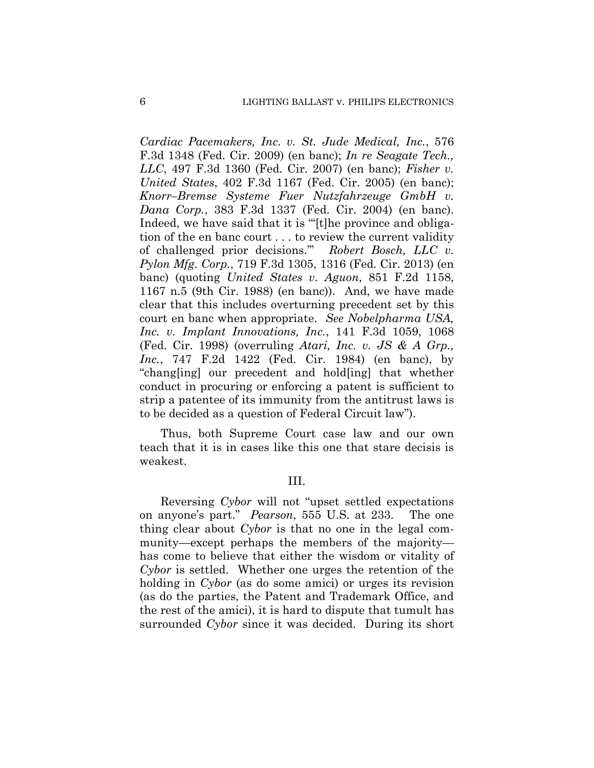*Cardiac Pacemakers, Inc. v. St. Jude Medical, Inc.*, 576 F.3d 1348 (Fed. Cir. 2009) (en banc); *In re Seagate Tech., LLC*, 497 F.3d 1360 (Fed. Cir. 2007) (en banc); *Fisher v. United States*, 402 F.3d 1167 (Fed. Cir. 2005) (en banc); *Knorr–Bremse Systeme Fuer Nutzfahrzeuge GmbH v. Dana Corp.*, 383 F.3d 1337 (Fed. Cir. 2004) (en banc). Indeed, we have said that it is "'[t]he province and obligation of the en banc court . . . to review the current validity of challenged prior decisions.'" *Robert Bosch, LLC v. Pylon Mfg. Corp.*, 719 F.3d 1305, 1316 (Fed. Cir. 2013) (en banc) (quoting *United States v. Aguon*, 851 F.2d 1158, 1167 n.5 (9th Cir. 1988) (en banc)). And, we have made clear that this includes overturning precedent set by this court en banc when appropriate. *See Nobelpharma USA, Inc. v. Implant Innovations, Inc.*, 141 F.3d 1059, 1068 (Fed. Cir. 1998) (overruling *Atari, Inc. v. JS & A Grp., Inc.*, 747 F.2d 1422 (Fed. Cir. 1984) (en banc), by "chang[ing] our precedent and hold[ing] that whether conduct in procuring or enforcing a patent is sufficient to strip a patentee of its immunity from the antitrust laws is to be decided as a question of Federal Circuit law").

Thus, both Supreme Court case law and our own teach that it is in cases like this one that stare decisis is weakest.

## III.

Reversing *Cybor* will not "upset settled expectations on anyone's part." *Pearson*, 555 U.S. at 233. The one thing clear about *Cybor* is that no one in the legal community—except perhaps the members of the majority—has come to believe that either the wisdom or vitality of *Cybor* is settled. Whether one urges the retention of the holding in *Cybor* (as do some amici) or urges its revision (as do the parties, the Patent and Trademark Office, and the rest of the amici), it is hard to dispute that tumult has surrounded *Cybor* since it was decided. During its short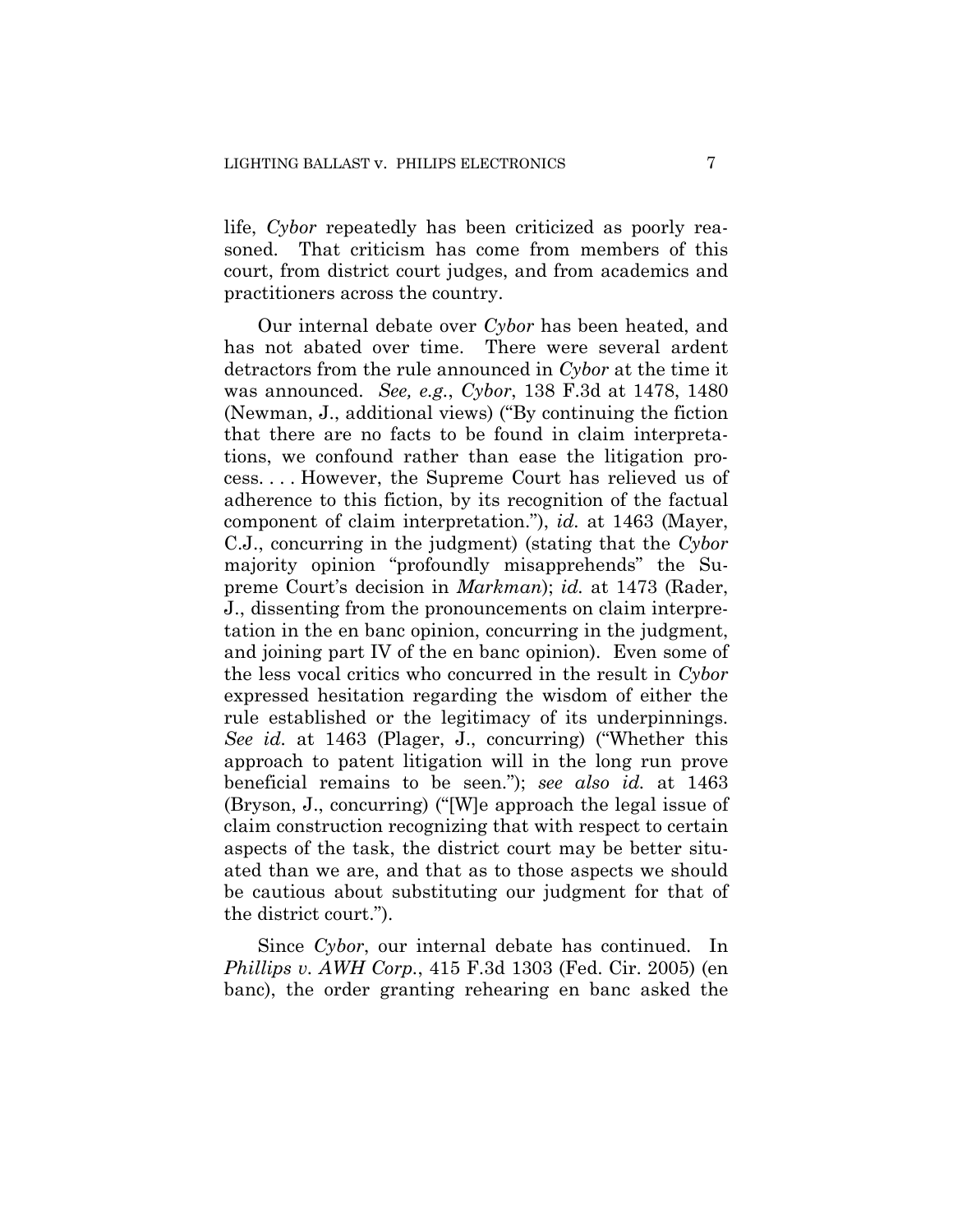life, *Cybor* repeatedly has been criticized as poorly reasoned. That criticism has come from members of this court, from district court judges, and from academics and practitioners across the country.

Our internal debate over *Cybor* has been heated, and has not abated over time. There were several ardent detractors from the rule announced in *Cybor* at the time it was announced. *See, e.g.*, *Cybor*, 138 F.3d at 1478, 1480 (Newman, J., additional views) ("By continuing the fiction that there are no facts to be found in claim interpretations, we confound rather than ease the litigation process. . . . However, the Supreme Court has relieved us of adherence to this fiction, by its recognition of the factual component of claim interpretation."), *id.* at 1463 (Mayer, C.J., concurring in the judgment) (stating that the *Cybor* majority opinion "profoundly misapprehends" the Supreme Court's decision in *Markman*); *id.* at 1473 (Rader, J., dissenting from the pronouncements on claim interpretation in the en banc opinion, concurring in the judgment, and joining part IV of the en banc opinion). Even some of the less vocal critics who concurred in the result in *Cybor* expressed hesitation regarding the wisdom of either the rule established or the legitimacy of its underpinnings. *See id.* at 1463 (Plager, J., concurring) ("Whether this approach to patent litigation will in the long run prove beneficial remains to be seen."); *see also id.* at 1463 (Bryson, J., concurring) ("[W]e approach the legal issue of claim construction recognizing that with respect to certain aspects of the task, the district court may be better situated than we are, and that as to those aspects we should be cautious about substituting our judgment for that of the district court.").

Since *Cybor*, our internal debate has continued. In *Phillips v. AWH Corp.*, 415 F.3d 1303 (Fed. Cir. 2005) (en banc), the order granting rehearing en banc asked the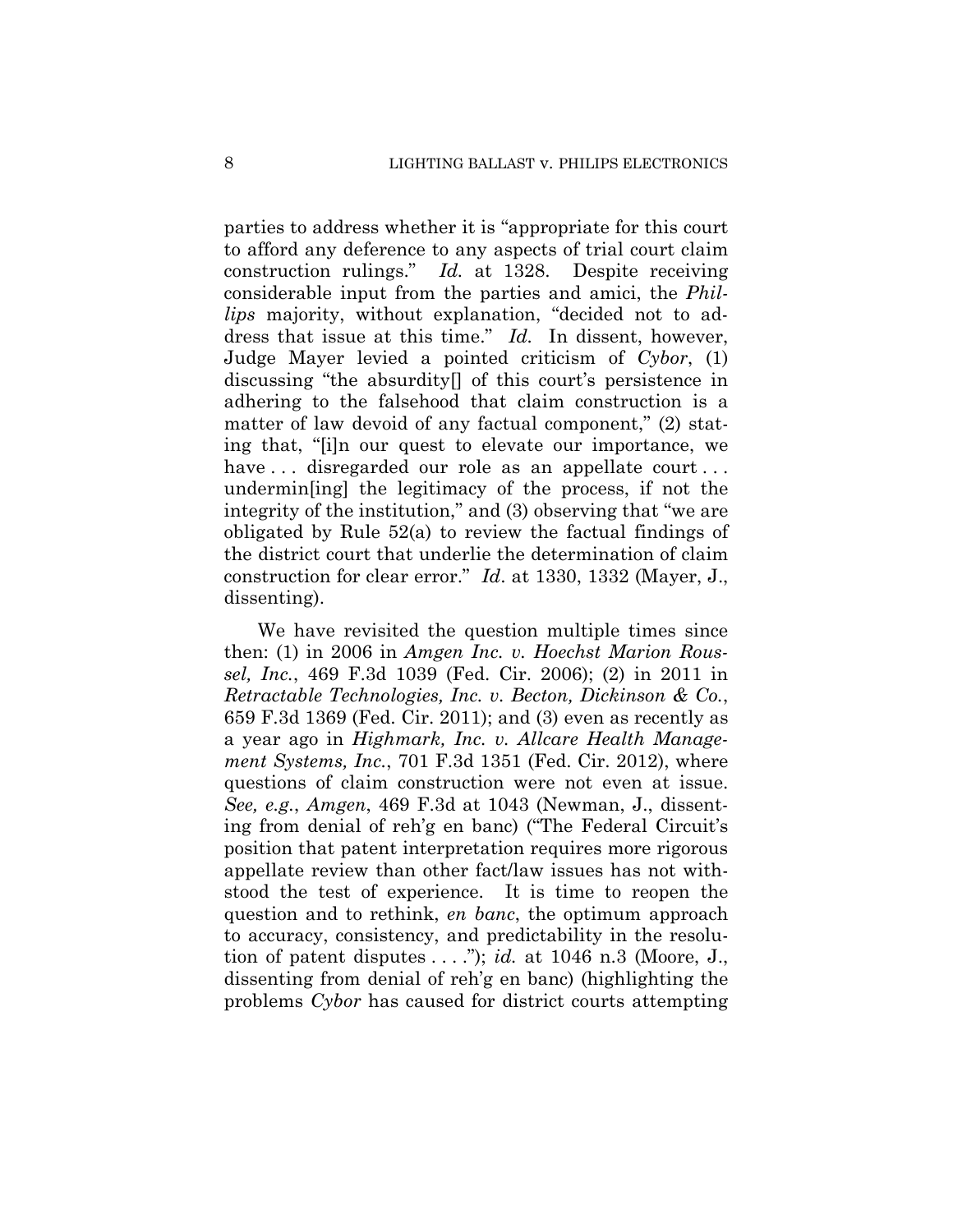parties to address whether it is "appropriate for this court to afford any deference to any aspects of trial court claim construction rulings." *Id.* at 1328. Despite receiving considerable input from the parties and amici, the *Phillips* majority, without explanation, "decided not to address that issue at this time." *Id.* In dissent, however, Judge Mayer levied a pointed criticism of *Cybor*, (1) discussing "the absurdity[] of this court's persistence in adhering to the falsehood that claim construction is a matter of law devoid of any factual component," (2) stating that, "[i]n our quest to elevate our importance, we have . . . disregarded our role as an appellate court . . . undermin[ing] the legitimacy of the process, if not the integrity of the institution," and (3) observing that "we are obligated by Rule 52(a) to review the factual findings of the district court that underlie the determination of claim construction for clear error." *Id*. at 1330, 1332 (Mayer, J., dissenting).

We have revisited the question multiple times since then: (1) in 2006 in *Amgen Inc. v. Hoechst Marion Roussel, Inc.*, 469 F.3d 1039 (Fed. Cir. 2006); (2) in 2011 in *Retractable Technologies, Inc. v. Becton, Dickinson & Co.*, 659 F.3d 1369 (Fed. Cir. 2011); and (3) even as recently as a year ago in *Highmark, Inc. v. Allcare Health Management Systems, Inc.*, 701 F.3d 1351 (Fed. Cir. 2012), where questions of claim construction were not even at issue. *See, e.g.*, *Amgen*, 469 F.3d at 1043 (Newman, J., dissenting from denial of reh'g en banc) ("The Federal Circuit's position that patent interpretation requires more rigorous appellate review than other fact/law issues has not withstood the test of experience. It is time to reopen the question and to rethink, *en banc*, the optimum approach to accuracy, consistency, and predictability in the resolution of patent disputes . . . ."); *id.* at 1046 n.3 (Moore, J., dissenting from denial of reh'g en banc) (highlighting the problems *Cybor* has caused for district courts attempting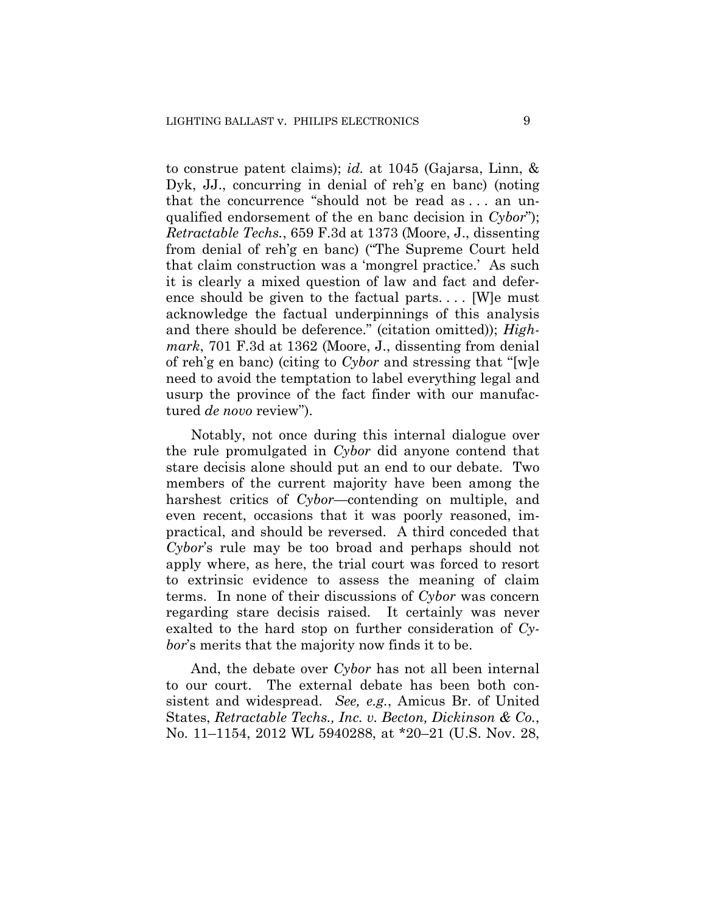to construe patent claims); *id.* at 1045 (Gajarsa, Linn, & Dyk, JJ., concurring in denial of reh'g en banc) (noting that the concurrence "should not be read as . . . an unqualified endorsement of the en banc decision in *Cybor*"); *Retractable Techs.*, 659 F.3d at 1373 (Moore, J., dissenting from denial of reh'g en banc) ("The Supreme Court held that claim construction was a 'mongrel practice.' As such it is clearly a mixed question of law and fact and deference should be given to the factual parts. . . . [W]e must acknowledge the factual underpinnings of this analysis and there should be deference." (citation omitted)); *Highmark*, 701 F.3d at 1362 (Moore, J., dissenting from denial of reh'g en banc) (citing to *Cybor* and stressing that "[w]e need to avoid the temptation to label everything legal and usurp the province of the fact finder with our manufactured *de novo* review").

Notably, not once during this internal dialogue over the rule promulgated in *Cybor* did anyone contend that stare decisis alone should put an end to our debate. Two members of the current majority have been among the harshest critics of *Cybor*—contending on multiple, and even recent, occasions that it was poorly reasoned, impractical, and should be reversed. A third conceded that *Cybor*'s rule may be too broad and perhaps should not apply where, as here, the trial court was forced to resort to extrinsic evidence to assess the meaning of claim terms. In none of their discussions of *Cybor* was concern regarding stare decisis raised. It certainly was never exalted to the hard stop on further consideration of *Cybor*'s merits that the majority now finds it to be.

And, the debate over *Cybor* has not all been internal to our court. The external debate has been both consistent and widespread. *See, e.g.*, Amicus Br. of United States, *Retractable Techs., Inc. v. Becton, Dickinson & Co.*, No. 11–1154, 2012 WL 5940288, at *20–21 (U.S. Nov. 28,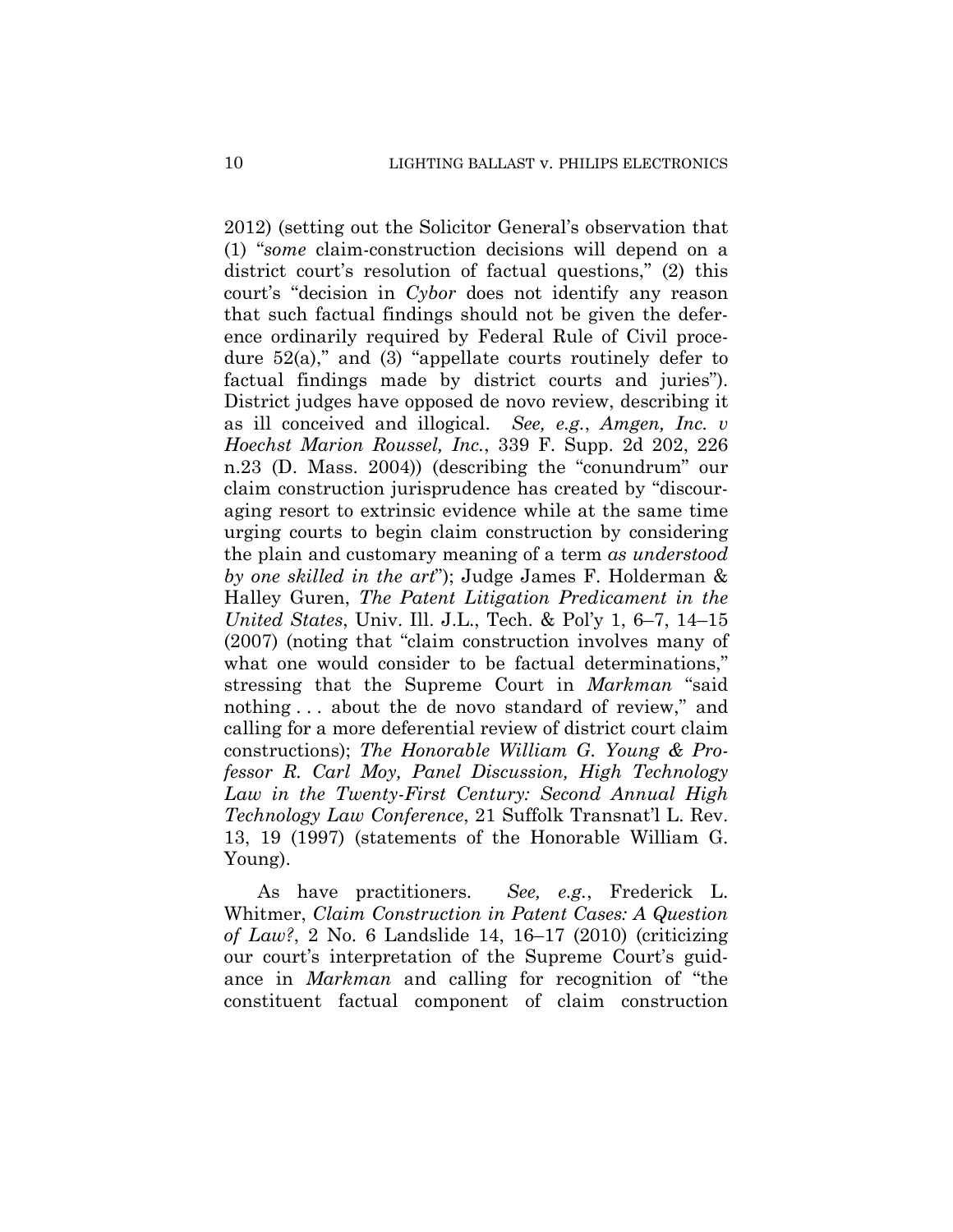2012) (setting out the Solicitor General's observation that (1) "*some* claim-construction decisions will depend on a district court's resolution of factual questions," (2) this court's "decision in *Cybor* does not identify any reason that such factual findings should not be given the deference ordinarily required by Federal Rule of Civil procedure 52(a)," and (3) "appellate courts routinely defer to factual findings made by district courts and juries"). District judges have opposed de novo review, describing it as ill conceived and illogical. *See, e.g.*, *Amgen, Inc. v Hoechst Marion Roussel, Inc.*, 339 F. Supp. 2d 202, 226 n.23 (D. Mass. 2004)) (describing the "conundrum" our claim construction jurisprudence has created by "discouraging resort to extrinsic evidence while at the same time urging courts to begin claim construction by considering the plain and customary meaning of a term *as understood by one skilled in the art*"); Judge James F. Holderman & Halley Guren, *The Patent Litigation Predicament in the United States*, Univ. Ill. J.L., Tech. & Pol'y 1, 6–7, 14–15 (2007) (noting that "claim construction involves many of what one would consider to be factual determinations," stressing that the Supreme Court in *Markman* "said nothing . . . about the de novo standard of review," and calling for a more deferential review of district court claim constructions); *The Honorable William G. Young & Professor R. Carl Moy, Panel Discussion, High Technology Law in the Twenty-First Century: Second Annual High Technology Law Conference*, 21 Suffolk Transnat'l L. Rev. 13, 19 (1997) (statements of the Honorable William G. Young).

As have practitioners. *See, e.g.*, Frederick L. Whitmer, *Claim Construction in Patent Cases: A Question of Law?*, 2 No. 6 Landslide 14, 16–17 (2010) (criticizing our court's interpretation of the Supreme Court's guidance in *Markman* and calling for recognition of "the constituent factual component of claim construction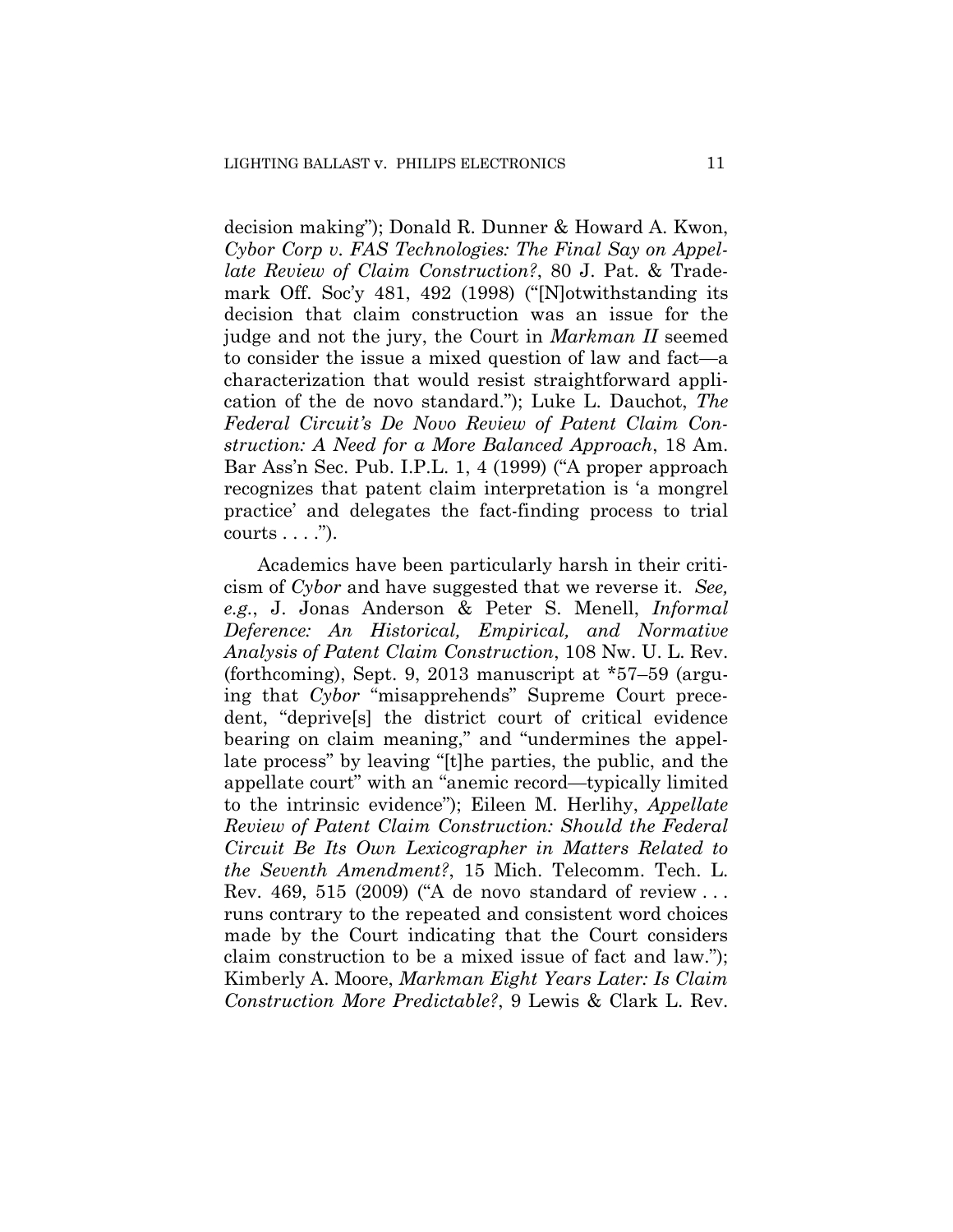decision making"); Donald R. Dunner & Howard A. Kwon, *Cybor Corp v. FAS Technologies: The Final Say on Appellate Review of Claim Construction?*, 80 J. Pat. & Trademark Off. Soc'y 481, 492 (1998) ("[N]otwithstanding its decision that claim construction was an issue for the judge and not the jury, the Court in *Markman II* seemed to consider the issue a mixed question of law and fact—a characterization that would resist straightforward application of the de novo standard."); Luke L. Dauchot, *The Federal Circuit's De Novo Review of Patent Claim Construction: A Need for a More Balanced Approach*, 18 Am. Bar Ass'n Sec. Pub. I.P.L. 1, 4 (1999) ("A proper approach recognizes that patent claim interpretation is 'a mongrel practice' and delegates the fact-finding process to trial courts . . . .").

Academics have been particularly harsh in their criticism of *Cybor* and have suggested that we reverse it. *See, e.g.*, J. Jonas Anderson & Peter S. Menell, *Informal Deference: An Historical, Empirical, and Normative Analysis of Patent Claim Construction*, 108 Nw. U. L. Rev. (forthcoming), Sept. 9, 2013 manuscript at *57–59 (arguing that *Cybor* "misapprehends" Supreme Court precedent, "deprive[s] the district court of critical evidence bearing on claim meaning," and "undermines the appellate process" by leaving "[t]he parties, the public, and the appellate court" with an "anemic record—typically limited to the intrinsic evidence"); Eileen M. Herlihy, *Appellate Review of Patent Claim Construction: Should the Federal Circuit Be Its Own Lexicographer in Matters Related to the Seventh Amendment?*, 15 Mich. Telecomm. Tech. L. Rev. 469, 515 (2009) ("A de novo standard of review . . . runs contrary to the repeated and consistent word choices made by the Court indicating that the Court considers claim construction to be a mixed issue of fact and law."); Kimberly A. Moore, *Markman Eight Years Later: Is Claim Construction More Predictable?*, 9 Lewis & Clark L. Rev.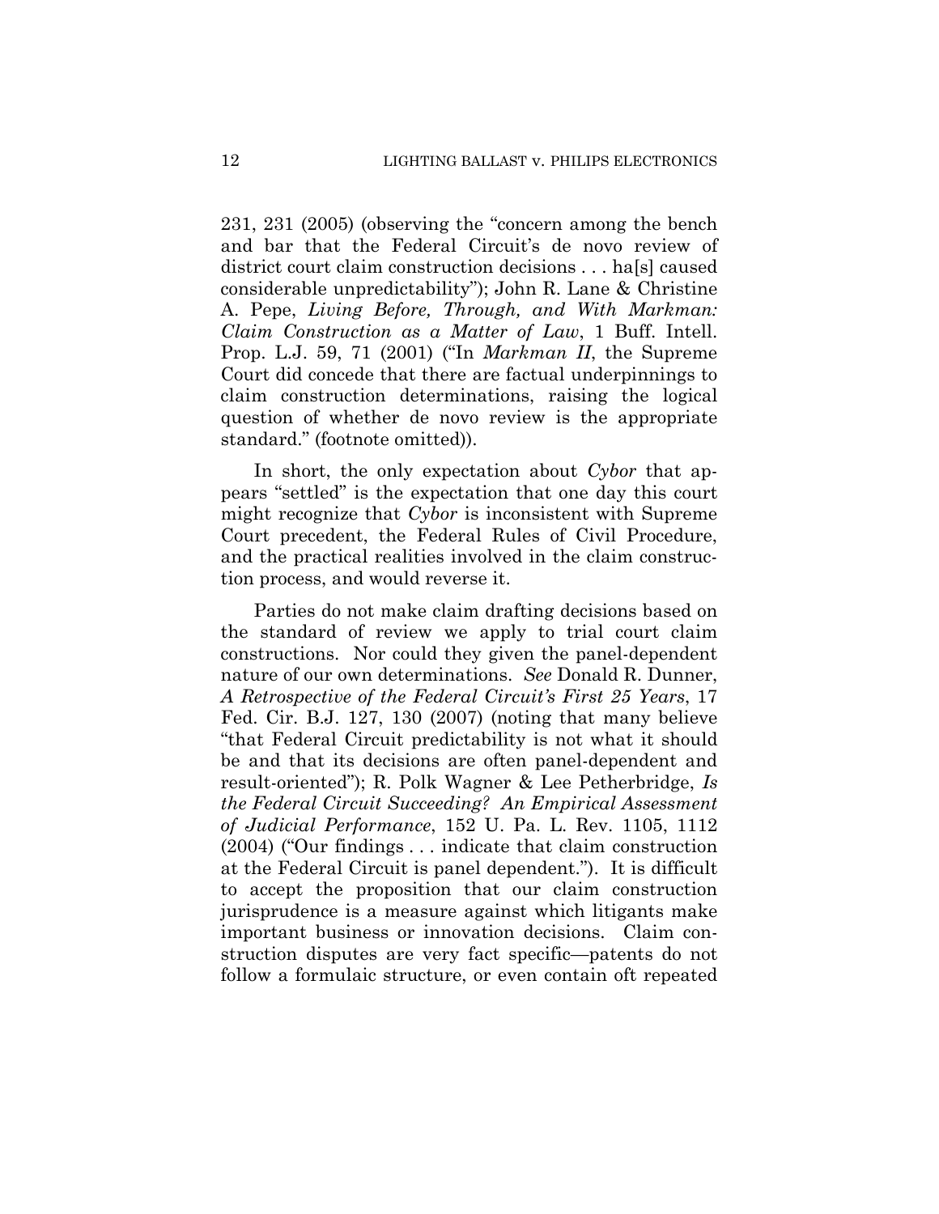231, 231 (2005) (observing the "concern among the bench and bar that the Federal Circuit's de novo review of district court claim construction decisions . . . ha[s] caused considerable unpredictability"); John R. Lane & Christine A. Pepe, *Living Before, Through, and With Markman: Claim Construction as a Matter of Law*, 1 Buff. Intell. Prop. L.J. 59, 71 (2001) ("In *Markman II*, the Supreme Court did concede that there are factual underpinnings to claim construction determinations, raising the logical question of whether de novo review is the appropriate standard." (footnote omitted)).

In short, the only expectation about *Cybor* that appears "settled" is the expectation that one day this court might recognize that *Cybor* is inconsistent with Supreme Court precedent, the Federal Rules of Civil Procedure, and the practical realities involved in the claim construction process, and would reverse it.

Parties do not make claim drafting decisions based on the standard of review we apply to trial court claim constructions. Nor could they given the panel-dependent nature of our own determinations. *See* Donald R. Dunner, *A Retrospective of the Federal Circuit's First 25 Years*, 17 Fed. Cir. B.J. 127, 130 (2007) (noting that many believe "that Federal Circuit predictability is not what it should be and that its decisions are often panel-dependent and result-oriented"); R. Polk Wagner & Lee Petherbridge, *Is the Federal Circuit Succeeding? An Empirical Assessment of Judicial Performance*, 152 U. Pa. L. Rev. 1105, 1112 (2004) ("Our findings . . . indicate that claim construction at the Federal Circuit is panel dependent."). It is difficult to accept the proposition that our claim construction jurisprudence is a measure against which litigants make important business or innovation decisions. Claim construction disputes are very fact specific—patents do not follow a formulaic structure, or even contain oft repeated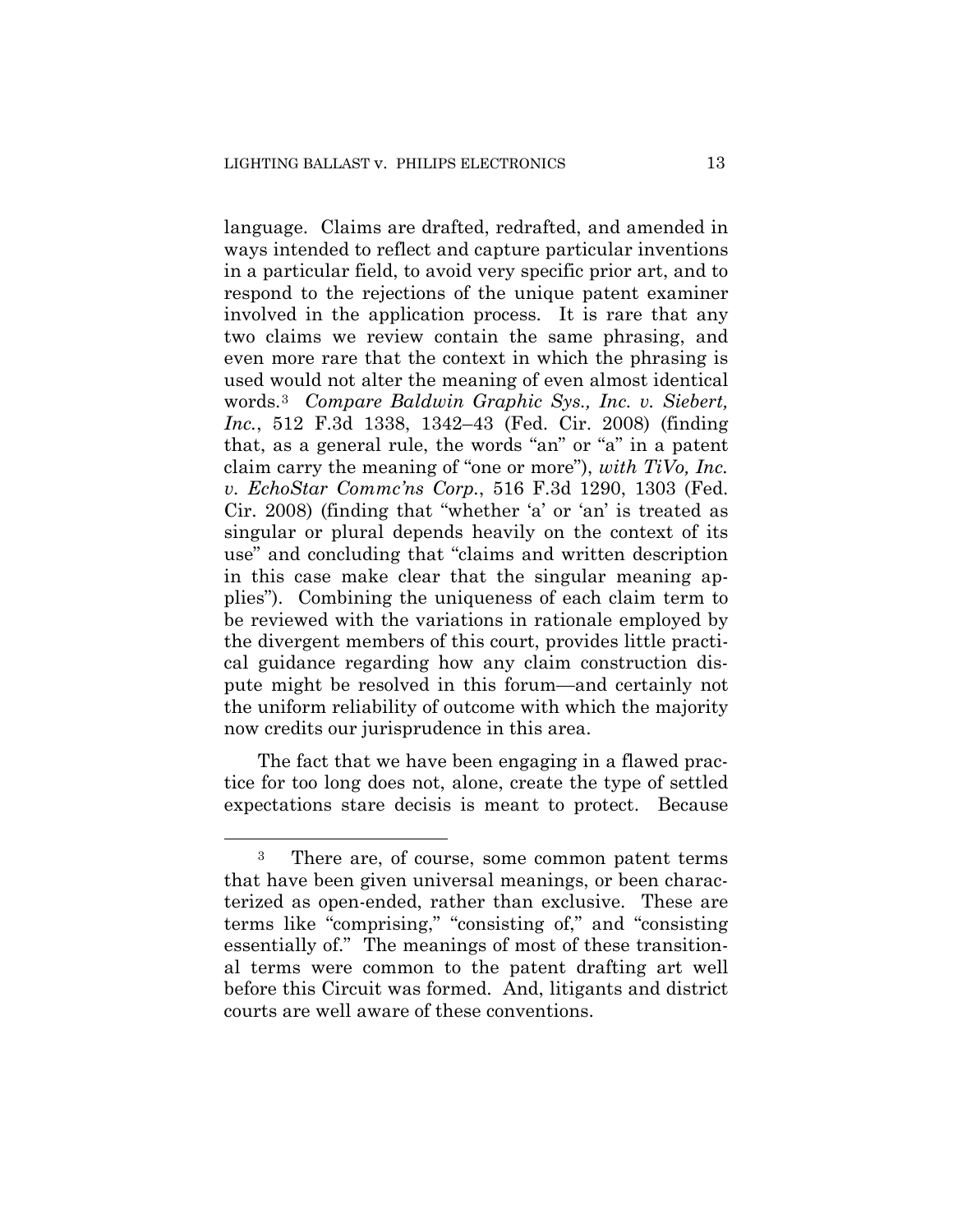language. Claims are drafted, redrafted, and amended in ways intended to reflect and capture particular inventions in a particular field, to avoid very specific prior art, and to respond to the rejections of the unique patent examiner involved in the application process. It is rare that any two claims we review contain the same phrasing, and even more rare that the context in which the phrasing is used would not alter the meaning of even almost identical words.[3] *Compare Baldwin Graphic Sys., Inc. v. Siebert, Inc.*, 512 F.3d 1338, 1342–43 (Fed. Cir. 2008) (finding that, as a general rule, the words "an" or "a" in a patent claim carry the meaning of "one or more"), *with TiVo, Inc. v. EchoStar Commc'ns Corp.*, 516 F.3d 1290, 1303 (Fed. Cir. 2008) (finding that "whether 'a' or 'an' is treated as singular or plural depends heavily on the context of its use" and concluding that "claims and written description in this case make clear that the singular meaning applies"). Combining the uniqueness of each claim term to be reviewed with the variations in rationale employed by the divergent members of this court, provides little practical guidance regarding how any claim construction dispute might be resolved in this forum—and certainly not the uniform reliability of outcome with which the majority now credits our jurisprudence in this area.

The fact that we have been engaging in a flawed practice for too long does not, alone, create the type of settled expectations stare decisis is meant to protect. Because

---

[3] There are, of course, some common patent terms that have been given universal meanings, or been characterized as open-ended, rather than exclusive. These are terms like "comprising," "consisting of," and "consisting essentially of." The meanings of most of these transitional terms were common to the patent drafting art well before this Circuit was formed. And, litigants and district courts are well aware of these conventions.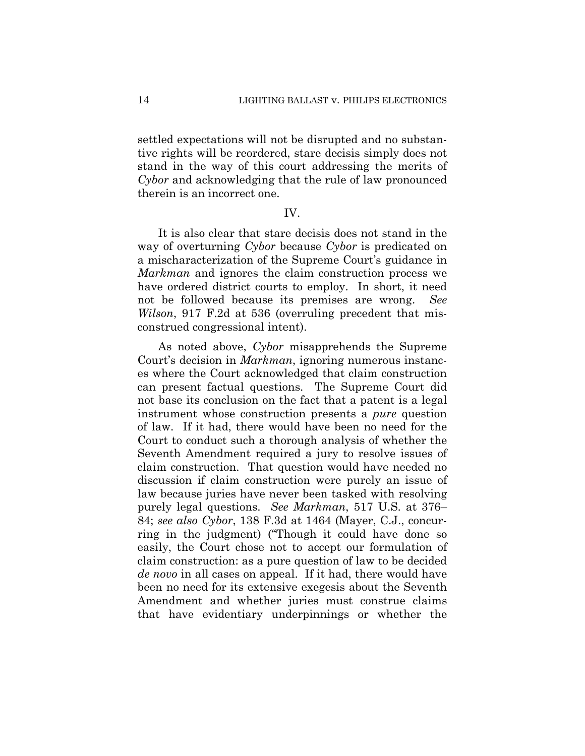settled expectations will not be disrupted and no substantive rights will be reordered, stare decisis simply does not stand in the way of this court addressing the merits of *Cybor* and acknowledging that the rule of law pronounced therein is an incorrect one.

IV.

It is also clear that stare decisis does not stand in the way of overturning *Cybor* because *Cybor* is predicated on a mischaracterization of the Supreme Court's guidance in *Markman* and ignores the claim construction process we have ordered district courts to employ. In short, it need not be followed because its premises are wrong. *See Wilson*, 917 F.2d at 536 (overruling precedent that misconstrued congressional intent).

As noted above, *Cybor* misapprehends the Supreme Court's decision in *Markman*, ignoring numerous instances where the Court acknowledged that claim construction can present factual questions. The Supreme Court did not base its conclusion on the fact that a patent is a legal instrument whose construction presents a *pure* question of law. If it had, there would have been no need for the Court to conduct such a thorough analysis of whether the Seventh Amendment required a jury to resolve issues of claim construction. That question would have needed no discussion if claim construction were purely an issue of law because juries have never been tasked with resolving purely legal questions. *See Markman*, 517 U.S. at 376–84; *see also Cybor*, 138 F.3d at 1464 (Mayer, C.J., concurring in the judgment) ("Though it could have done so easily, the Court chose not to accept our formulation of claim construction: as a pure question of law to be decided *de novo* in all cases on appeal. If it had, there would have been no need for its extensive exegesis about the Seventh Amendment and whether juries must construe claims that have evidentiary underpinnings or whether the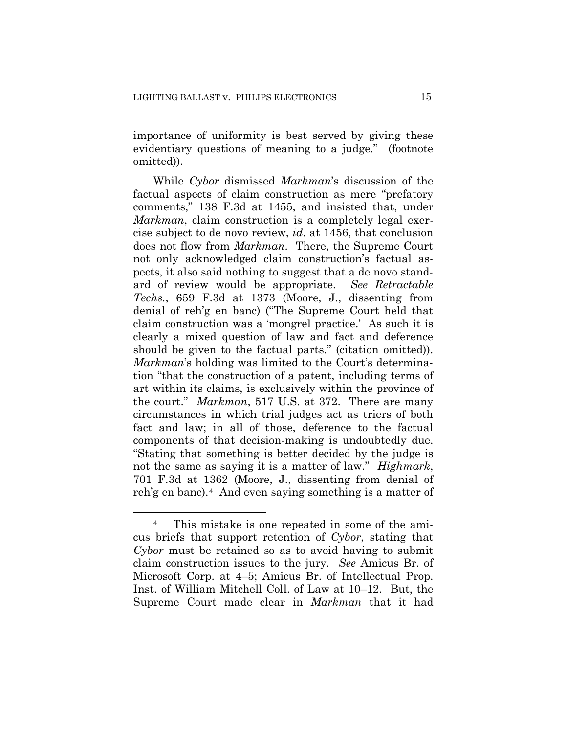importance of uniformity is best served by giving these evidentiary questions of meaning to a judge." (footnote omitted)).

While *Cybor* dismissed *Markman*'s discussion of the factual aspects of claim construction as mere "prefatory comments," 138 F.3d at 1455, and insisted that, under *Markman*, claim construction is a completely legal exercise subject to de novo review, *id.* at 1456, that conclusion does not flow from *Markman*. There, the Supreme Court not only acknowledged claim construction's factual aspects, it also said nothing to suggest that a de novo standard of review would be appropriate. *See Retractable Techs.*, 659 F.3d at 1373 (Moore, J., dissenting from denial of reh'g en banc) ("The Supreme Court held that claim construction was a 'mongrel practice.' As such it is clearly a mixed question of law and fact and deference should be given to the factual parts." (citation omitted)). *Markman*'s holding was limited to the Court's determination "that the construction of a patent, including terms of art within its claims, is exclusively within the province of the court." *Markman*, 517 U.S. at 372. There are many circumstances in which trial judges act as triers of both fact and law; in all of those, deference to the factual components of that decision-making is undoubtedly due. "Stating that something is better decided by the judge is not the same as saying it is a matter of law." *Highmark*, 701 F.3d at 1362 (Moore, J., dissenting from denial of reh'g en banc).[4] And even saying something is a matter of

---

[4] This mistake is one repeated in some of the amicus briefs that support retention of *Cybor*, stating that *Cybor* must be retained so as to avoid having to submit claim construction issues to the jury. *See* Amicus Br. of Microsoft Corp. at 4–5; Amicus Br. of Intellectual Prop. Inst. of William Mitchell Coll. of Law at 10–12. But, the Supreme Court made clear in *Markman* that it had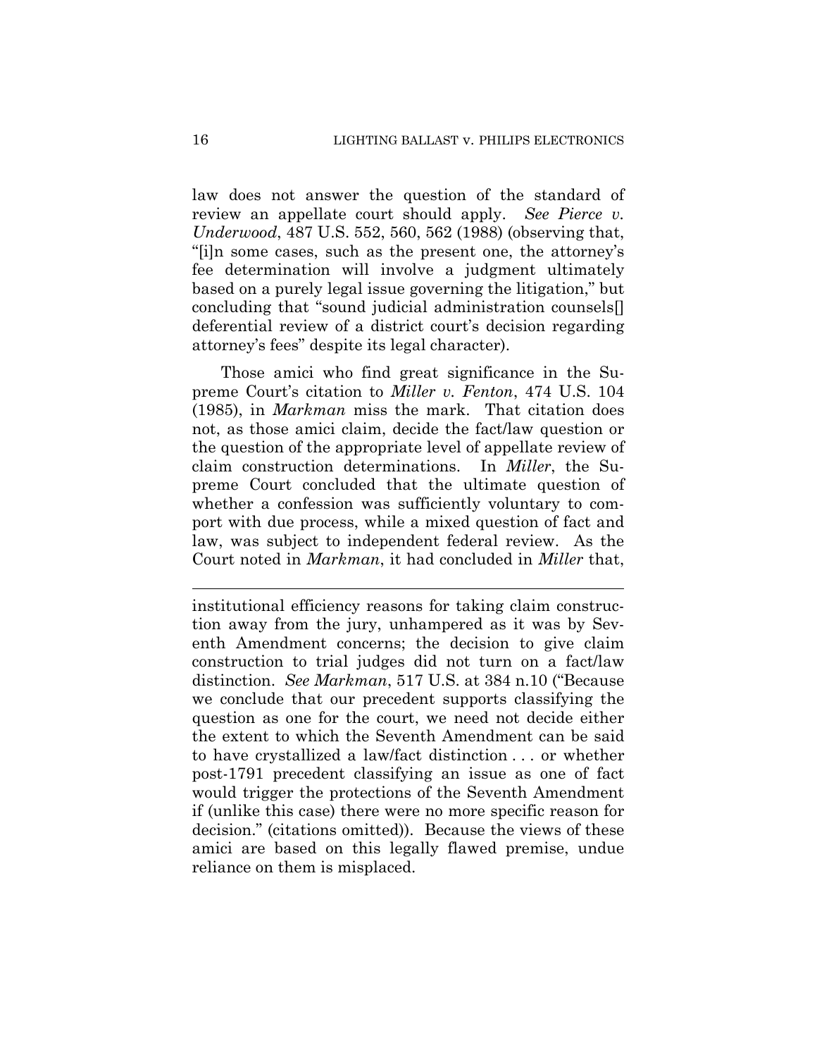law does not answer the question of the standard of review an appellate court should apply. *See Pierce v. Underwood*, 487 U.S. 552, 560, 562 (1988) (observing that, "[i]n some cases, such as the present one, the attorney's fee determination will involve a judgment ultimately based on a purely legal issue governing the litigation," but concluding that "sound judicial administration counsels[] deferential review of a district court's decision regarding attorney's fees" despite its legal character).

Those amici who find great significance in the Supreme Court's citation to *Miller v. Fenton*, 474 U.S. 104 (1985), in *Markman* miss the mark. That citation does not, as those amici claim, decide the fact/law question or the question of the appropriate level of appellate review of claim construction determinations. In *Miller*, the Supreme Court concluded that the ultimate question of whether a confession was sufficiently voluntary to comport with due process, while a mixed question of fact and law, was subject to independent federal review. As the Court noted in *Markman*, it had concluded in *Miller* that,

---

institutional efficiency reasons for taking claim construction away from the jury, unhampered as it was by Seventh Amendment concerns; the decision to give claim construction to trial judges did not turn on a fact/law distinction. *See Markman*, 517 U.S. at 384 n.10 ("Because we conclude that our precedent supports classifying the question as one for the court, we need not decide either the extent to which the Seventh Amendment can be said to have crystallized a law/fact distinction . . . or whether post-1791 precedent classifying an issue as one of fact would trigger the protections of the Seventh Amendment if (unlike this case) there were no more specific reason for decision." (citations omitted)). Because the views of these amici are based on this legally flawed premise, undue reliance on them is misplaced.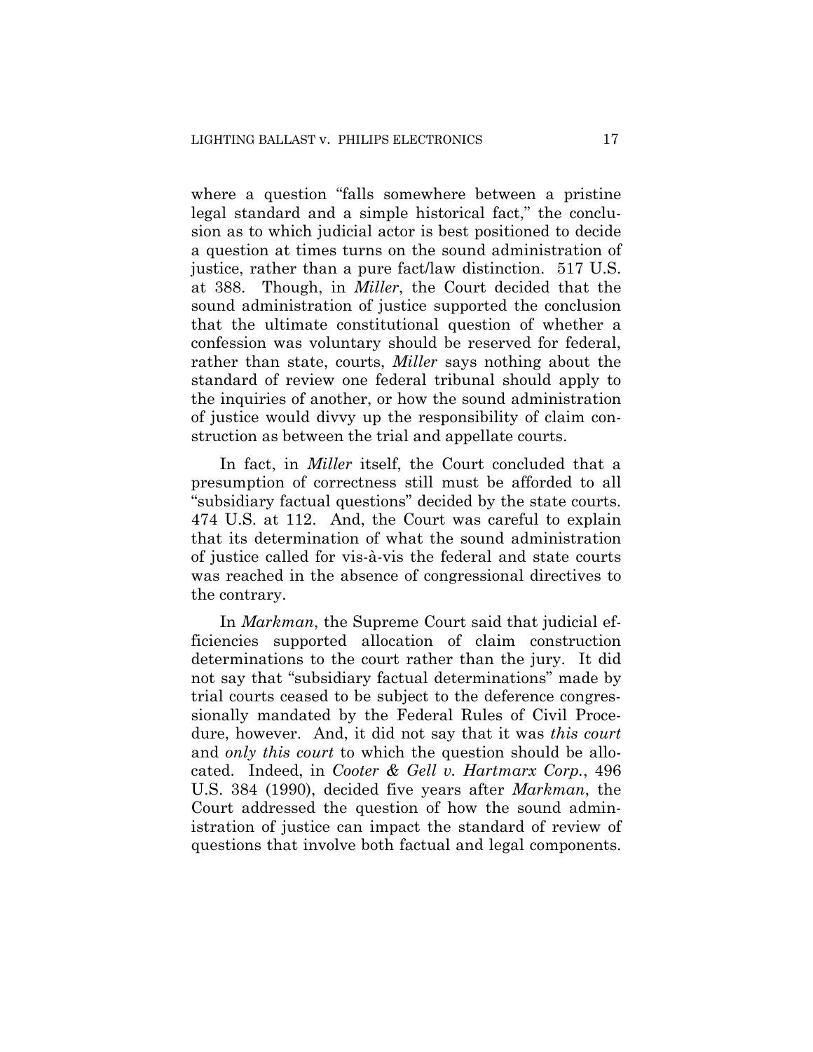where a question "falls somewhere between a pristine legal standard and a simple historical fact," the conclusion as to which judicial actor is best positioned to decide a question at times turns on the sound administration of justice, rather than a pure fact/law distinction. 517 U.S. at 388. Though, in *Miller*, the Court decided that the sound administration of justice supported the conclusion that the ultimate constitutional question of whether a confession was voluntary should be reserved for federal, rather than state, courts, *Miller* says nothing about the standard of review one federal tribunal should apply to the inquiries of another, or how the sound administration of justice would divvy up the responsibility of claim construction as between the trial and appellate courts.

In fact, in *Miller* itself, the Court concluded that a presumption of correctness still must be afforded to all "subsidiary factual questions" decided by the state courts. 474 U.S. at 112. And, the Court was careful to explain that its determination of what the sound administration of justice called for vis-à-vis the federal and state courts was reached in the absence of congressional directives to the contrary.

In *Markman*, the Supreme Court said that judicial efficiencies supported allocation of claim construction determinations to the court rather than the jury. It did not say that "subsidiary factual determinations" made by trial courts ceased to be subject to the deference congressionally mandated by the Federal Rules of Civil Procedure, however. And, it did not say that it was *this court* and *only this court* to which the question should be allocated. Indeed, in *Cooter & Gell v. Hartmarx Corp.*, 496 U.S. 384 (1990), decided five years after *Markman*, the Court addressed the question of how the sound administration of justice can impact the standard of review of questions that involve both factual and legal components.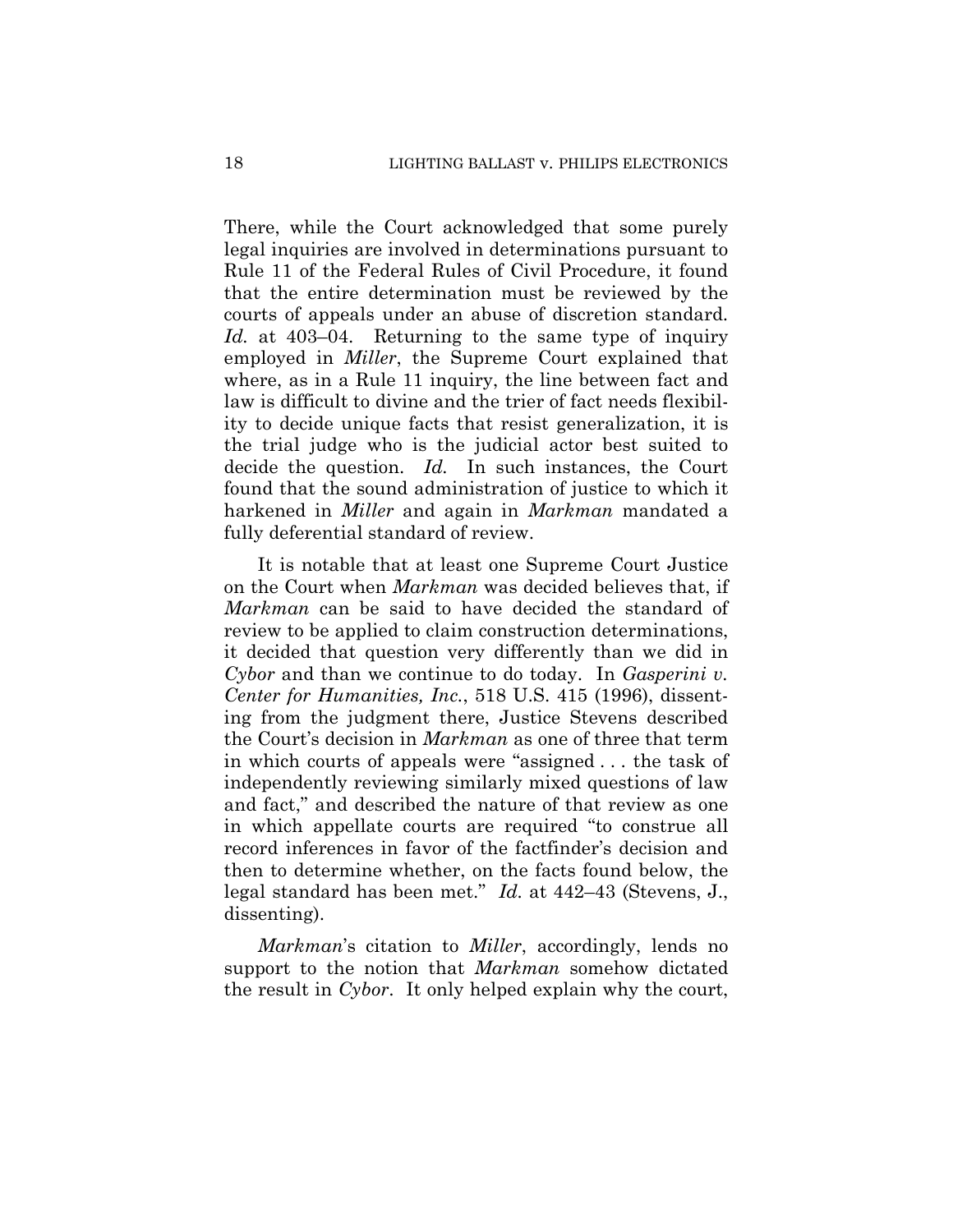There, while the Court acknowledged that some purely legal inquiries are involved in determinations pursuant to Rule 11 of the Federal Rules of Civil Procedure, it found that the entire determination must be reviewed by the courts of appeals under an abuse of discretion standard. *Id.* at 403–04. Returning to the same type of inquiry employed in *Miller*, the Supreme Court explained that where, as in a Rule 11 inquiry, the line between fact and law is difficult to divine and the trier of fact needs flexibility to decide unique facts that resist generalization, it is the trial judge who is the judicial actor best suited to decide the question. *Id.* In such instances, the Court found that the sound administration of justice to which it harkened in *Miller* and again in *Markman* mandated a fully deferential standard of review.

It is notable that at least one Supreme Court Justice on the Court when *Markman* was decided believes that, if *Markman* can be said to have decided the standard of review to be applied to claim construction determinations, it decided that question very differently than we did in *Cybor* and than we continue to do today. In *Gasperini v. Center for Humanities, Inc.*, 518 U.S. 415 (1996), dissenting from the judgment there, Justice Stevens described the Court's decision in *Markman* as one of three that term in which courts of appeals were "assigned . . . the task of independently reviewing similarly mixed questions of law and fact," and described the nature of that review as one in which appellate courts are required "to construe all record inferences in favor of the factfinder's decision and then to determine whether, on the facts found below, the legal standard has been met." *Id.* at 442–43 (Stevens, J., dissenting).

*Markman*'s citation to *Miller*, accordingly, lends no support to the notion that *Markman* somehow dictated the result in *Cybor*. It only helped explain why the court,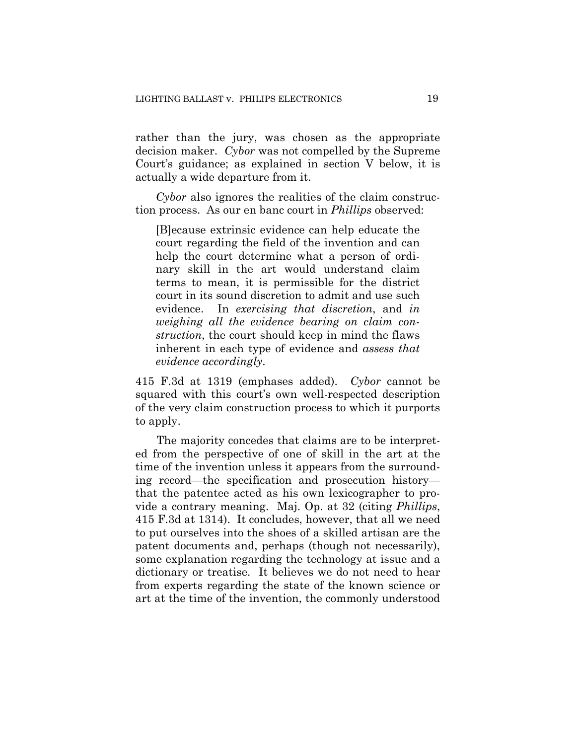rather than the jury, was chosen as the appropriate decision maker. *Cybor* was not compelled by the Supreme Court's guidance; as explained in section V below, it is actually a wide departure from it.

*Cybor* also ignores the realities of the claim construction process. As our en banc court in *Phillips* observed:

> [B]ecause extrinsic evidence can help educate the court regarding the field of the invention and can help the court determine what a person of ordinary skill in the art would understand claim terms to mean, it is permissible for the district court in its sound discretion to admit and use such evidence. In *exercising that discretion*, and *in weighing all the evidence bearing on claim construction*, the court should keep in mind the flaws inherent in each type of evidence and *assess that evidence accordingly*.

415 F.3d at 1319 (emphases added). *Cybor* cannot be squared with this court's own well-respected description of the very claim construction process to which it purports to apply.

The majority concedes that claims are to be interpreted from the perspective of one of skill in the art at the time of the invention unless it appears from the surrounding record—the specification and prosecution history—that the patentee acted as his own lexicographer to provide a contrary meaning. Maj. Op. at 32 (citing *Phillips*, 415 F.3d at 1314). It concludes, however, that all we need to put ourselves into the shoes of a skilled artisan are the patent documents and, perhaps (though not necessarily), some explanation regarding the technology at issue and a dictionary or treatise. It believes we do not need to hear from experts regarding the state of the known science or art at the time of the invention, the commonly understood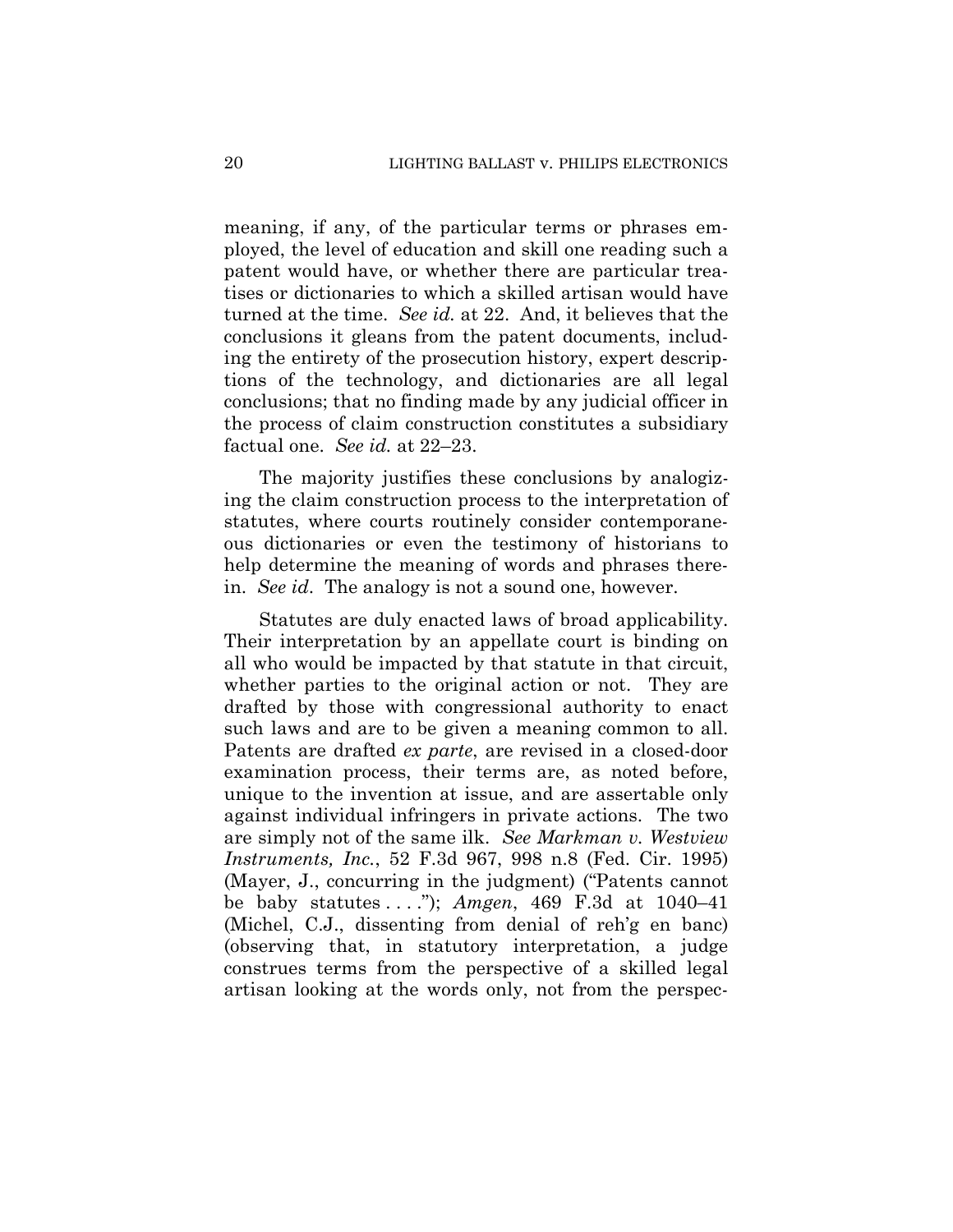meaning, if any, of the particular terms or phrases employed, the level of education and skill one reading such a patent would have, or whether there are particular treatises or dictionaries to which a skilled artisan would have turned at the time. *See id.* at 22. And, it believes that the conclusions it gleans from the patent documents, including the entirety of the prosecution history, expert descriptions of the technology, and dictionaries are all legal conclusions; that no finding made by any judicial officer in the process of claim construction constitutes a subsidiary factual one. *See id.* at 22–23.

The majority justifies these conclusions by analogizing the claim construction process to the interpretation of statutes, where courts routinely consider contemporaneous dictionaries or even the testimony of historians to help determine the meaning of words and phrases therein. *See id*. The analogy is not a sound one, however.

Statutes are duly enacted laws of broad applicability. Their interpretation by an appellate court is binding on all who would be impacted by that statute in that circuit, whether parties to the original action or not. They are drafted by those with congressional authority to enact such laws and are to be given a meaning common to all. Patents are drafted *ex parte*, are revised in a closed-door examination process, their terms are, as noted before, unique to the invention at issue, and are assertable only against individual infringers in private actions. The two are simply not of the same ilk. *See Markman v. Westview Instruments, Inc.*, 52 F.3d 967, 998 n.8 (Fed. Cir. 1995) (Mayer, J., concurring in the judgment) ("Patents cannot be baby statutes . . . ."); *Amgen*, 469 F.3d at 1040–41 (Michel, C.J., dissenting from denial of reh'g en banc) (observing that, in statutory interpretation, a judge construes terms from the perspective of a skilled legal artisan looking at the words only, not from the perspec-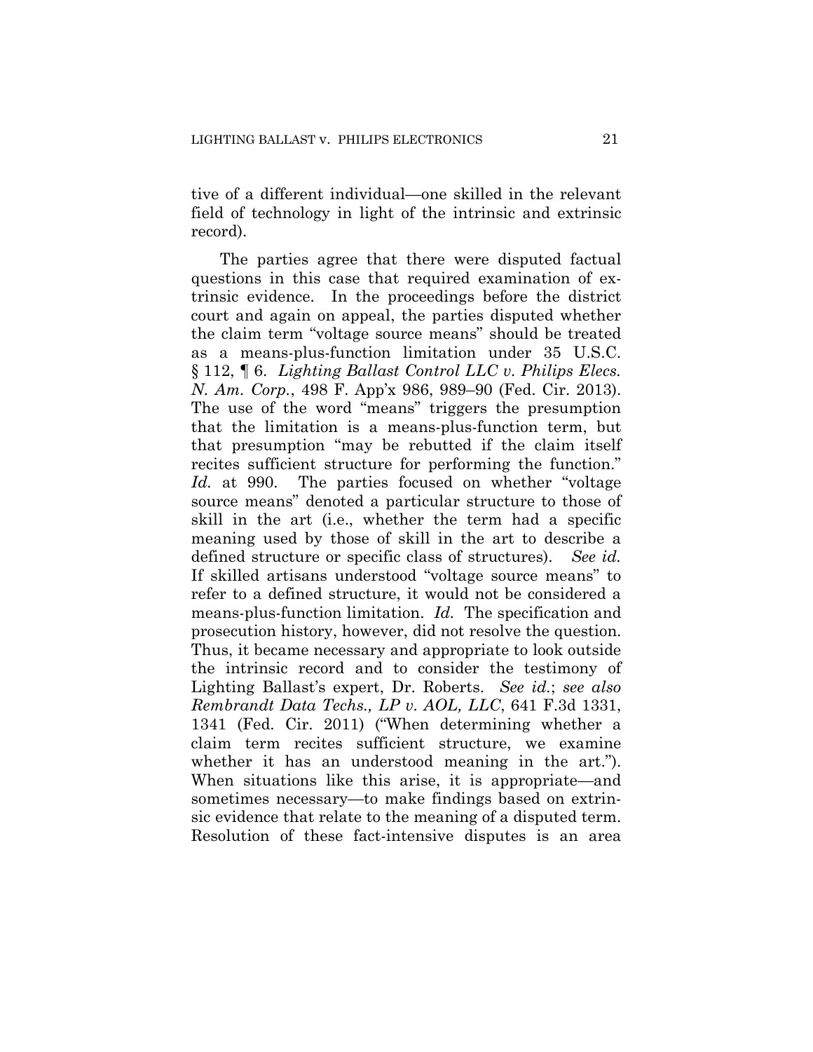tive of a different individual—one skilled in the relevant field of technology in light of the intrinsic and extrinsic record).

The parties agree that there were disputed factual questions in this case that required examination of extrinsic evidence. In the proceedings before the district court and again on appeal, the parties disputed whether the claim term "voltage source means" should be treated as a means-plus-function limitation under 35 U.S.C. § 112, ¶ 6. *Lighting Ballast Control LLC v. Philips Elecs. N. Am. Corp.*, 498 F. App'x 986, 989–90 (Fed. Cir. 2013). The use of the word "means" triggers the presumption that the limitation is a means-plus-function term, but that presumption "may be rebutted if the claim itself recites sufficient structure for performing the function." *Id.* at 990. The parties focused on whether "voltage source means" denoted a particular structure to those of skill in the art (i.e., whether the term had a specific meaning used by those of skill in the art to describe a defined structure or specific class of structures). *See id.* If skilled artisans understood "voltage source means" to refer to a defined structure, it would not be considered a means-plus-function limitation. *Id.* The specification and prosecution history, however, did not resolve the question. Thus, it became necessary and appropriate to look outside the intrinsic record and to consider the testimony of Lighting Ballast's expert, Dr. Roberts. *See id.*; *see also Rembrandt Data Techs., LP v. AOL, LLC*, 641 F.3d 1331, 1341 (Fed. Cir. 2011) ("When determining whether a claim term recites sufficient structure, we examine whether it has an understood meaning in the art."). When situations like this arise, it is appropriate—and sometimes necessary—to make findings based on extrinsic evidence that relate to the meaning of a disputed term. Resolution of these fact-intensive disputes is an area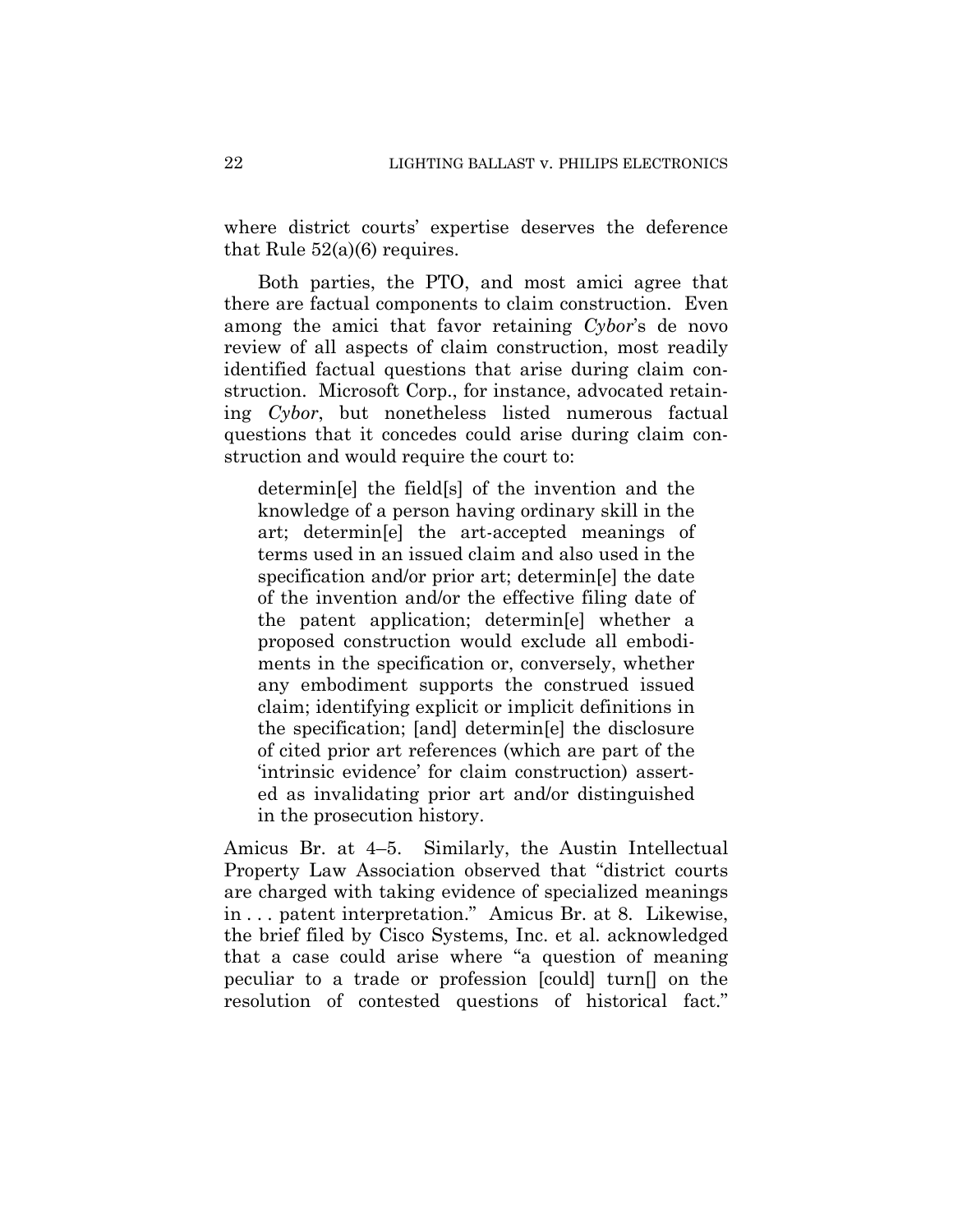where district courts' expertise deserves the deference that Rule 52(a)(6) requires.

Both parties, the PTO, and most amici agree that there are factual components to claim construction. Even among the amici that favor retaining *Cybor*'s de novo review of all aspects of claim construction, most readily identified factual questions that arise during claim construction. Microsoft Corp., for instance, advocated retaining *Cybor*, but nonetheless listed numerous factual questions that it concedes could arise during claim construction and would require the court to:

> determin[e] the field[s] of the invention and the knowledge of a person having ordinary skill in the art; determin[e] the art-accepted meanings of terms used in an issued claim and also used in the specification and/or prior art; determin[e] the date of the invention and/or the effective filing date of the patent application; determin[e] whether a proposed construction would exclude all embodiments in the specification or, conversely, whether any embodiment supports the construed issued claim; identifying explicit or implicit definitions in the specification; [and] determin[e] the disclosure of cited prior art references (which are part of the 'intrinsic evidence' for claim construction) asserted as invalidating prior art and/or distinguished in the prosecution history.

Amicus Br. at 4–5. Similarly, the Austin Intellectual Property Law Association observed that "district courts are charged with taking evidence of specialized meanings in . . . patent interpretation." Amicus Br. at 8. Likewise, the brief filed by Cisco Systems, Inc. et al. acknowledged that a case could arise where "a question of meaning peculiar to a trade or profession [could] turn[] on the resolution of contested questions of historical fact."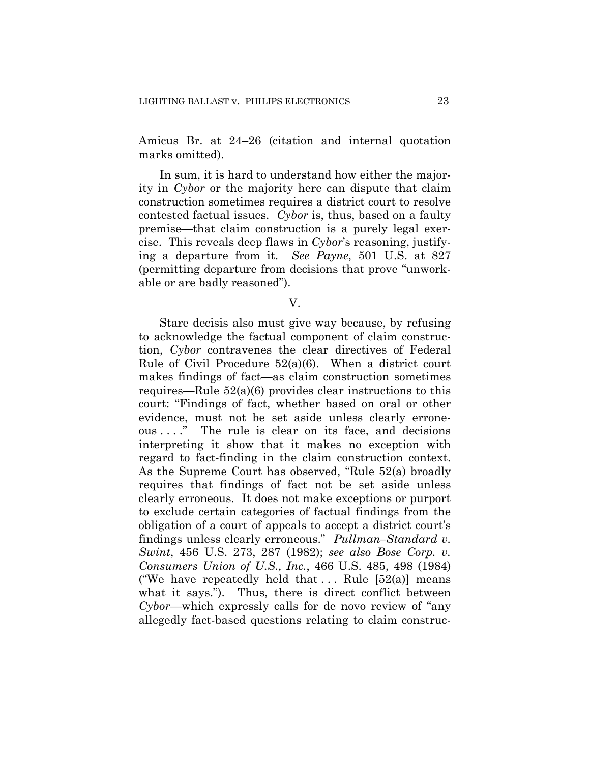Amicus Br. at 24–26 (citation and internal quotation marks omitted).

In sum, it is hard to understand how either the majority in *Cybor* or the majority here can dispute that claim construction sometimes requires a district court to resolve contested factual issues. *Cybor* is, thus, based on a faulty premise—that claim construction is a purely legal exercise. This reveals deep flaws in *Cybor*'s reasoning, justifying a departure from it. *See Payne*, 501 U.S. at 827 (permitting departure from decisions that prove "unworkable or are badly reasoned").

## V.

Stare decisis also must give way because, by refusing to acknowledge the factual component of claim construction, *Cybor* contravenes the clear directives of Federal Rule of Civil Procedure 52(a)(6). When a district court makes findings of fact—as claim construction sometimes requires—Rule 52(a)(6) provides clear instructions to this court: "Findings of fact, whether based on oral or other evidence, must not be set aside unless clearly erroneous . . . ." The rule is clear on its face, and decisions interpreting it show that it makes no exception with regard to fact-finding in the claim construction context. As the Supreme Court has observed, "Rule 52(a) broadly requires that findings of fact not be set aside unless clearly erroneous. It does not make exceptions or purport to exclude certain categories of factual findings from the obligation of a court of appeals to accept a district court's findings unless clearly erroneous." *Pullman–Standard v. Swint*, 456 U.S. 273, 287 (1982); *see also Bose Corp. v. Consumers Union of U.S., Inc.*, 466 U.S. 485, 498 (1984) ("We have repeatedly held that . . . Rule [52(a)] means what it says."). Thus, there is direct conflict between *Cybor*—which expressly calls for de novo review of "any allegedly fact-based questions relating to claim construc-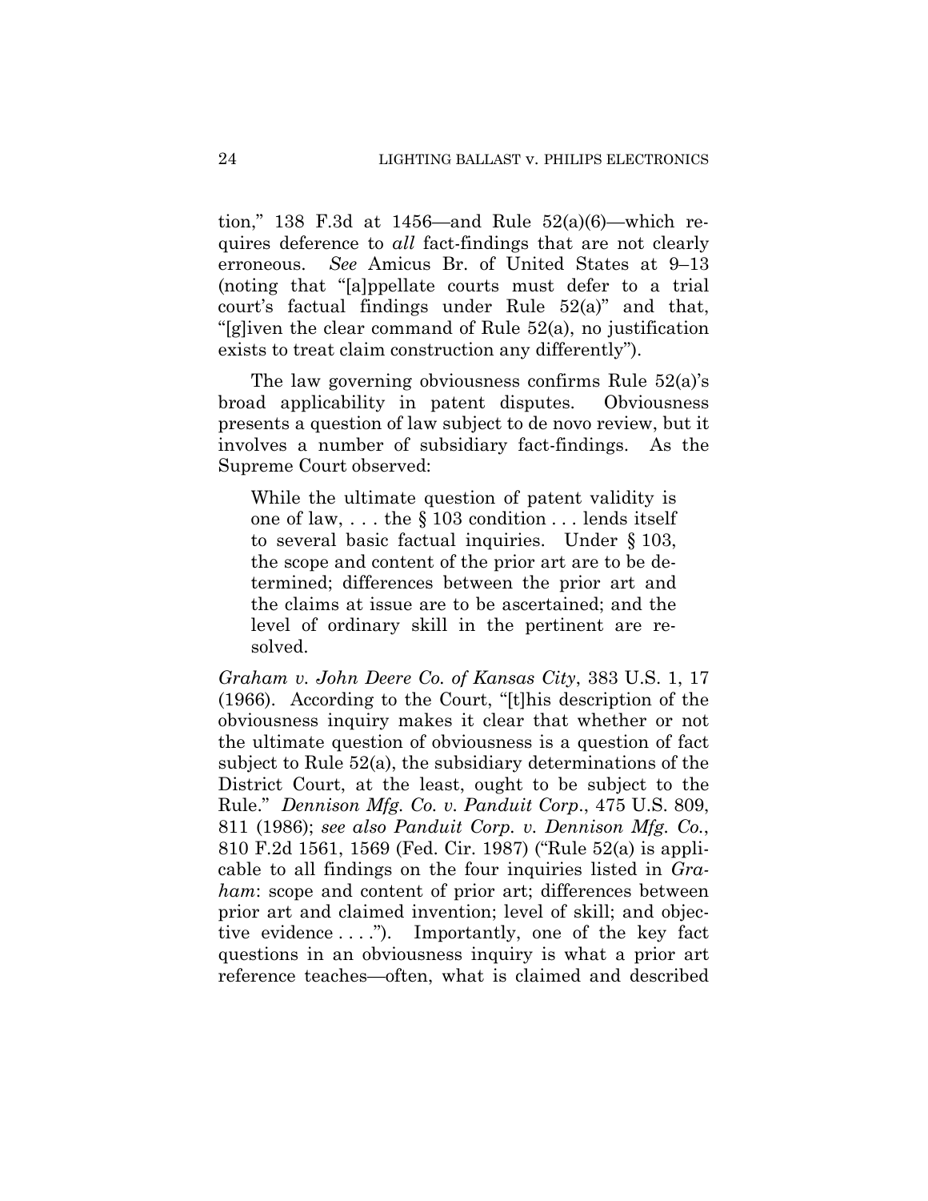tion," 138 F.3d at 1456—and Rule 52(a)(6)—which requires deference to *all* fact-findings that are not clearly erroneous. *See* Amicus Br. of United States at 9–13 (noting that "[a]ppellate courts must defer to a trial court's factual findings under Rule 52(a)" and that, "[g]iven the clear command of Rule 52(a), no justification exists to treat claim construction any differently").

The law governing obviousness confirms Rule 52(a)'s broad applicability in patent disputes. Obviousness presents a question of law subject to de novo review, but it involves a number of subsidiary fact-findings. As the Supreme Court observed:

> While the ultimate question of patent validity is one of law, . . . the § 103 condition . . . lends itself to several basic factual inquiries. Under § 103, the scope and content of the prior art are to be determined; differences between the prior art and the claims at issue are to be ascertained; and the level of ordinary skill in the pertinent are resolved.

*Graham v. John Deere Co. of Kansas City*, 383 U.S. 1, 17 (1966). According to the Court, "[t]his description of the obviousness inquiry makes it clear that whether or not the ultimate question of obviousness is a question of fact subject to Rule 52(a), the subsidiary determinations of the District Court, at the least, ought to be subject to the Rule." *Dennison Mfg. Co. v. Panduit Corp*., 475 U.S. 809, 811 (1986); *see also Panduit Corp. v. Dennison Mfg. Co.*, 810 F.2d 1561, 1569 (Fed. Cir. 1987) ("Rule 52(a) is applicable to all findings on the four inquiries listed in *Graham*: scope and content of prior art; differences between prior art and claimed invention; level of skill; and objective evidence . . . ."). Importantly, one of the key fact questions in an obviousness inquiry is what a prior art reference teaches—often, what is claimed and described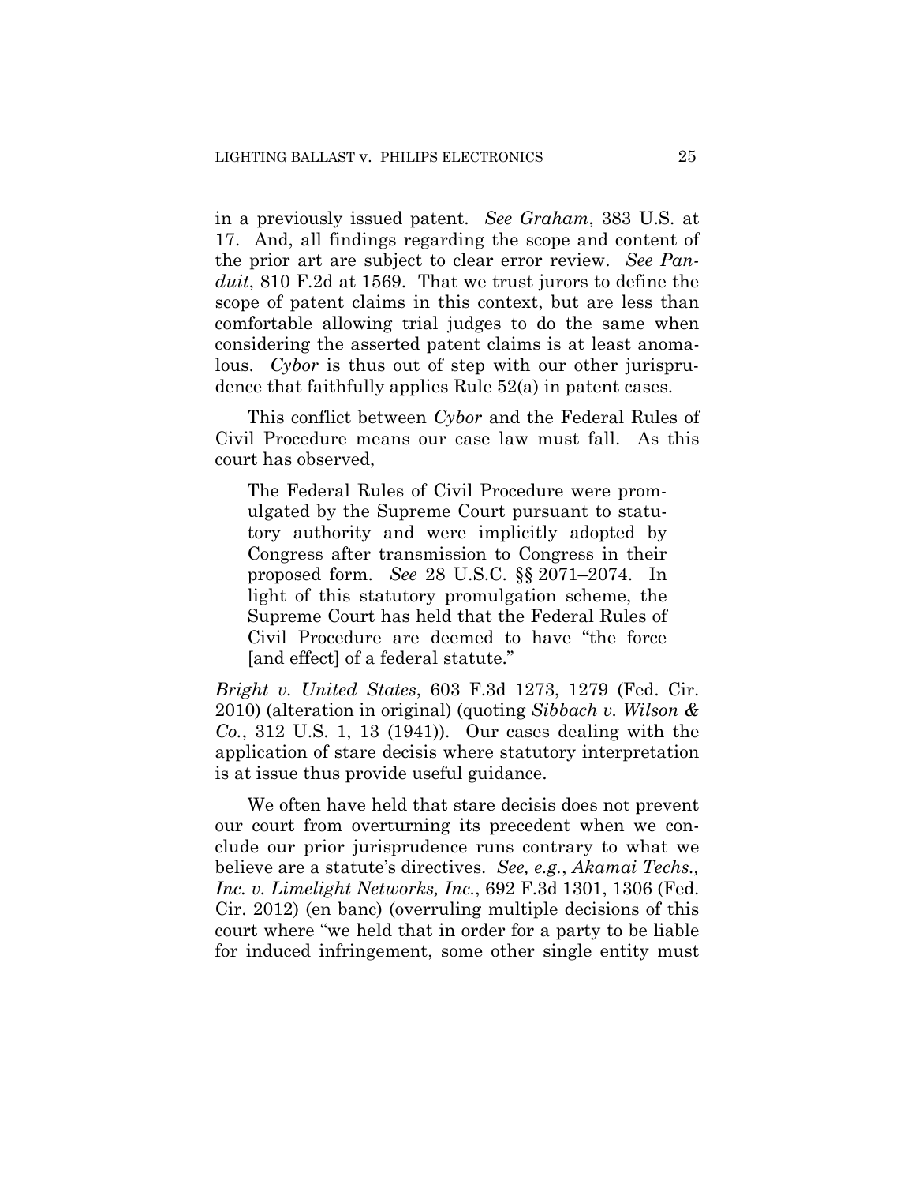in a previously issued patent. *See Graham*, 383 U.S. at 17. And, all findings regarding the scope and content of the prior art are subject to clear error review. *See Panduit*, 810 F.2d at 1569. That we trust jurors to define the scope of patent claims in this context, but are less than comfortable allowing trial judges to do the same when considering the asserted patent claims is at least anomalous. *Cybor* is thus out of step with our other jurisprudence that faithfully applies Rule 52(a) in patent cases.

This conflict between *Cybor* and the Federal Rules of Civil Procedure means our case law must fall. As this court has observed,

> The Federal Rules of Civil Procedure were promulgated by the Supreme Court pursuant to statutory authority and were implicitly adopted by Congress after transmission to Congress in their proposed form. *See* 28 U.S.C. §§ 2071–2074. In light of this statutory promulgation scheme, the Supreme Court has held that the Federal Rules of Civil Procedure are deemed to have "the force [and effect] of a federal statute."

*Bright v. United States*, 603 F.3d 1273, 1279 (Fed. Cir. 2010) (alteration in original) (quoting *Sibbach v. Wilson & Co.*, 312 U.S. 1, 13 (1941)). Our cases dealing with the application of stare decisis where statutory interpretation is at issue thus provide useful guidance.

We often have held that stare decisis does not prevent our court from overturning its precedent when we conclude our prior jurisprudence runs contrary to what we believe are a statute's directives. *See, e.g.*, *Akamai Techs., Inc. v. Limelight Networks, Inc.*, 692 F.3d 1301, 1306 (Fed. Cir. 2012) (en banc) (overruling multiple decisions of this court where "we held that in order for a party to be liable for induced infringement, some other single entity must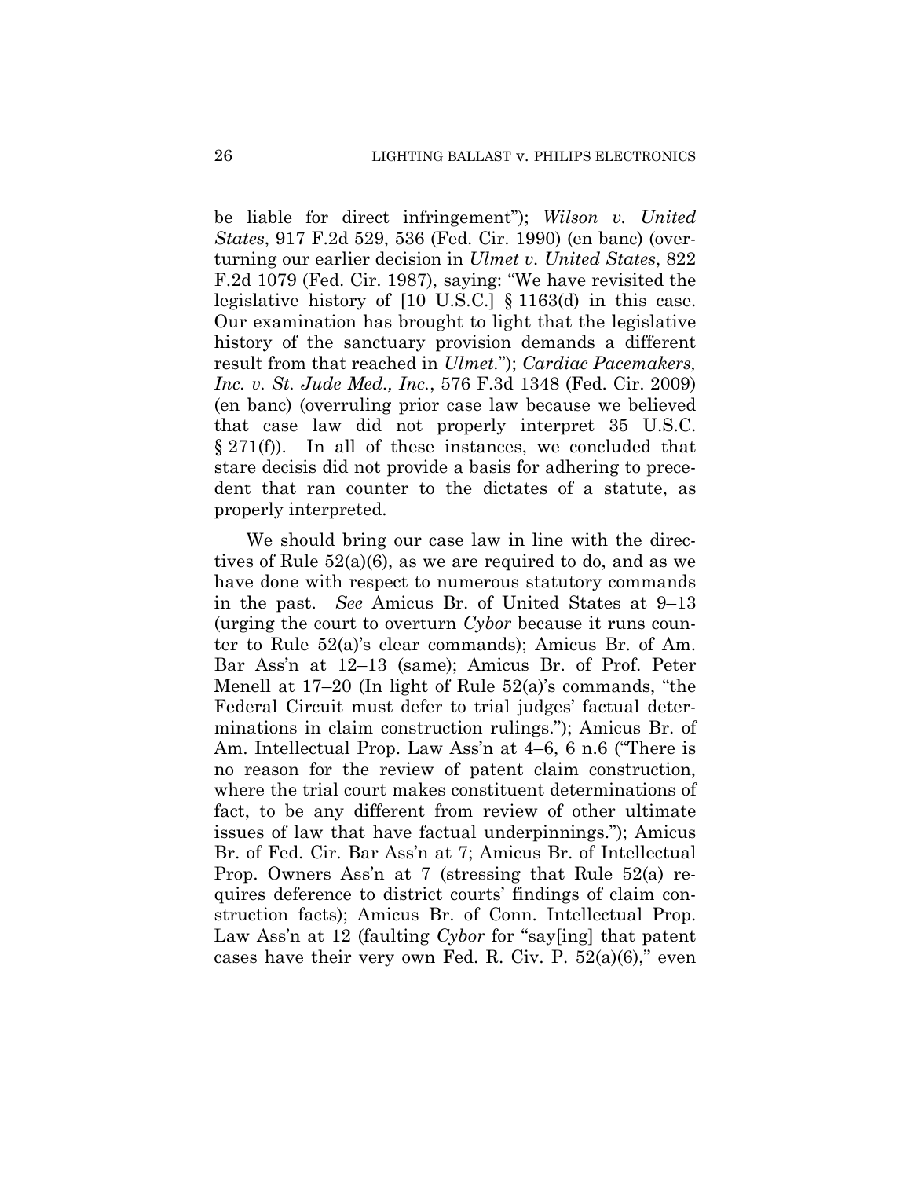be liable for direct infringement"); *Wilson v. United States*, 917 F.2d 529, 536 (Fed. Cir. 1990) (en banc) (overturning our earlier decision in *Ulmet v. United States*, 822 F.2d 1079 (Fed. Cir. 1987), saying: "We have revisited the legislative history of [10 U.S.C.] § 1163(d) in this case. Our examination has brought to light that the legislative history of the sanctuary provision demands a different result from that reached in *Ulmet*."); *Cardiac Pacemakers, Inc. v. St. Jude Med., Inc.*, 576 F.3d 1348 (Fed. Cir. 2009) (en banc) (overruling prior case law because we believed that case law did not properly interpret 35 U.S.C. § 271(f)). In all of these instances, we concluded that stare decisis did not provide a basis for adhering to precedent that ran counter to the dictates of a statute, as properly interpreted.

We should bring our case law in line with the directives of Rule 52(a)(6), as we are required to do, and as we have done with respect to numerous statutory commands in the past. *See* Amicus Br. of United States at 9–13 (urging the court to overturn *Cybor* because it runs counter to Rule 52(a)'s clear commands); Amicus Br. of Am. Bar Ass'n at 12–13 (same); Amicus Br. of Prof. Peter Menell at 17–20 (In light of Rule 52(a)'s commands, "the Federal Circuit must defer to trial judges' factual determinations in claim construction rulings."); Amicus Br. of Am. Intellectual Prop. Law Ass'n at 4–6, 6 n.6 ("There is no reason for the review of patent claim construction, where the trial court makes constituent determinations of fact, to be any different from review of other ultimate issues of law that have factual underpinnings."); Amicus Br. of Fed. Cir. Bar Ass'n at 7; Amicus Br. of Intellectual Prop. Owners Ass'n at 7 (stressing that Rule 52(a) requires deference to district courts' findings of claim construction facts); Amicus Br. of Conn. Intellectual Prop. Law Ass'n at 12 (faulting *Cybor* for "say[ing] that patent cases have their very own Fed. R. Civ. P. 52(a)(6)," even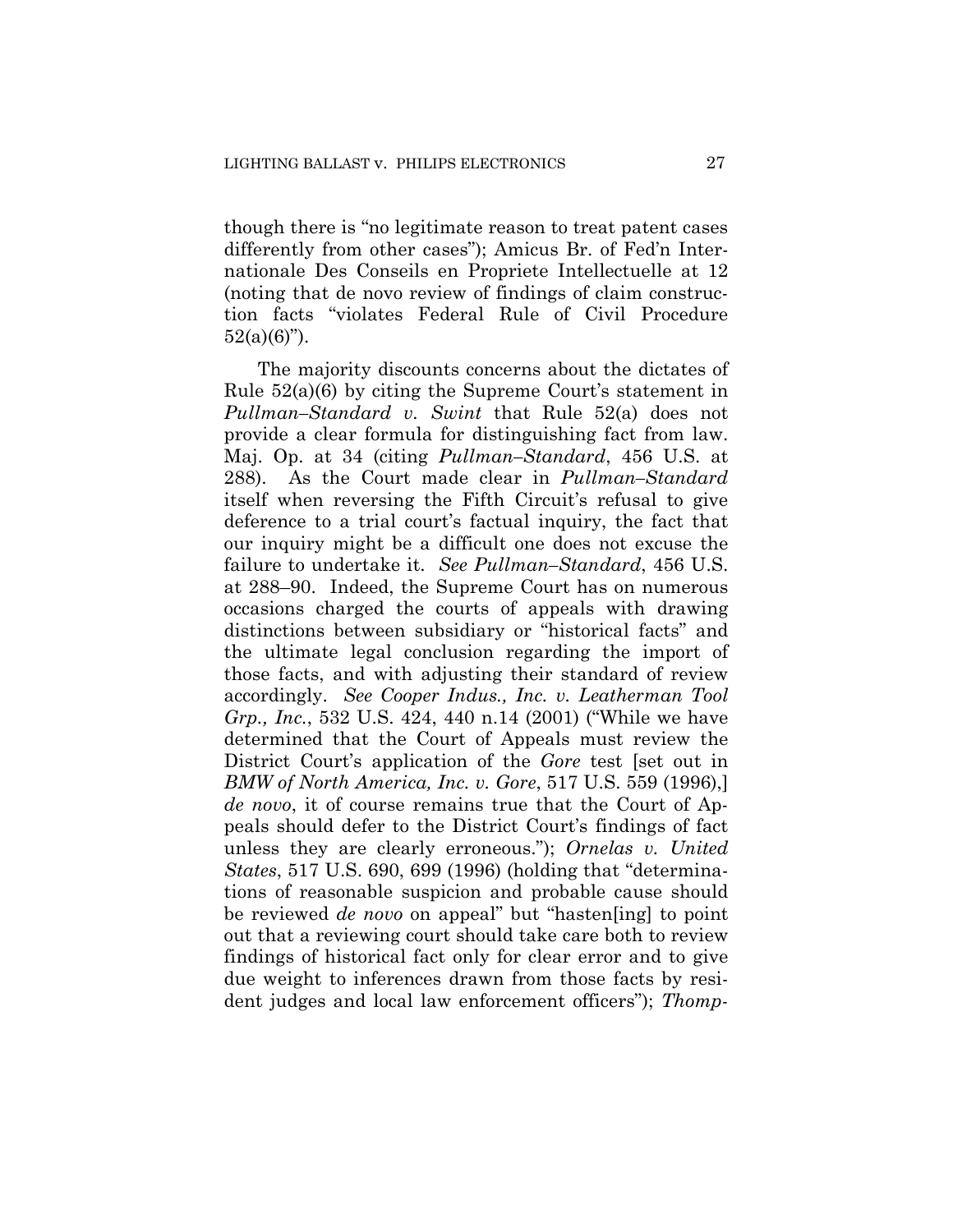though there is "no legitimate reason to treat patent cases differently from other cases"); Amicus Br. of Fed'n Internationale Des Conseils en Propriete Intellectuelle at 12 (noting that de novo review of findings of claim construction facts "violates Federal Rule of Civil Procedure 52(a)(6)").

The majority discounts concerns about the dictates of Rule 52(a)(6) by citing the Supreme Court's statement in *Pullman–Standard v. Swint* that Rule 52(a) does not provide a clear formula for distinguishing fact from law. Maj. Op. at 34 (citing *Pullman–Standard*, 456 U.S. at 288). As the Court made clear in *Pullman–Standard* itself when reversing the Fifth Circuit's refusal to give deference to a trial court's factual inquiry, the fact that our inquiry might be a difficult one does not excuse the failure to undertake it. *See Pullman–Standard*, 456 U.S. at 288–90. Indeed, the Supreme Court has on numerous occasions charged the courts of appeals with drawing distinctions between subsidiary or "historical facts" and the ultimate legal conclusion regarding the import of those facts, and with adjusting their standard of review accordingly. *See Cooper Indus., Inc. v. Leatherman Tool Grp., Inc.*, 532 U.S. 424, 440 n.14 (2001) ("While we have determined that the Court of Appeals must review the District Court's application of the *Gore* test [set out in *BMW of North America, Inc. v. Gore*, 517 U.S. 559 (1996),] *de novo*, it of course remains true that the Court of Appeals should defer to the District Court's findings of fact unless they are clearly erroneous."); *Ornelas v. United States*, 517 U.S. 690, 699 (1996) (holding that "determinations of reasonable suspicion and probable cause should be reviewed *de novo* on appeal" but "hasten[ing] to point out that a reviewing court should take care both to review findings of historical fact only for clear error and to give due weight to inferences drawn from those facts by resident judges and local law enforcement officers"); *Thomp-*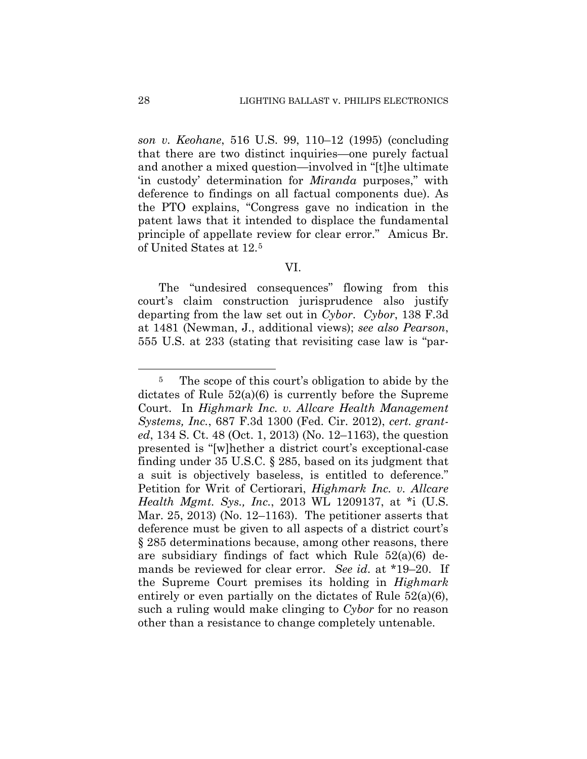*son v. Keohane*, 516 U.S. 99, 110–12 (1995) (concluding that there are two distinct inquiries—one purely factual and another a mixed question—involved in "[t]he ultimate 'in custody' determination for *Miranda* purposes," with deference to findings on all factual components due). As the PTO explains, "Congress gave no indication in the patent laws that it intended to displace the fundamental principle of appellate review for clear error." Amicus Br. of United States at 12.[5]

VI.

The "undesired consequences" flowing from this court's claim construction jurisprudence also justify departing from the law set out in *Cybor*. *Cybor*, 138 F.3d at 1481 (Newman, J., additional views); *see also Pearson*, 555 U.S. at 233 (stating that revisiting case law is "par-

---

[5] The scope of this court's obligation to abide by the dictates of Rule 52(a)(6) is currently before the Supreme Court. In *Highmark Inc. v. Allcare Health Management Systems, Inc.*, 687 F.3d 1300 (Fed. Cir. 2012), *cert. granted*, 134 S. Ct. 48 (Oct. 1, 2013) (No. 12–1163), the question presented is "[w]hether a district court's exceptional-case finding under 35 U.S.C. § 285, based on its judgment that a suit is objectively baseless, is entitled to deference." Petition for Writ of Certiorari, *Highmark Inc. v. Allcare Health Mgmt. Sys., Inc.*, 2013 WL 1209137, at *i (U.S. Mar. 25, 2013) (No. 12–1163). The petitioner asserts that deference must be given to all aspects of a district court's § 285 determinations because, among other reasons, there are subsidiary findings of fact which Rule 52(a)(6) demands be reviewed for clear error. *See id.* at *19–20. If the Supreme Court premises its holding in *Highmark* entirely or even partially on the dictates of Rule 52(a)(6), such a ruling would make clinging to *Cybor* for no reason other than a resistance to change completely untenable.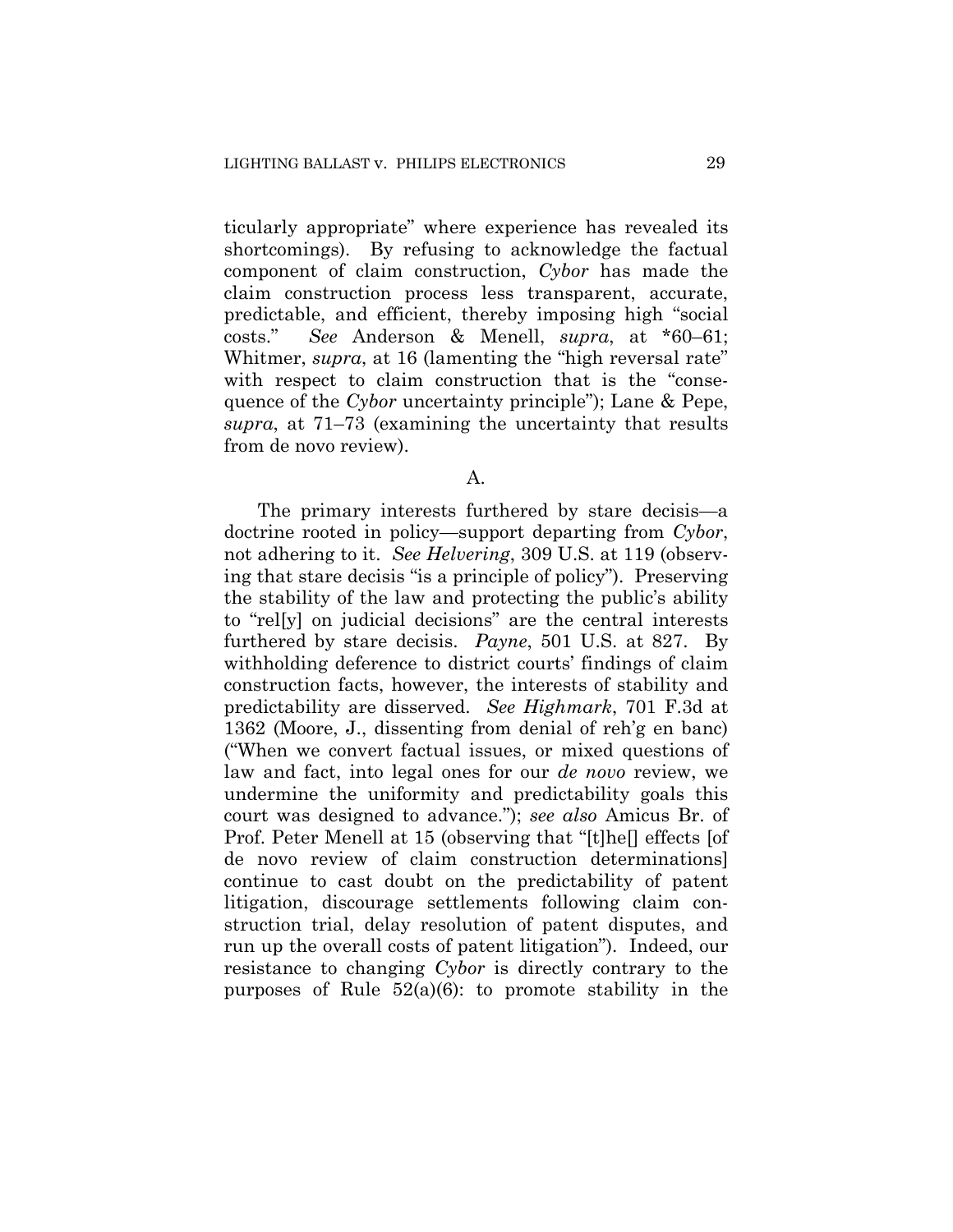ticularly appropriate" where experience has revealed its shortcomings). By refusing to acknowledge the factual component of claim construction, *Cybor* has made the claim construction process less transparent, accurate, predictable, and efficient, thereby imposing high "social costs." *See* Anderson & Menell, *supra*, at *60–61; Whitmer, *supra*, at 16 (lamenting the "high reversal rate" with respect to claim construction that is the "consequence of the *Cybor* uncertainty principle"); Lane & Pepe, *supra*, at 71–73 (examining the uncertainty that results from de novo review).

A.

The primary interests furthered by stare decisis—a doctrine rooted in policy—support departing from *Cybor*, not adhering to it. *See Helvering*, 309 U.S. at 119 (observing that stare decisis "is a principle of policy"). Preserving the stability of the law and protecting the public's ability to "rel[y] on judicial decisions" are the central interests furthered by stare decisis. *Payne*, 501 U.S. at 827. By withholding deference to district courts' findings of claim construction facts, however, the interests of stability and predictability are disserved. *See Highmark*, 701 F.3d at 1362 (Moore, J., dissenting from denial of reh'g en banc) ("When we convert factual issues, or mixed questions of law and fact, into legal ones for our *de novo* review, we undermine the uniformity and predictability goals this court was designed to advance."); *see also* Amicus Br. of Prof. Peter Menell at 15 (observing that "[t]he[] effects [of de novo review of claim construction determinations] continue to cast doubt on the predictability of patent litigation, discourage settlements following claim construction trial, delay resolution of patent disputes, and run up the overall costs of patent litigation"). Indeed, our resistance to changing *Cybor* is directly contrary to the purposes of Rule 52(a)(6): to promote stability in the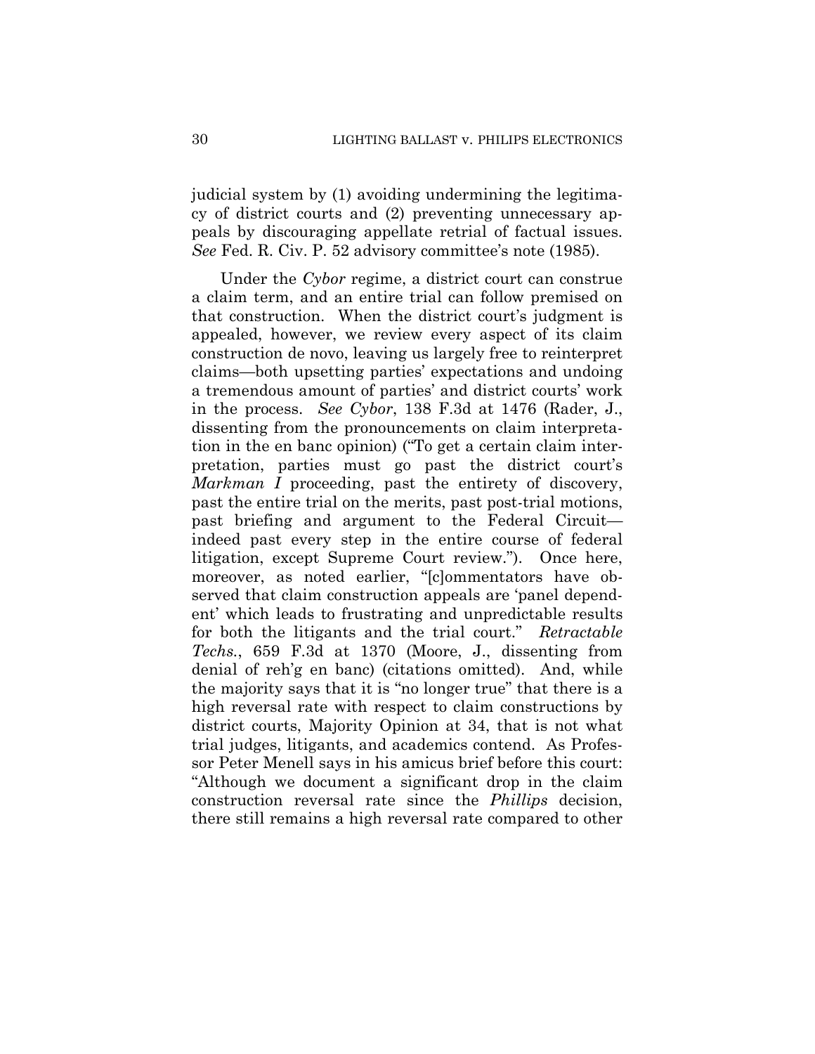judicial system by (1) avoiding undermining the legitimacy of district courts and (2) preventing unnecessary appeals by discouraging appellate retrial of factual issues. *See* Fed. R. Civ. P. 52 advisory committee's note (1985).

Under the *Cybor* regime, a district court can construe a claim term, and an entire trial can follow premised on that construction. When the district court's judgment is appealed, however, we review every aspect of its claim construction de novo, leaving us largely free to reinterpret claims—both upsetting parties' expectations and undoing a tremendous amount of parties' and district courts' work in the process. *See Cybor*, 138 F.3d at 1476 (Rader, J., dissenting from the pronouncements on claim interpretation in the en banc opinion) ("To get a certain claim interpretation, parties must go past the district court's *Markman I* proceeding, past the entirety of discovery, past the entire trial on the merits, past post-trial motions, past briefing and argument to the Federal Circuit—indeed past every step in the entire course of federal litigation, except Supreme Court review."). Once here, moreover, as noted earlier, "[c]ommentators have observed that claim construction appeals are 'panel dependent' which leads to frustrating and unpredictable results for both the litigants and the trial court." *Retractable Techs.*, 659 F.3d at 1370 (Moore, J., dissenting from denial of reh'g en banc) (citations omitted). And, while the majority says that it is "no longer true" that there is a high reversal rate with respect to claim constructions by district courts, Majority Opinion at 34, that is not what trial judges, litigants, and academics contend. As Professor Peter Menell says in his amicus brief before this court: "Although we document a significant drop in the claim construction reversal rate since the *Phillips* decision, there still remains a high reversal rate compared to other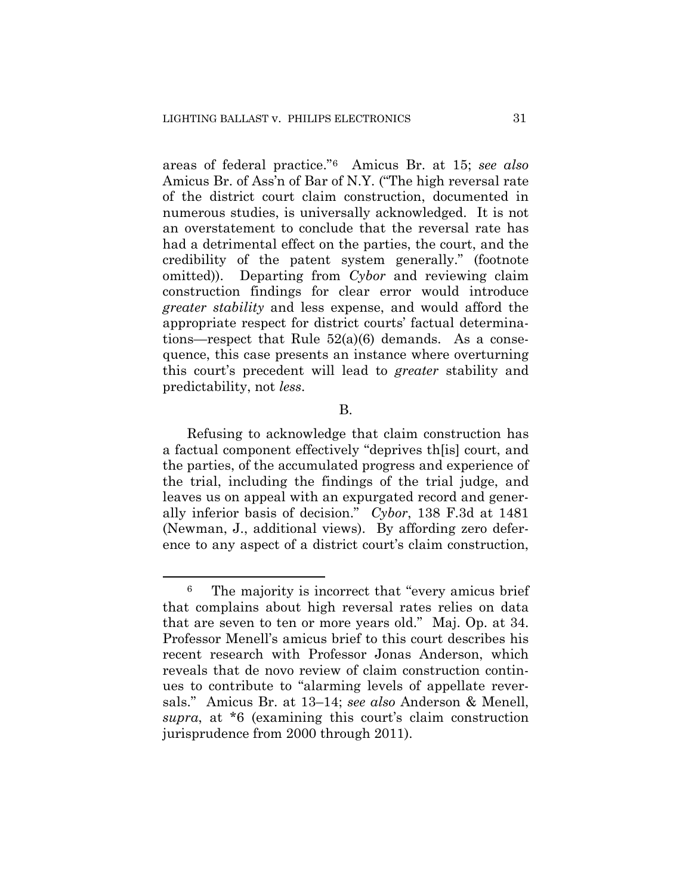areas of federal practice."[6] Amicus Br. at 15; *see also* Amicus Br. of Ass'n of Bar of N.Y. ("The high reversal rate of the district court claim construction, documented in numerous studies, is universally acknowledged. It is not an overstatement to conclude that the reversal rate has had a detrimental effect on the parties, the court, and the credibility of the patent system generally." (footnote omitted)). Departing from *Cybor* and reviewing claim construction findings for clear error would introduce *greater stability* and less expense, and would afford the appropriate respect for district courts' factual determinations—respect that Rule 52(a)(6) demands. As a consequence, this case presents an instance where overturning this court's precedent will lead to *greater* stability and predictability, not *less*.

B.

Refusing to acknowledge that claim construction has a factual component effectively "deprives th[is] court, and the parties, of the accumulated progress and experience of the trial, including the findings of the trial judge, and leaves us on appeal with an expurgated record and generally inferior basis of decision." *Cybor*, 138 F.3d at 1481 (Newman, J., additional views). By affording zero deference to any aspect of a district court's claim construction,

---

[6] The majority is incorrect that "every amicus brief that complains about high reversal rates relies on data that are seven to ten or more years old." Maj. Op. at 34. Professor Menell's amicus brief to this court describes his recent research with Professor Jonas Anderson, which reveals that de novo review of claim construction continues to contribute to "alarming levels of appellate reversals." Amicus Br. at 13–14; *see also* Anderson & Menell, *supra*, at *6 (examining this court's claim construction jurisprudence from 2000 through 2011).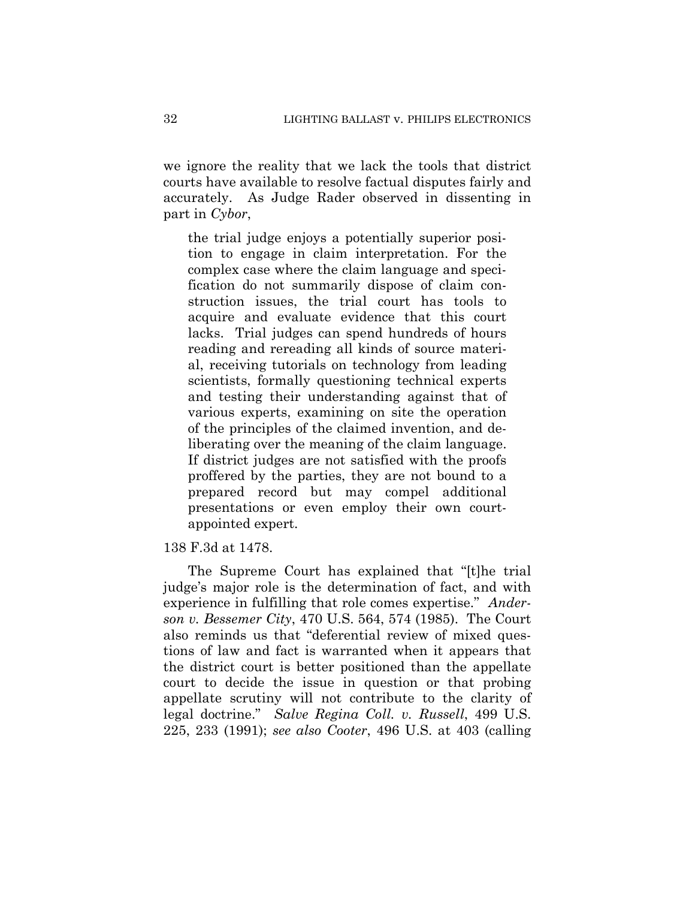we ignore the reality that we lack the tools that district courts have available to resolve factual disputes fairly and accurately. As Judge Rader observed in dissenting in part in *Cybor*,

> the trial judge enjoys a potentially superior position to engage in claim interpretation. For the complex case where the claim language and specification do not summarily dispose of claim construction issues, the trial court has tools to acquire and evaluate evidence that this court lacks. Trial judges can spend hundreds of hours reading and rereading all kinds of source material, receiving tutorials on technology from leading scientists, formally questioning technical experts and testing their understanding against that of various experts, examining on site the operation of the principles of the claimed invention, and deliberating over the meaning of the claim language. If district judges are not satisfied with the proofs proffered by the parties, they are not bound to a prepared record but may compel additional presentations or even employ their own court-appointed expert.

138 F.3d at 1478.

The Supreme Court has explained that "[t]he trial judge's major role is the determination of fact, and with experience in fulfilling that role comes expertise." *Anderson v. Bessemer City*, 470 U.S. 564, 574 (1985). The Court also reminds us that "deferential review of mixed questions of law and fact is warranted when it appears that the district court is better positioned than the appellate court to decide the issue in question or that probing appellate scrutiny will not contribute to the clarity of legal doctrine." *Salve Regina Coll. v. Russell*, 499 U.S. 225, 233 (1991); *see also Cooter*, 496 U.S. at 403 (calling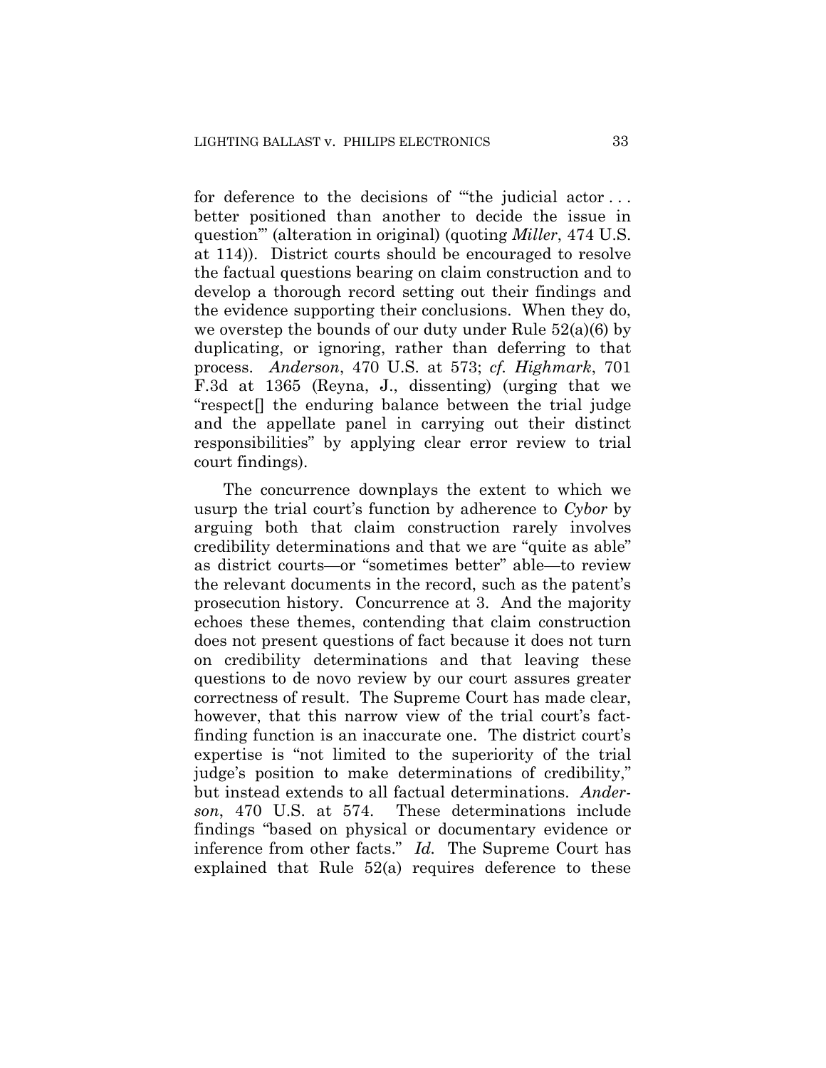for deference to the decisions of "'the judicial actor . . . better positioned than another to decide the issue in question'" (alteration in original) (quoting *Miller*, 474 U.S. at 114)). District courts should be encouraged to resolve the factual questions bearing on claim construction and to develop a thorough record setting out their findings and the evidence supporting their conclusions. When they do, we overstep the bounds of our duty under Rule 52(a)(6) by duplicating, or ignoring, rather than deferring to that process. *Anderson*, 470 U.S. at 573; *cf. Highmark*, 701 F.3d at 1365 (Reyna, J., dissenting) (urging that we "respect[] the enduring balance between the trial judge and the appellate panel in carrying out their distinct responsibilities" by applying clear error review to trial court findings).

The concurrence downplays the extent to which we usurp the trial court's function by adherence to *Cybor* by arguing both that claim construction rarely involves credibility determinations and that we are "quite as able" as district courts—or "sometimes better" able—to review the relevant documents in the record, such as the patent's prosecution history. Concurrence at 3. And the majority echoes these themes, contending that claim construction does not present questions of fact because it does not turn on credibility determinations and that leaving these questions to de novo review by our court assures greater correctness of result. The Supreme Court has made clear, however, that this narrow view of the trial court's fact-finding function is an inaccurate one. The district court's expertise is "not limited to the superiority of the trial judge's position to make determinations of credibility," but instead extends to all factual determinations. *Anderson*, 470 U.S. at 574. These determinations include findings "based on physical or documentary evidence or inference from other facts." *Id.* The Supreme Court has explained that Rule 52(a) requires deference to these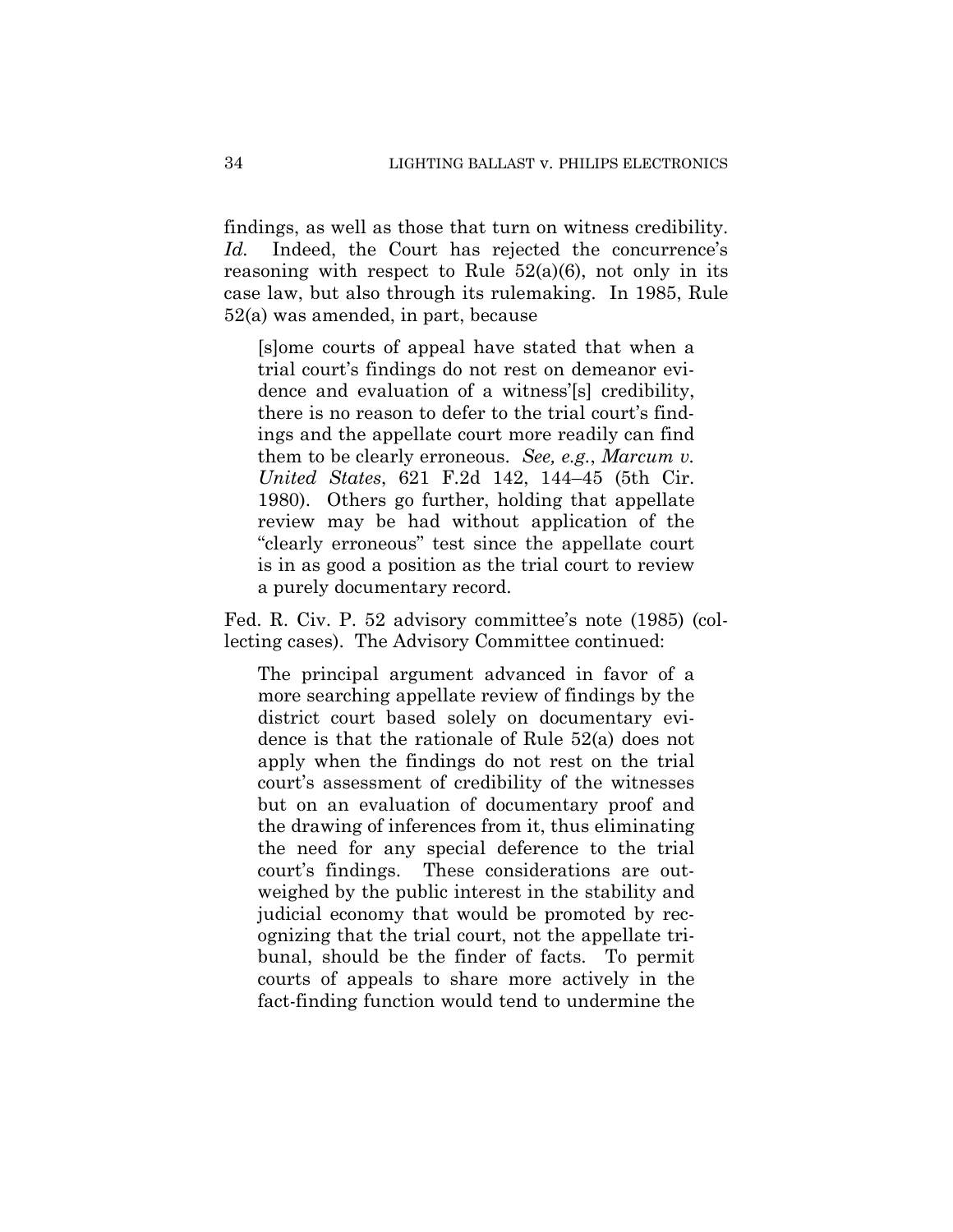findings, as well as those that turn on witness credibility. *Id.* Indeed, the Court has rejected the concurrence's reasoning with respect to Rule 52(a)(6), not only in its case law, but also through its rulemaking. In 1985, Rule 52(a) was amended, in part, because

> [s]ome courts of appeal have stated that when a trial court's findings do not rest on demeanor evidence and evaluation of a witness'[s] credibility, there is no reason to defer to the trial court's findings and the appellate court more readily can find them to be clearly erroneous. *See, e.g.*, *Marcum v. United States*, 621 F.2d 142, 144–45 (5th Cir. 1980). Others go further, holding that appellate review may be had without application of the "clearly erroneous" test since the appellate court is in as good a position as the trial court to review a purely documentary record.

Fed. R. Civ. P. 52 advisory committee's note (1985) (collecting cases). The Advisory Committee continued:

> The principal argument advanced in favor of a more searching appellate review of findings by the district court based solely on documentary evidence is that the rationale of Rule 52(a) does not apply when the findings do not rest on the trial court's assessment of credibility of the witnesses but on an evaluation of documentary proof and the drawing of inferences from it, thus eliminating the need for any special deference to the trial court's findings. These considerations are outweighed by the public interest in the stability and judicial economy that would be promoted by recognizing that the trial court, not the appellate tribunal, should be the finder of facts. To permit courts of appeals to share more actively in the fact-finding function would tend to undermine the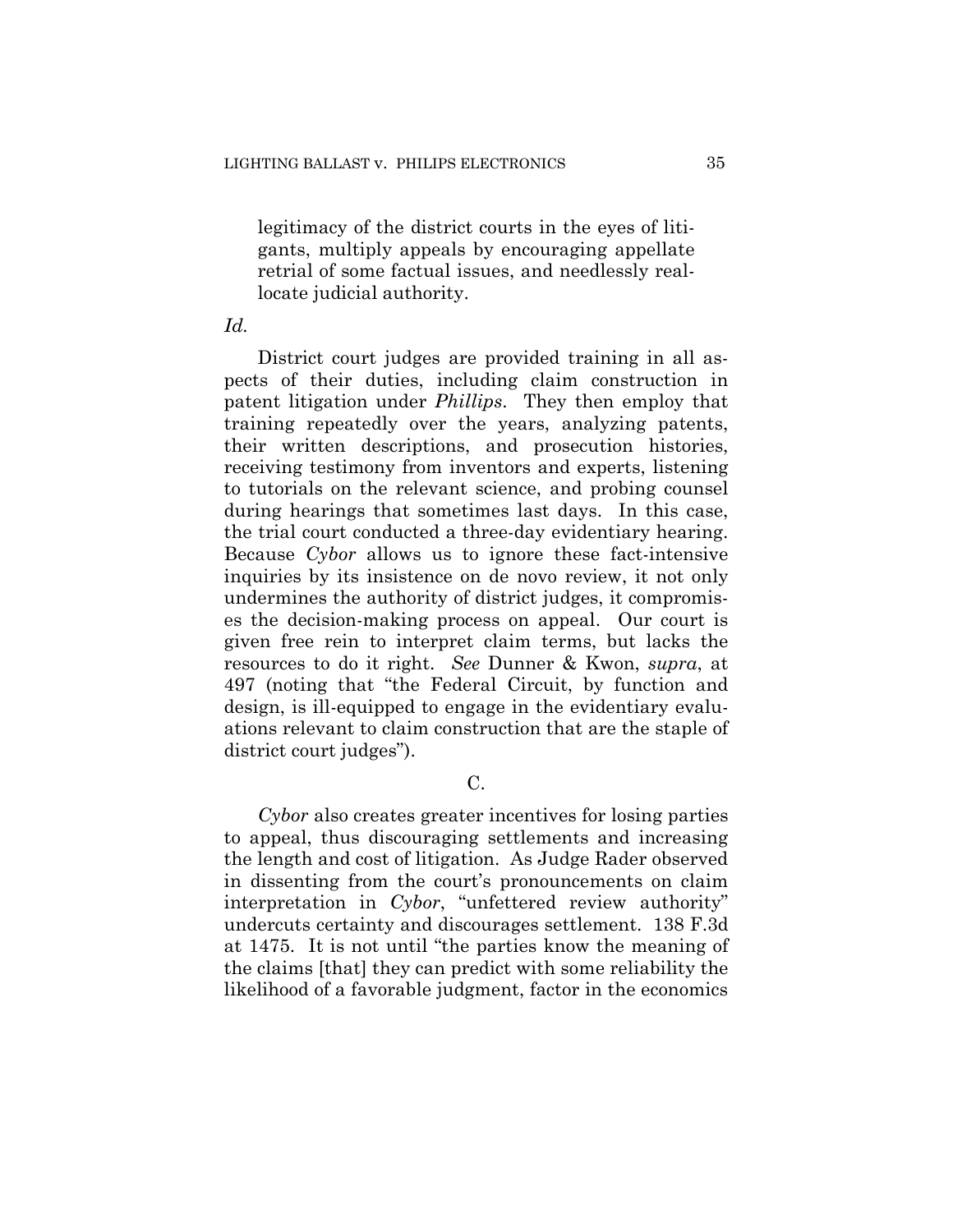> legitimacy of the district courts in the eyes of litigants, multiply appeals by encouraging appellate retrial of some factual issues, and needlessly reallocate judicial authority.

*Id.*

District court judges are provided training in all aspects of their duties, including claim construction in patent litigation under *Phillips*. They then employ that training repeatedly over the years, analyzing patents, their written descriptions, and prosecution histories, receiving testimony from inventors and experts, listening to tutorials on the relevant science, and probing counsel during hearings that sometimes last days. In this case, the trial court conducted a three-day evidentiary hearing. Because *Cybor* allows us to ignore these fact-intensive inquiries by its insistence on de novo review, it not only undermines the authority of district judges, it compromises the decision-making process on appeal. Our court is given free rein to interpret claim terms, but lacks the resources to do it right. *See* Dunner & Kwon, *supra*, at 497 (noting that "the Federal Circuit, by function and design, is ill-equipped to engage in the evidentiary evaluations relevant to claim construction that are the staple of district court judges").

C.

*Cybor* also creates greater incentives for losing parties to appeal, thus discouraging settlements and increasing the length and cost of litigation. As Judge Rader observed in dissenting from the court's pronouncements on claim interpretation in *Cybor*, "unfettered review authority" undercuts certainty and discourages settlement. 138 F.3d at 1475. It is not until "the parties know the meaning of the claims [that] they can predict with some reliability the likelihood of a favorable judgment, factor in the economics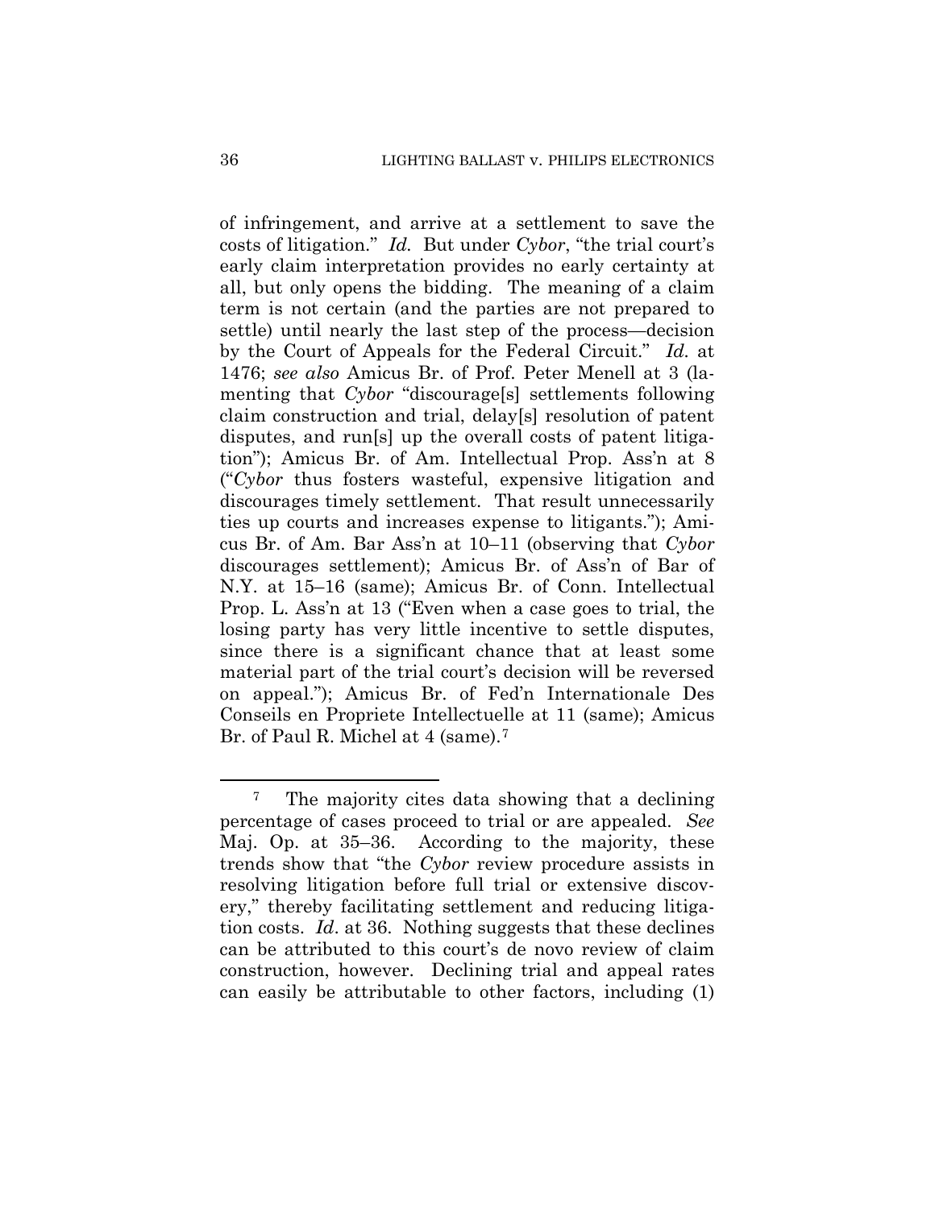of infringement, and arrive at a settlement to save the costs of litigation." *Id.* But under *Cybor*, "the trial court's early claim interpretation provides no early certainty at all, but only opens the bidding. The meaning of a claim term is not certain (and the parties are not prepared to settle) until nearly the last step of the process—decision by the Court of Appeals for the Federal Circuit." *Id.* at 1476; *see also* Amicus Br. of Prof. Peter Menell at 3 (lamenting that *Cybor* "discourage[s] settlements following claim construction and trial, delay[s] resolution of patent disputes, and run[s] up the overall costs of patent litigation"); Amicus Br. of Am. Intellectual Prop. Ass'n at 8 ("*Cybor* thus fosters wasteful, expensive litigation and discourages timely settlement. That result unnecessarily ties up courts and increases expense to litigants."); Amicus Br. of Am. Bar Ass'n at 10–11 (observing that *Cybor* discourages settlement); Amicus Br. of Ass'n of Bar of N.Y. at 15–16 (same); Amicus Br. of Conn. Intellectual Prop. L. Ass'n at 13 ("Even when a case goes to trial, the losing party has very little incentive to settle disputes, since there is a significant chance that at least some material part of the trial court's decision will be reversed on appeal."); Amicus Br. of Fed'n Internationale Des Conseils en Propriete Intellectuelle at 11 (same); Amicus Br. of Paul R. Michel at 4 (same).[7]

[7] The majority cites data showing that a declining percentage of cases proceed to trial or are appealed. *See* Maj. Op. at 35–36. According to the majority, these trends show that "the *Cybor* review procedure assists in resolving litigation before full trial or extensive discovery," thereby facilitating settlement and reducing litigation costs. *Id*. at 36. Nothing suggests that these declines can be attributed to this court's de novo review of claim construction, however. Declining trial and appeal rates can easily be attributable to other factors, including (1)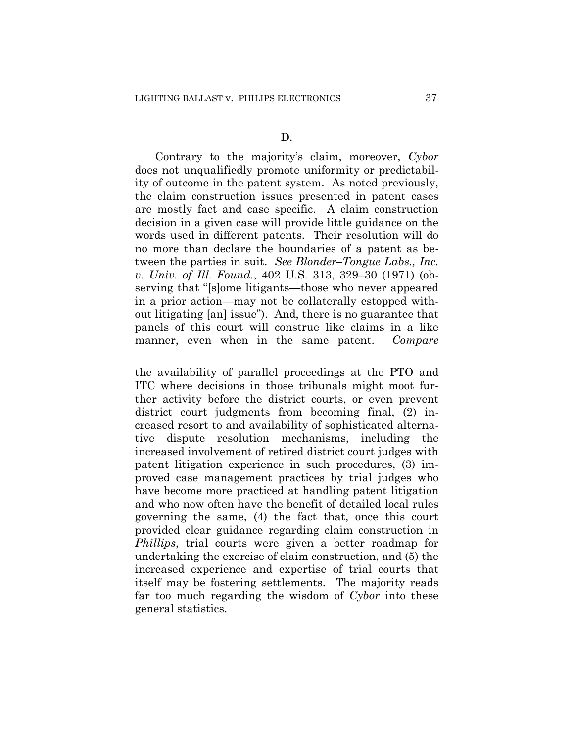D.

Contrary to the majority's claim, moreover, *Cybor* does not unqualifiedly promote uniformity or predictability of outcome in the patent system. As noted previously, the claim construction issues presented in patent cases are mostly fact and case specific. A claim construction decision in a given case will provide little guidance on the words used in different patents. Their resolution will do no more than declare the boundaries of a patent as between the parties in suit. *See Blonder–Tongue Labs., Inc. v. Univ. of Ill. Found.*, 402 U.S. 313, 329–30 (1971) (observing that "[s]ome litigants—those who never appeared in a prior action—may not be collaterally estopped without litigating [an] issue"). And, there is no guarantee that panels of this court will construe like claims in a like manner, even when in the same patent. *Compare*

---

the availability of parallel proceedings at the PTO and ITC where decisions in those tribunals might moot further activity before the district courts, or even prevent district court judgments from becoming final, (2) increased resort to and availability of sophisticated alternative dispute resolution mechanisms, including the increased involvement of retired district court judges with patent litigation experience in such procedures, (3) improved case management practices by trial judges who have become more practiced at handling patent litigation and who now often have the benefit of detailed local rules governing the same, (4) the fact that, once this court provided clear guidance regarding claim construction in *Phillips*, trial courts were given a better roadmap for undertaking the exercise of claim construction, and (5) the increased experience and expertise of trial courts that itself may be fostering settlements. The majority reads far too much regarding the wisdom of *Cybor* into these general statistics.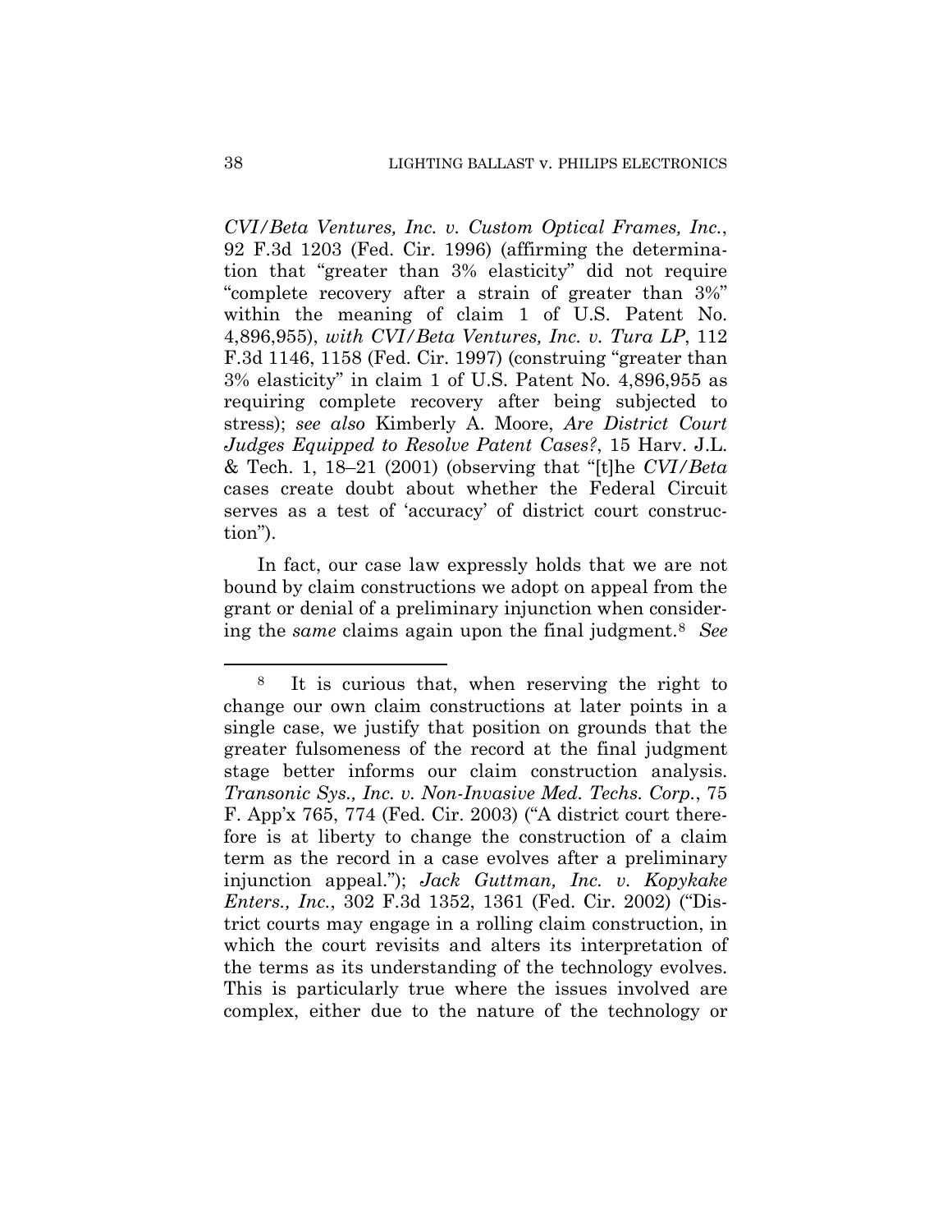*CVI/Beta Ventures, Inc. v. Custom Optical Frames, Inc.*, 92 F.3d 1203 (Fed. Cir. 1996) (affirming the determination that "greater than 3% elasticity" did not require "complete recovery after a strain of greater than 3%" within the meaning of claim 1 of U.S. Patent No. 4,896,955), *with CVI/Beta Ventures, Inc. v. Tura LP*, 112 F.3d 1146, 1158 (Fed. Cir. 1997) (construing "greater than 3% elasticity" in claim 1 of U.S. Patent No. 4,896,955 as requiring complete recovery after being subjected to stress); *see also* Kimberly A. Moore, *Are District Court Judges Equipped to Resolve Patent Cases?*, 15 Harv. J.L. & Tech. 1, 18–21 (2001) (observing that "[t]he *CVI/Beta* cases create doubt about whether the Federal Circuit serves as a test of 'accuracy' of district court construction").

In fact, our case law expressly holds that we are not bound by claim constructions we adopt on appeal from the grant or denial of a preliminary injunction when considering the *same* claims again upon the final judgment.[8] *See*

[8] It is curious that, when reserving the right to change our own claim constructions at later points in a single case, we justify that position on grounds that the greater fulsomeness of the record at the final judgment stage better informs our claim construction analysis. *Transonic Sys., Inc. v. Non-Invasive Med. Techs. Corp.*, 75 F. App'x 765, 774 (Fed. Cir. 2003) ("A district court therefore is at liberty to change the construction of a claim term as the record in a case evolves after a preliminary injunction appeal."); *Jack Guttman, Inc. v. Kopykake Enters., Inc.*, 302 F.3d 1352, 1361 (Fed. Cir. 2002) ("District courts may engage in a rolling claim construction, in which the court revisits and alters its interpretation of the terms as its understanding of the technology evolves. This is particularly true where the issues involved are complex, either due to the nature of the technology or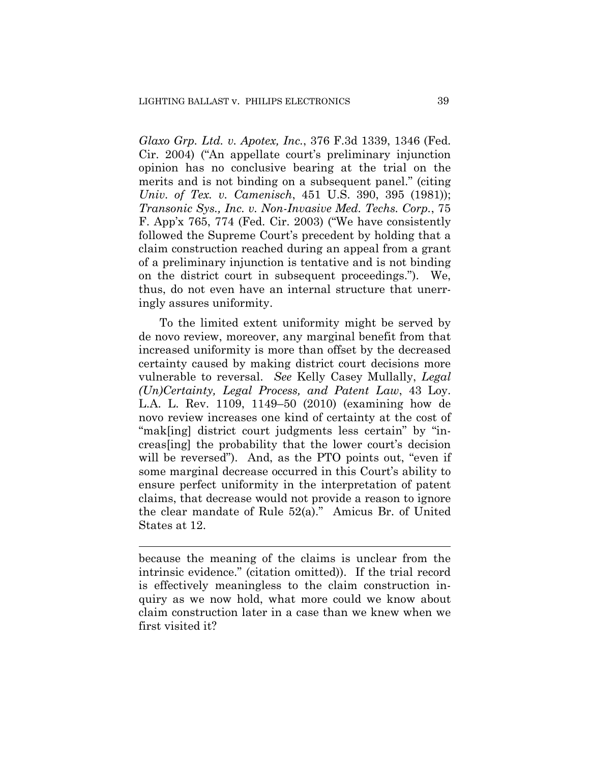*Glaxo Grp. Ltd. v. Apotex, Inc.*, 376 F.3d 1339, 1346 (Fed. Cir. 2004) ("An appellate court's preliminary injunction opinion has no conclusive bearing at the trial on the merits and is not binding on a subsequent panel." (citing *Univ. of Tex. v. Camenisch*, 451 U.S. 390, 395 (1981)); *Transonic Sys., Inc. v. Non-Invasive Med. Techs. Corp.*, 75 F. App'x 765, 774 (Fed. Cir. 2003) ("We have consistently followed the Supreme Court's precedent by holding that a claim construction reached during an appeal from a grant of a preliminary injunction is tentative and is not binding on the district court in subsequent proceedings."). We, thus, do not even have an internal structure that unerringly assures uniformity.

To the limited extent uniformity might be served by de novo review, moreover, any marginal benefit from that increased uniformity is more than offset by the decreased certainty caused by making district court decisions more vulnerable to reversal. *See* Kelly Casey Mullally, *Legal (Un)Certainty, Legal Process, and Patent Law*, 43 Loy. L.A. L. Rev. 1109, 1149–50 (2010) (examining how de novo review increases one kind of certainty at the cost of "mak[ing] district court judgments less certain" by "increas[ing] the probability that the lower court's decision will be reversed"). And, as the PTO points out, "even if some marginal decrease occurred in this Court's ability to ensure perfect uniformity in the interpretation of patent claims, that decrease would not provide a reason to ignore the clear mandate of Rule 52(a)." Amicus Br. of United States at 12.

---

because the meaning of the claims is unclear from the intrinsic evidence." (citation omitted)). If the trial record is effectively meaningless to the claim construction inquiry as we now hold, what more could we know about claim construction later in a case than we knew when we first visited it?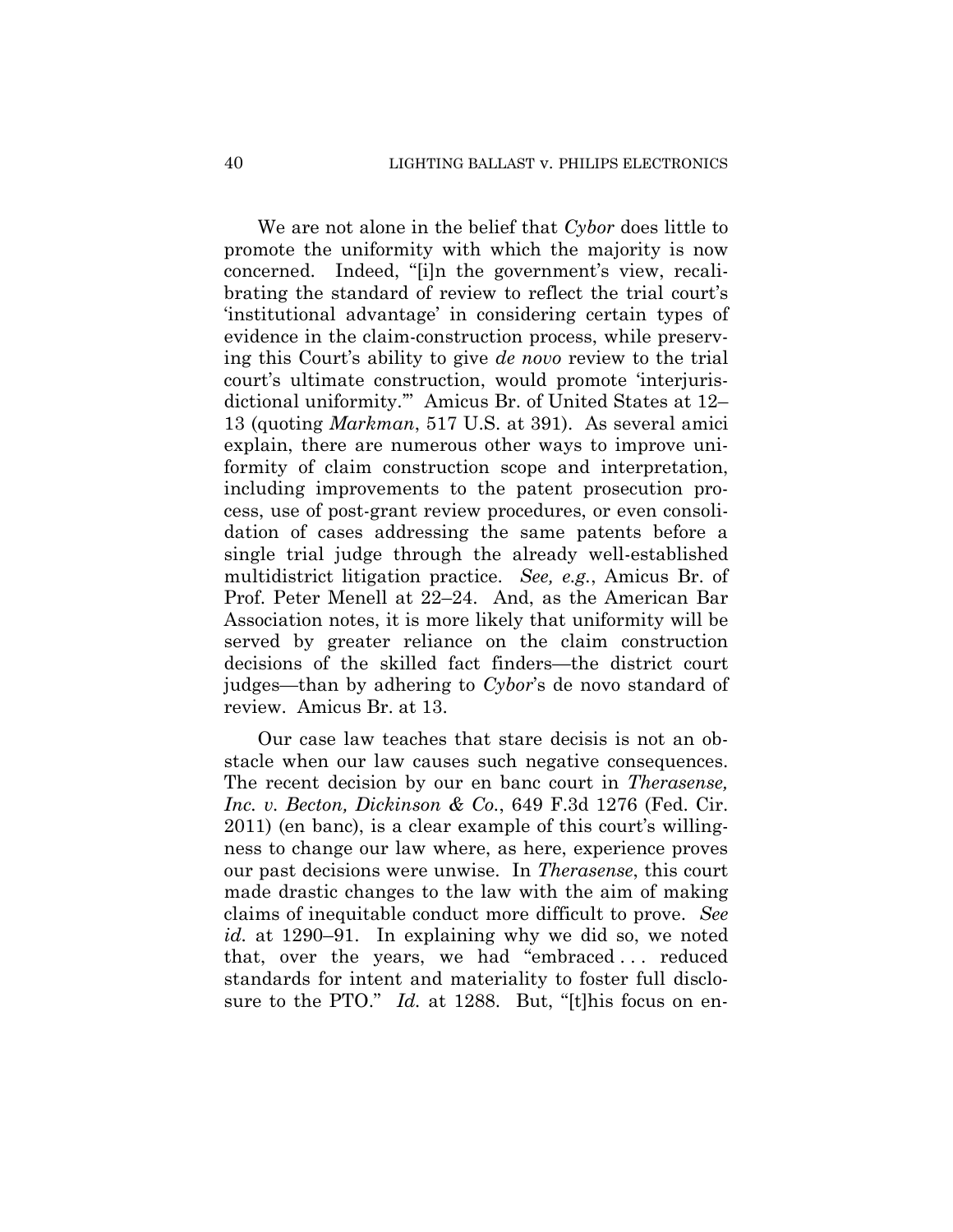We are not alone in the belief that *Cybor* does little to promote the uniformity with which the majority is now concerned. Indeed, "[i]n the government's view, recalibrating the standard of review to reflect the trial court's 'institutional advantage' in considering certain types of evidence in the claim-construction process, while preserving this Court's ability to give *de novo* review to the trial court's ultimate construction, would promote 'interjurisdictional uniformity.'" Amicus Br. of United States at 12–13 (quoting *Markman*, 517 U.S. at 391). As several amici explain, there are numerous other ways to improve uniformity of claim construction scope and interpretation, including improvements to the patent prosecution process, use of post-grant review procedures, or even consolidation of cases addressing the same patents before a single trial judge through the already well-established multidistrict litigation practice. *See, e.g.*, Amicus Br. of Prof. Peter Menell at 22–24. And, as the American Bar Association notes, it is more likely that uniformity will be served by greater reliance on the claim construction decisions of the skilled fact finders—the district court judges—than by adhering to *Cybor*'s de novo standard of review. Amicus Br. at 13.

Our case law teaches that stare decisis is not an obstacle when our law causes such negative consequences. The recent decision by our en banc court in *Therasense, Inc. v. Becton, Dickinson & Co.*, 649 F.3d 1276 (Fed. Cir. 2011) (en banc), is a clear example of this court's willingness to change our law where, as here, experience proves our past decisions were unwise. In *Therasense*, this court made drastic changes to the law with the aim of making claims of inequitable conduct more difficult to prove. *See id.* at 1290–91. In explaining why we did so, we noted that, over the years, we had "embraced . . . reduced standards for intent and materiality to foster full disclosure to the PTO." *Id.* at 1288. But, "[t]his focus on en-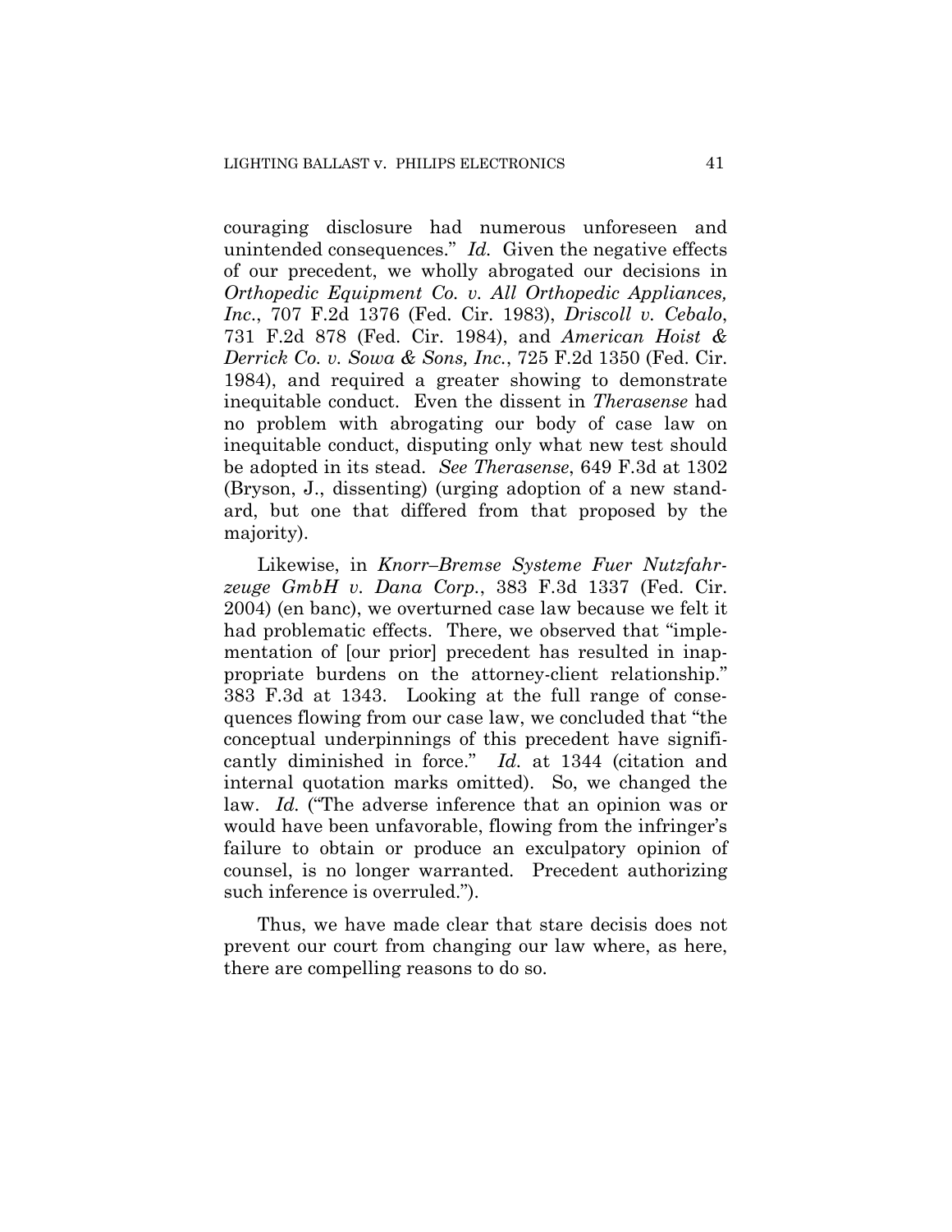couraging disclosure had numerous unforeseen and unintended consequences." *Id.* Given the negative effects of our precedent, we wholly abrogated our decisions in *Orthopedic Equipment Co. v. All Orthopedic Appliances, Inc.*, 707 F.2d 1376 (Fed. Cir. 1983), *Driscoll v. Cebalo*, 731 F.2d 878 (Fed. Cir. 1984), and *American Hoist & Derrick Co. v. Sowa & Sons, Inc.*, 725 F.2d 1350 (Fed. Cir. 1984), and required a greater showing to demonstrate inequitable conduct. Even the dissent in *Therasense* had no problem with abrogating our body of case law on inequitable conduct, disputing only what new test should be adopted in its stead. *See Therasense*, 649 F.3d at 1302 (Bryson, J., dissenting) (urging adoption of a new standard, but one that differed from that proposed by the majority).

Likewise, in *Knorr–Bremse Systeme Fuer Nutzfahrzeuge GmbH v. Dana Corp.*, 383 F.3d 1337 (Fed. Cir. 2004) (en banc), we overturned case law because we felt it had problematic effects. There, we observed that "implementation of [our prior] precedent has resulted in inappropriate burdens on the attorney-client relationship." 383 F.3d at 1343. Looking at the full range of consequences flowing from our case law, we concluded that "the conceptual underpinnings of this precedent have significantly diminished in force." *Id.* at 1344 (citation and internal quotation marks omitted). So, we changed the law. *Id.* ("The adverse inference that an opinion was or would have been unfavorable, flowing from the infringer's failure to obtain or produce an exculpatory opinion of counsel, is no longer warranted. Precedent authorizing such inference is overruled.").

Thus, we have made clear that stare decisis does not prevent our court from changing our law where, as here, there are compelling reasons to do so.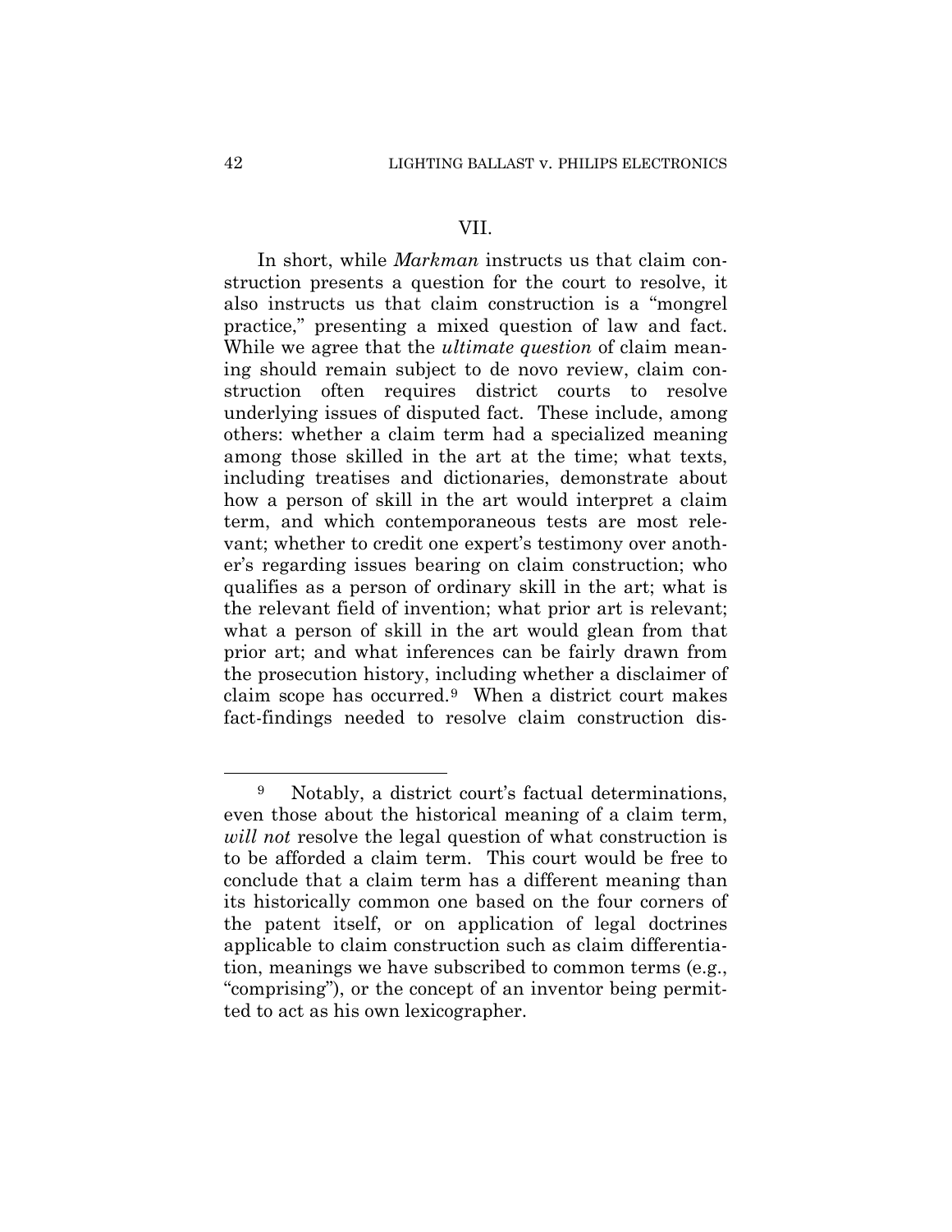## VII.

In short, while *Markman* instructs us that claim construction presents a question for the court to resolve, it also instructs us that claim construction is a "mongrel practice," presenting a mixed question of law and fact. While we agree that the *ultimate question* of claim meaning should remain subject to de novo review, claim construction often requires district courts to resolve underlying issues of disputed fact. These include, among others: whether a claim term had a specialized meaning among those skilled in the art at the time; what texts, including treatises and dictionaries, demonstrate about how a person of skill in the art would interpret a claim term, and which contemporaneous tests are most relevant; whether to credit one expert's testimony over another's regarding issues bearing on claim construction; who qualifies as a person of ordinary skill in the art; what is the relevant field of invention; what prior art is relevant; what a person of skill in the art would glean from that prior art; and what inferences can be fairly drawn from the prosecution history, including whether a disclaimer of claim scope has occurred.[9] When a district court makes fact-findings needed to resolve claim construction dis-

---

[9] Notably, a district court's factual determinations, even those about the historical meaning of a claim term, *will not* resolve the legal question of what construction is to be afforded a claim term. This court would be free to conclude that a claim term has a different meaning than its historically common one based on the four corners of the patent itself, or on application of legal doctrines applicable to claim construction such as claim differentiation, meanings we have subscribed to common terms (e.g., "comprising"), or the concept of an inventor being permitted to act as his own lexicographer.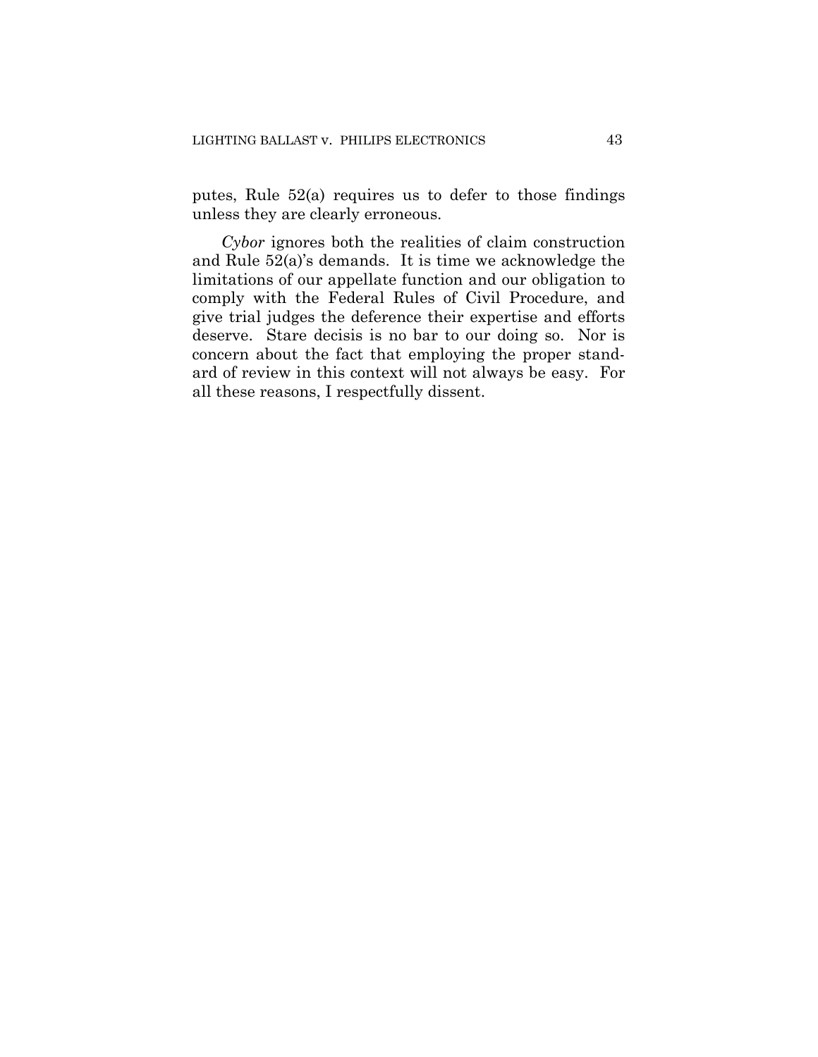putes, Rule 52(a) requires us to defer to those findings unless they are clearly erroneous.

*Cybor* ignores both the realities of claim construction and Rule 52(a)'s demands. It is time we acknowledge the limitations of our appellate function and our obligation to comply with the Federal Rules of Civil Procedure, and give trial judges the deference their expertise and efforts deserve. Stare decisis is no bar to our doing so. Nor is concern about the fact that employing the proper standard of review in this context will not always be easy. For all these reasons, I respectfully dissent.